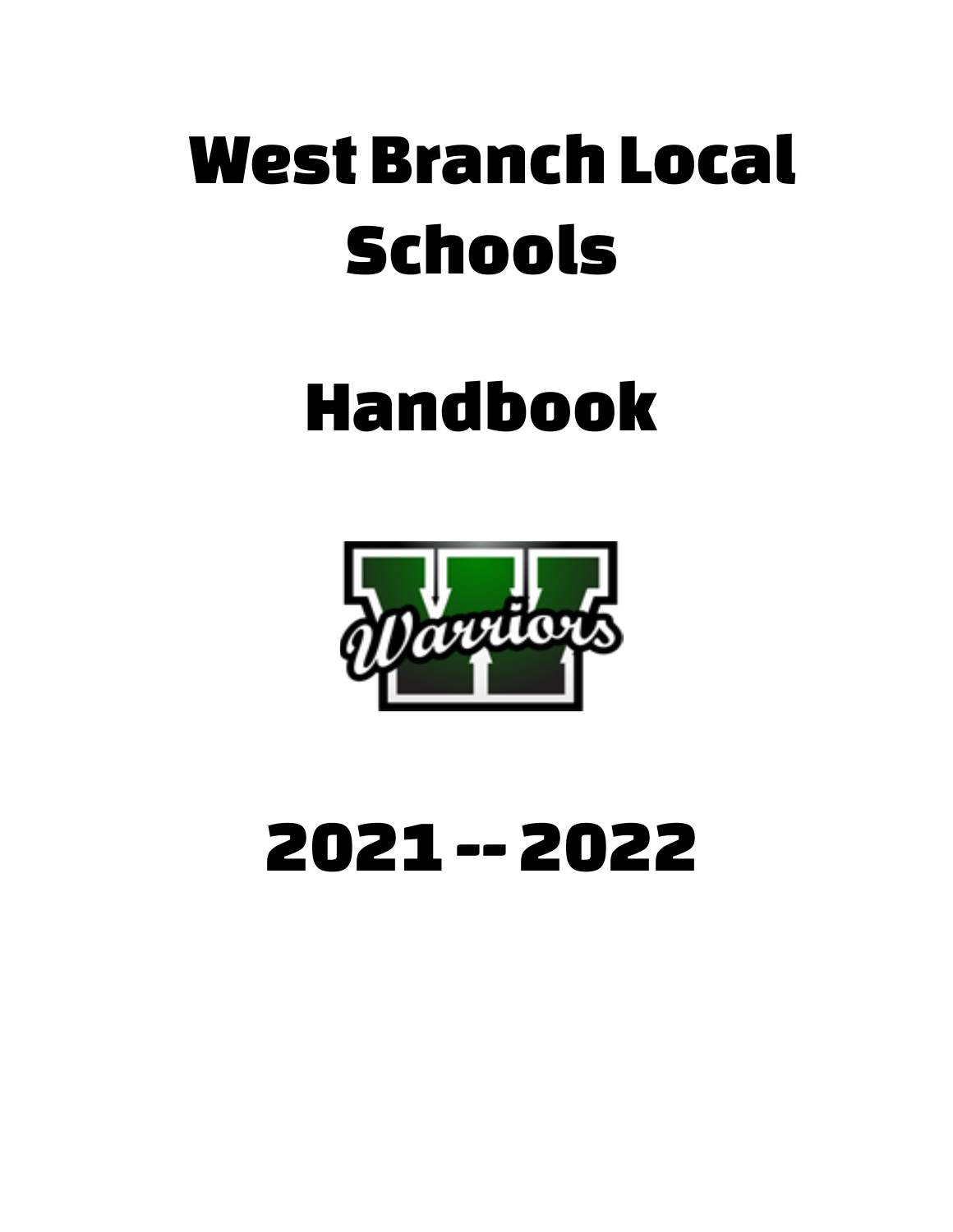# West Branch Local Schools

# Handbook

# 2021 -- 2022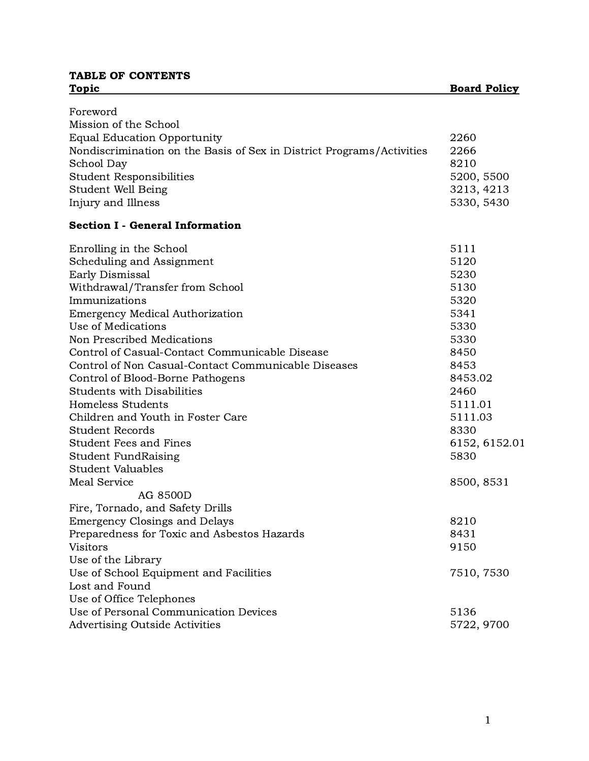# TABLE OF CONTENTS

| Topic | Board Policy |
|---|---|
| Foreword | |
| Mission of the School | |
| Equal Education Opportunity | 2260 |
| Nondiscrimination on the Basis of Sex in District Programs/Activities | 2266 |
| School Day | 8210 |
| Student Responsibilities | 5200, 5500 |
| Student Well Being | 3213, 4213 |
| Injury and Illness | 5330, 5430 |
| **Section I - General Information** | |
| Enrolling in the School | 5111 |
| Scheduling and Assignment | 5120 |
| Early Dismissal | 5230 |
| Withdrawal/Transfer from School | 5130 |
| Immunizations | 5320 |
| Emergency Medical Authorization | 5341 |
| Use of Medications | 5330 |
| Non Prescribed Medications | 5330 |
| Control of Casual-Contact Communicable Disease | 8450 |
| Control of Non Casual-Contact Communicable Diseases | 8453 |
| Control of Blood-Borne Pathogens | 8453.02 |
| Students with Disabilities | 2460 |
| Homeless Students | 5111.01 |
| Children and Youth in Foster Care | 5111.03 |
| Student Records | 8330 |
| Student Fees and Fines | 6152, 6152.01 |
| Student FundRaising | 5830 |
| Student Valuables | |
| Meal Service | 8500, 8531 |
| AG 8500D | |
| Fire, Tornado, and Safety Drills | |
| Emergency Closings and Delays | 8210 |
| Preparedness for Toxic and Asbestos Hazards | 8431 |
| Visitors | 9150 |
| Use of the Library | |
| Use of School Equipment and Facilities | 7510, 7530 |
| Lost and Found | |
| Use of Office Telephones | |
| Use of Personal Communication Devices | 5136 |
| Advertising Outside Activities | 5722, 9700 |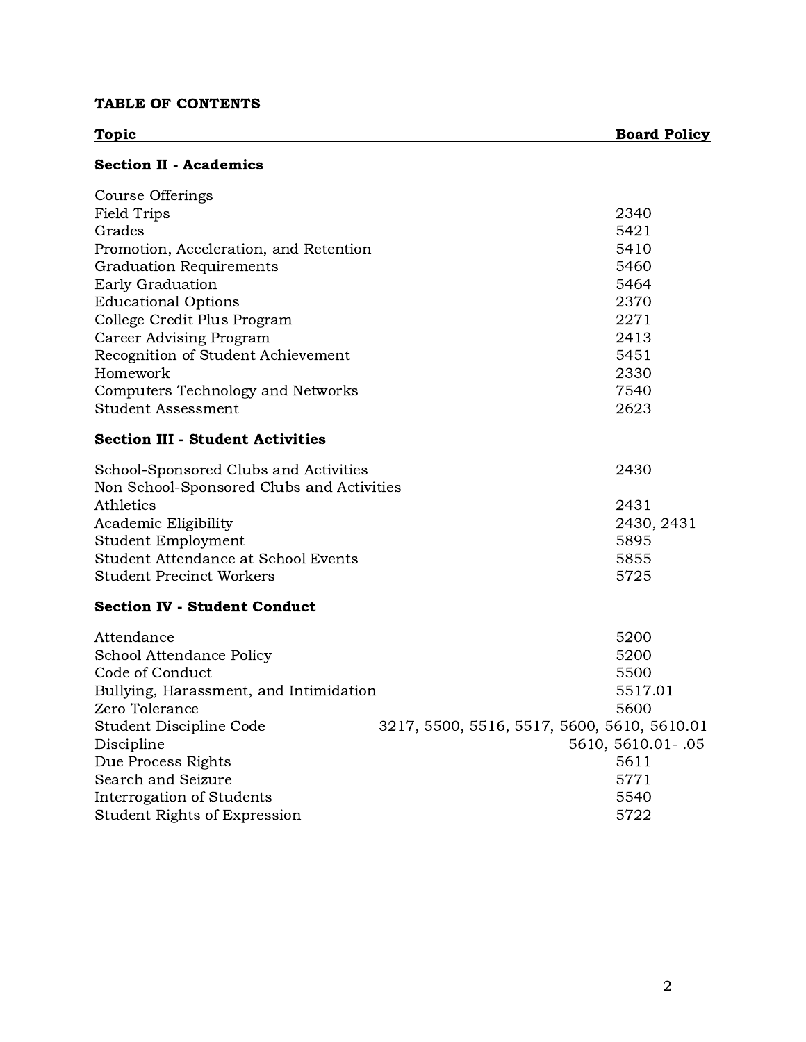## TABLE OF CONTENTS

| Topic | Board Policy |
|---|---|
| **Section II - Academics** | |
| Course Offerings | |
| Field Trips | 2340 |
| Grades | 5421 |
| Promotion, Acceleration, and Retention | 5410 |
| Graduation Requirements | 5460 |
| Early Graduation | 5464 |
| Educational Options | 2370 |
| College Credit Plus Program | 2271 |
| Career Advising Program | 2413 |
| Recognition of Student Achievement | 5451 |
| Homework | 2330 |
| Computers Technology and Networks | 7540 |
| Student Assessment | 2623 |
| **Section III - Student Activities** | |
| School-Sponsored Clubs and Activities | 2430 |
| Non School-Sponsored Clubs and Activities | |
| Athletics | 2431 |
| Academic Eligibility | 2430, 2431 |
| Student Employment | 5895 |
| Student Attendance at School Events | 5855 |
| Student Precinct Workers | 5725 |
| **Section IV - Student Conduct** | |
| Attendance | 5200 |
| School Attendance Policy | 5200 |
| Code of Conduct | 5500 |
| Bullying, Harassment, and Intimidation | 5517.01 |
| Zero Tolerance | 5600 |
| Student Discipline Code | 3217, 5500, 5516, 5517, 5600, 5610, 5610.01 |
| Discipline | 5610, 5610.01- .05 |
| Due Process Rights | 5611 |
| Search and Seizure | 5771 |
| Interrogation of Students | 5540 |
| Student Rights of Expression | 5722 |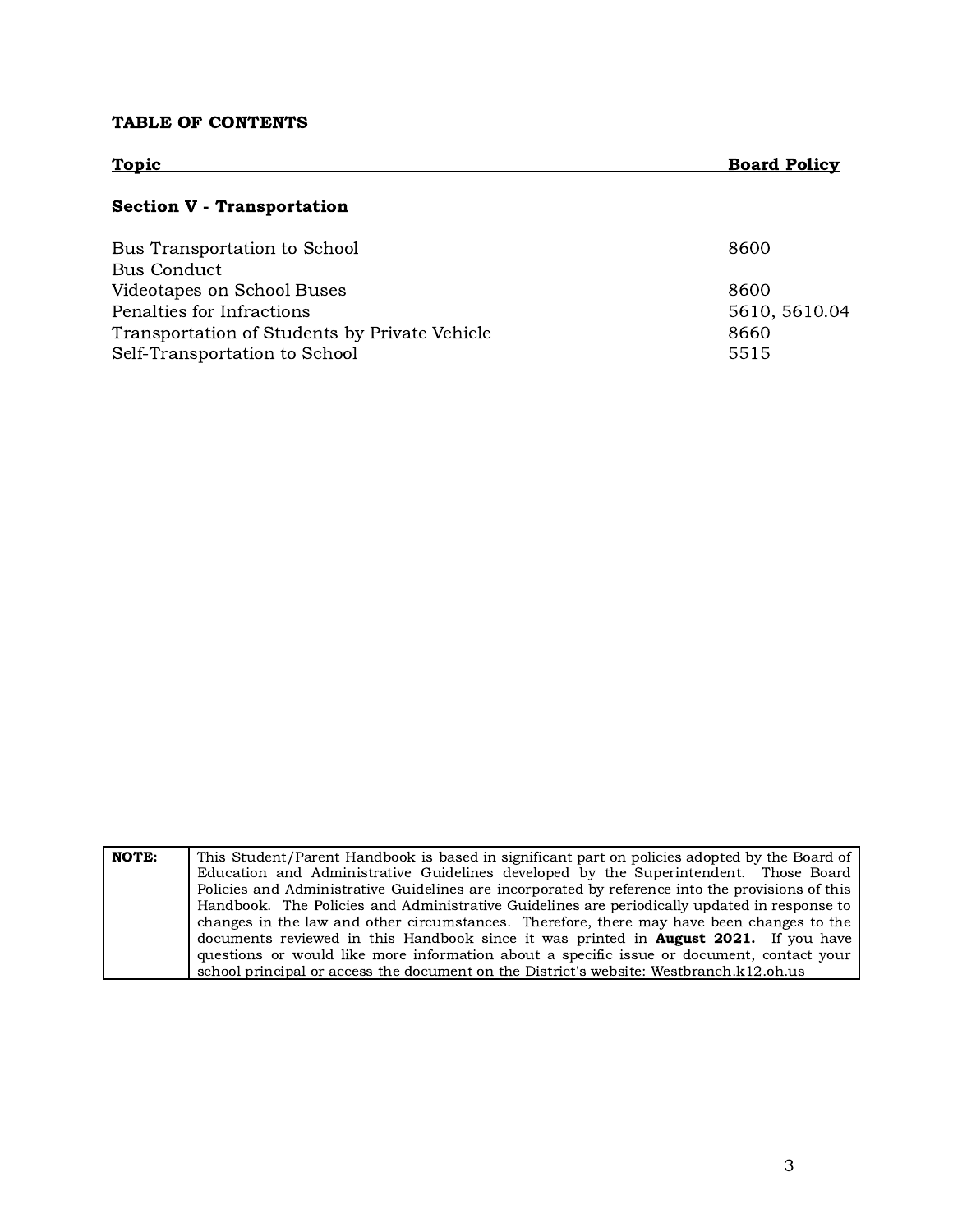**TABLE OF CONTENTS**

| Topic | Board Policy |
| --- | --- |
| **Section V - Transportation** | |
| Bus Transportation to School | 8600 |
| Bus Conduct | |
| Videotapes on School Buses | 8600 |
| Penalties for Infractions | 5610, 5610.04 |
| Transportation of Students by Private Vehicle | 8660 |
| Self-Transportation to School | 5515 |

| **NOTE:** | This Student/Parent Handbook is based in significant part on policies adopted by the Board of Education and Administrative Guidelines developed by the Superintendent. Those Board Policies and Administrative Guidelines are incorporated by reference into the provisions of this Handbook. The Policies and Administrative Guidelines are periodically updated in response to changes in the law and other circumstances. Therefore, there may have been changes to the documents reviewed in this Handbook since it was printed in **August 2021.** If you have questions or would like more information about a specific issue or document, contact your school principal or access the document on the District's website: Westbranch.k12.oh.us |
| --- | --- |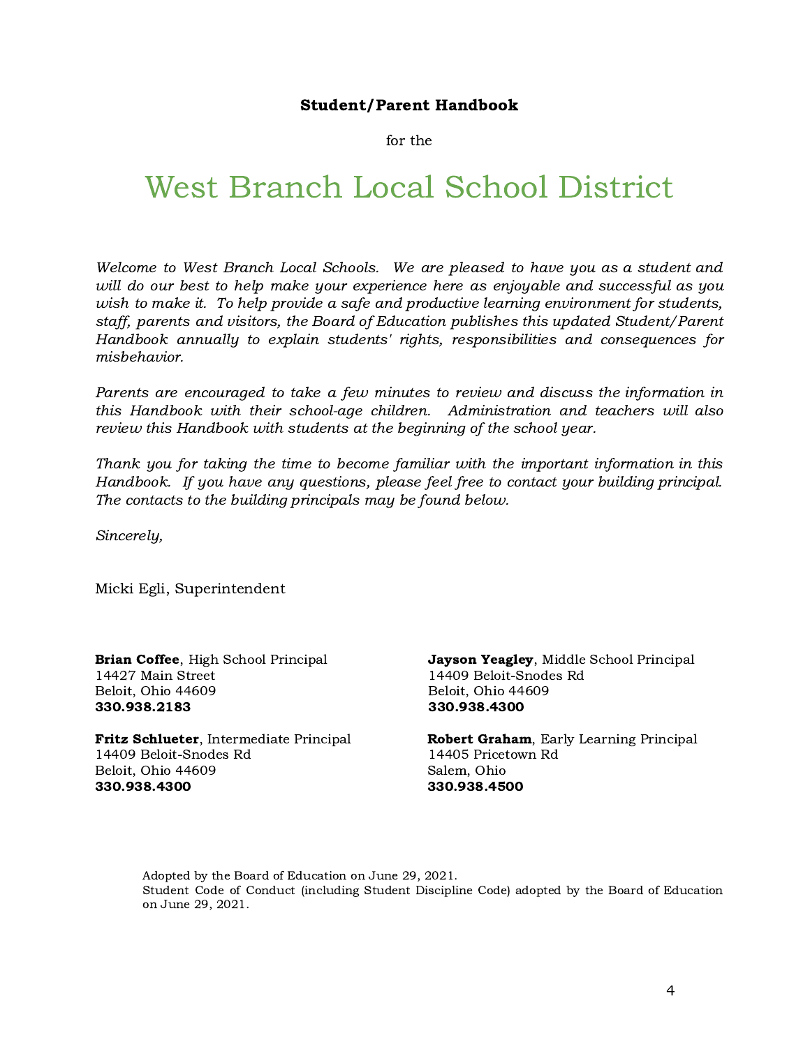**Student/Parent Handbook**

for the

# West Branch Local School District

*Welcome to West Branch Local Schools. We are pleased to have you as a student and will do our best to help make your experience here as enjoyable and successful as you wish to make it. To help provide a safe and productive learning environment for students, staff, parents and visitors, the Board of Education publishes this updated Student/Parent Handbook annually to explain students' rights, responsibilities and consequences for misbehavior.*

*Parents are encouraged to take a few minutes to review and discuss the information in this Handbook with their school-age children. Administration and teachers will also review this Handbook with students at the beginning of the school year.*

*Thank you for taking the time to become familiar with the important information in this Handbook. If you have any questions, please feel free to contact your building principal. The contacts to the building principals may be found below.*

*Sincerely,*

Micki Egli, Superintendent

**Brian Coffee**, High School Principal
14427 Main Street
Beloit, Ohio 44609
**330.938.2183**

**Jayson Yeagley**, Middle School Principal
14409 Beloit-Snodes Rd
Beloit, Ohio 44609
**330.938.4300**

**Fritz Schlueter**, Intermediate Principal
14409 Beloit-Snodes Rd
Beloit, Ohio 44609
**330.938.4300**

**Robert Graham**, Early Learning Principal
14405 Pricetown Rd
Salem, Ohio
**330.938.4500**

Adopted by the Board of Education on June 29, 2021.
Student Code of Conduct (including Student Discipline Code) adopted by the Board of Education on June 29, 2021.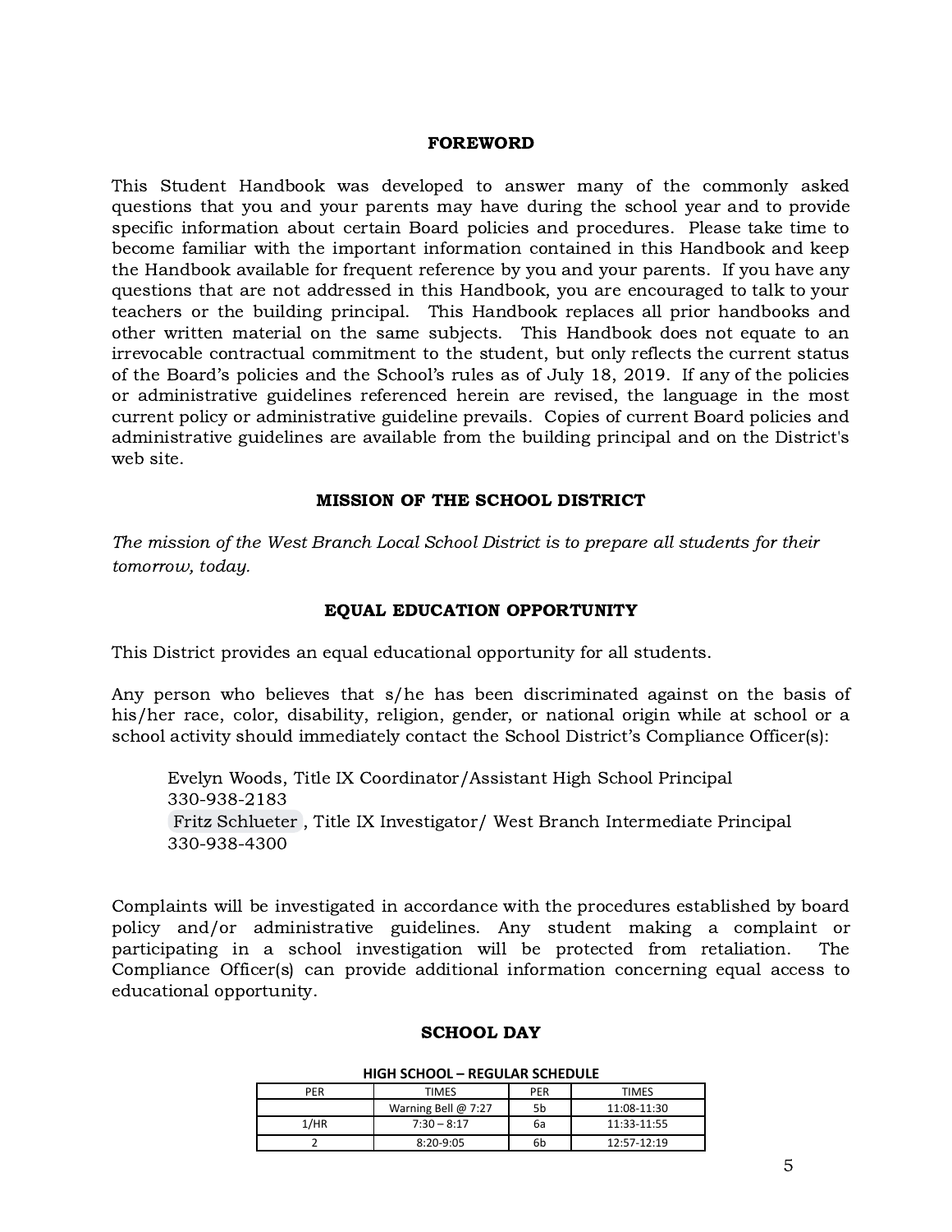## FOREWORD

This Student Handbook was developed to answer many of the commonly asked questions that you and your parents may have during the school year and to provide specific information about certain Board policies and procedures. Please take time to become familiar with the important information contained in this Handbook and keep the Handbook available for frequent reference by you and your parents. If you have any questions that are not addressed in this Handbook, you are encouraged to talk to your teachers or the building principal. This Handbook replaces all prior handbooks and other written material on the same subjects. This Handbook does not equate to an irrevocable contractual commitment to the student, but only reflects the current status of the Board's policies and the School's rules as of July 18, 2019. If any of the policies or administrative guidelines referenced herein are revised, the language in the most current policy or administrative guideline prevails. Copies of current Board policies and administrative guidelines are available from the building principal and on the District's web site.

## MISSION OF THE SCHOOL DISTRICT

*The mission of the West Branch Local School District is to prepare all students for their tomorrow, today.*

## EQUAL EDUCATION OPPORTUNITY

This District provides an equal educational opportunity for all students.

Any person who believes that s/he has been discriminated against on the basis of his/her race, color, disability, religion, gender, or national origin while at school or a school activity should immediately contact the School District's Compliance Officer(s):

Evelyn Woods, Title IX Coordinator/Assistant High School Principal
330-938-2183
Fritz Schlueter, Title IX Investigator/ West Branch Intermediate Principal
330-938-4300

Complaints will be investigated in accordance with the procedures established by board policy and/or administrative guidelines. Any student making a complaint or participating in a school investigation will be protected from retaliation. The Compliance Officer(s) can provide additional information concerning equal access to educational opportunity.

## SCHOOL DAY

**HIGH SCHOOL – REGULAR SCHEDULE**

| PER | TIMES | PER | TIMES |
|---|---|---|---|
| | Warning Bell @ 7:27 | 5b | 11:08-11:30 |
| 1/HR | 7:30 – 8:17 | 6a | 11:33-11:55 |
| 2 | 8:20-9:05 | 6b | 12:57-12:19 |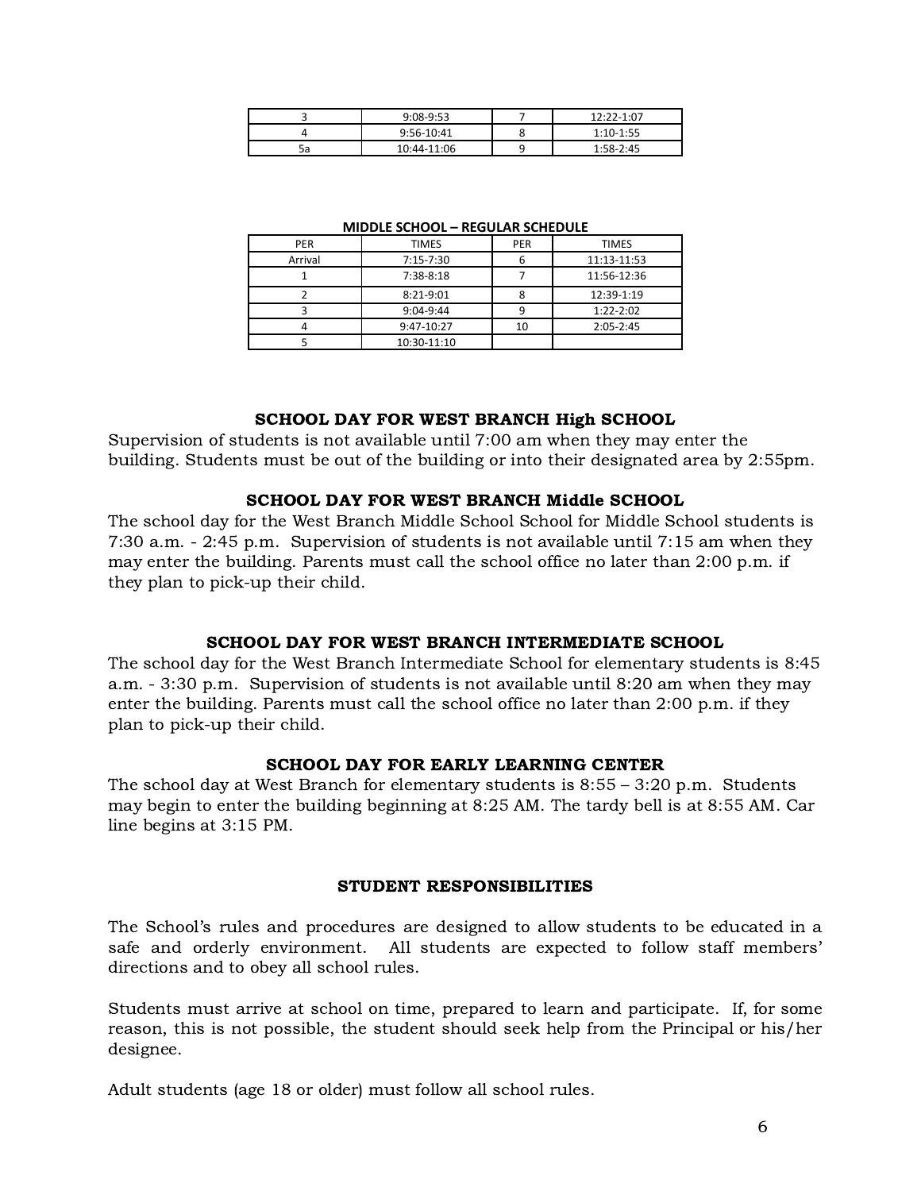| 3 | 9:08-9:53 | 7 | 12:22-1:07 |
|---|---|---|---|
| 4 | 9:56-10:41 | 8 | 1:10-1:55 |
| 5a | 10:44-11:06 | 9 | 1:58-2:45 |

**MIDDLE SCHOOL – REGULAR SCHEDULE**

| PER | TIMES | PER | TIMES |
|---|---|---|---|
| Arrival | 7:15-7:30 | 6 | 11:13-11:53 |
| 1 | 7:38-8:18 | 7 | 11:56-12:36 |
| 2 | 8:21-9:01 | 8 | 12:39-1:19 |
| 3 | 9:04-9:44 | 9 | 1:22-2:02 |
| 4 | 9:47-10:27 | 10 | 2:05-2:45 |
| 5 | 10:30-11:10 | | |

### SCHOOL DAY FOR WEST BRANCH High SCHOOL

Supervision of students is not available until 7:00 am when they may enter the building. Students must be out of the building or into their designated area by 2:55pm.

### SCHOOL DAY FOR WEST BRANCH Middle SCHOOL

The school day for the West Branch Middle School School for Middle School students is 7:30 a.m. - 2:45 p.m. Supervision of students is not available until 7:15 am when they may enter the building. Parents must call the school office no later than 2:00 p.m. if they plan to pick-up their child.

### SCHOOL DAY FOR WEST BRANCH INTERMEDIATE SCHOOL

The school day for the West Branch Intermediate School for elementary students is 8:45 a.m. - 3:30 p.m. Supervision of students is not available until 8:20 am when they may enter the building. Parents must call the school office no later than 2:00 p.m. if they plan to pick-up their child.

### SCHOOL DAY FOR EARLY LEARNING CENTER

The school day at West Branch for elementary students is 8:55 – 3:20 p.m. Students may begin to enter the building beginning at 8:25 AM. The tardy bell is at 8:55 AM. Car line begins at 3:15 PM.

### STUDENT RESPONSIBILITIES

The School's rules and procedures are designed to allow students to be educated in a safe and orderly environment. All students are expected to follow staff members' directions and to obey all school rules.

Students must arrive at school on time, prepared to learn and participate. If, for some reason, this is not possible, the student should seek help from the Principal or his/her designee.

Adult students (age 18 or older) must follow all school rules.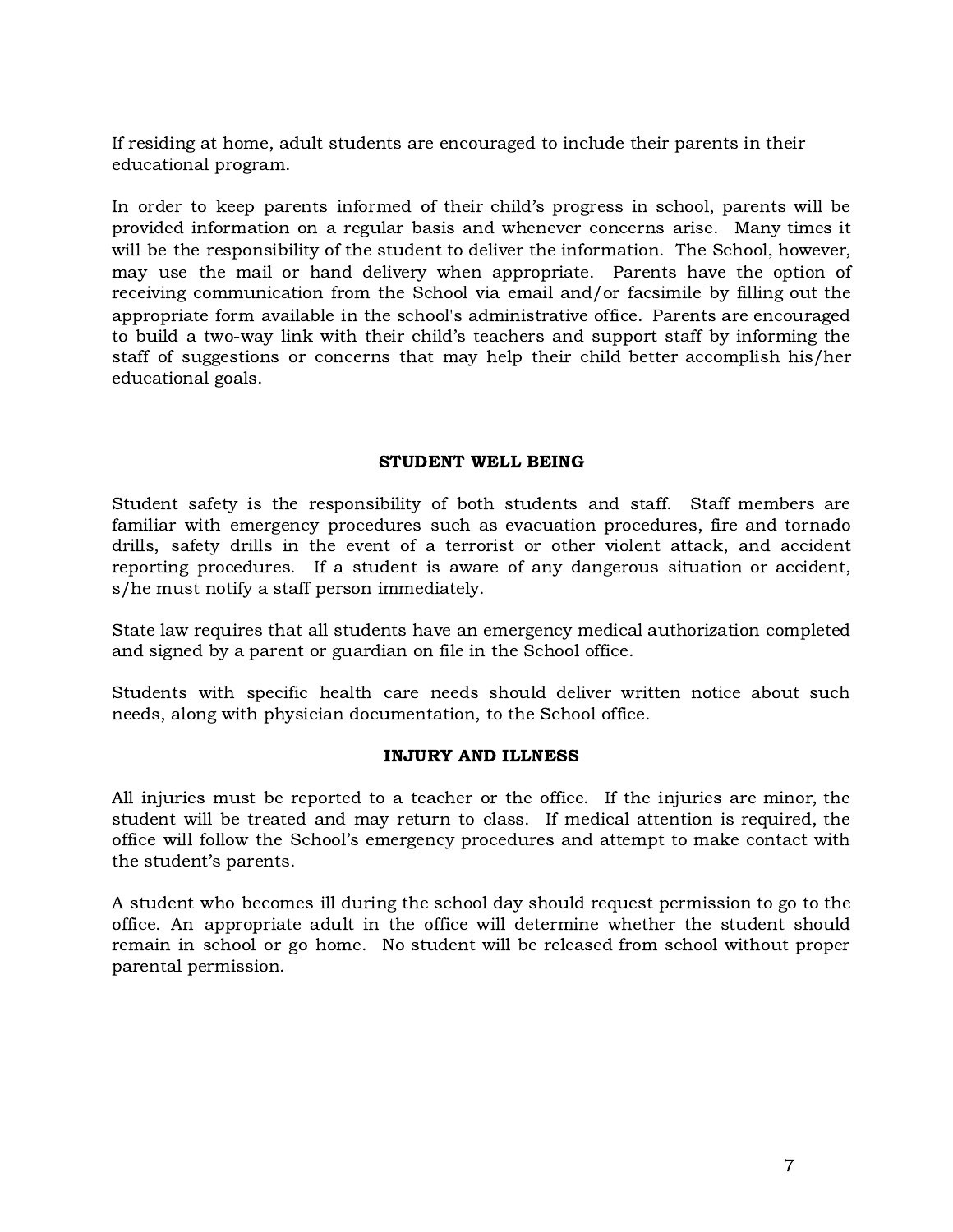If residing at home, adult students are encouraged to include their parents in their educational program.

In order to keep parents informed of their child's progress in school, parents will be provided information on a regular basis and whenever concerns arise. Many times it will be the responsibility of the student to deliver the information. The School, however, may use the mail or hand delivery when appropriate. Parents have the option of receiving communication from the School via email and/or facsimile by filling out the appropriate form available in the school's administrative office. Parents are encouraged to build a two-way link with their child's teachers and support staff by informing the staff of suggestions or concerns that may help their child better accomplish his/her educational goals.

## STUDENT WELL BEING

Student safety is the responsibility of both students and staff. Staff members are familiar with emergency procedures such as evacuation procedures, fire and tornado drills, safety drills in the event of a terrorist or other violent attack, and accident reporting procedures. If a student is aware of any dangerous situation or accident, s/he must notify a staff person immediately.

State law requires that all students have an emergency medical authorization completed and signed by a parent or guardian on file in the School office.

Students with specific health care needs should deliver written notice about such needs, along with physician documentation, to the School office.

## INJURY AND ILLNESS

All injuries must be reported to a teacher or the office. If the injuries are minor, the student will be treated and may return to class. If medical attention is required, the office will follow the School's emergency procedures and attempt to make contact with the student's parents.

A student who becomes ill during the school day should request permission to go to the office. An appropriate adult in the office will determine whether the student should remain in school or go home. No student will be released from school without proper parental permission.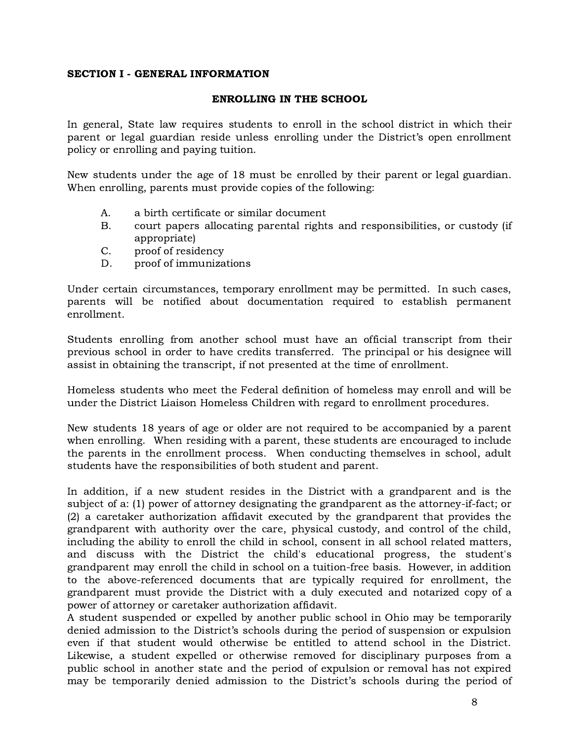**SECTION I - GENERAL INFORMATION**

## ENROLLING IN THE SCHOOL

In general, State law requires students to enroll in the school district in which their parent or legal guardian reside unless enrolling under the District's open enrollment policy or enrolling and paying tuition.

New students under the age of 18 must be enrolled by their parent or legal guardian. When enrolling, parents must provide copies of the following:

A. a birth certificate or similar document
B. court papers allocating parental rights and responsibilities, or custody (if appropriate)
C. proof of residency
D. proof of immunizations

Under certain circumstances, temporary enrollment may be permitted. In such cases, parents will be notified about documentation required to establish permanent enrollment.

Students enrolling from another school must have an official transcript from their previous school in order to have credits transferred. The principal or his designee will assist in obtaining the transcript, if not presented at the time of enrollment.

Homeless students who meet the Federal definition of homeless may enroll and will be under the District Liaison Homeless Children with regard to enrollment procedures.

New students 18 years of age or older are not required to be accompanied by a parent when enrolling. When residing with a parent, these students are encouraged to include the parents in the enrollment process. When conducting themselves in school, adult students have the responsibilities of both student and parent.

In addition, if a new student resides in the District with a grandparent and is the subject of a: (1) power of attorney designating the grandparent as the attorney-if-fact; or (2) a caretaker authorization affidavit executed by the grandparent that provides the grandparent with authority over the care, physical custody, and control of the child, including the ability to enroll the child in school, consent in all school related matters, and discuss with the District the child's educational progress, the student's grandparent may enroll the child in school on a tuition-free basis. However, in addition to the above-referenced documents that are typically required for enrollment, the grandparent must provide the District with a duly executed and notarized copy of a power of attorney or caretaker authorization affidavit.

A student suspended or expelled by another public school in Ohio may be temporarily denied admission to the District's schools during the period of suspension or expulsion even if that student would otherwise be entitled to attend school in the District. Likewise, a student expelled or otherwise removed for disciplinary purposes from a public school in another state and the period of expulsion or removal has not expired may be temporarily denied admission to the District's schools during the period of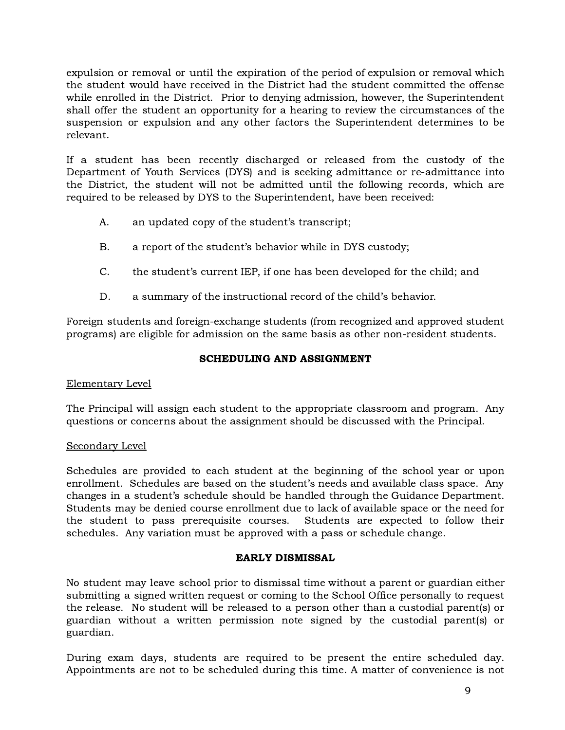expulsion or removal or until the expiration of the period of expulsion or removal which the student would have received in the District had the student committed the offense while enrolled in the District. Prior to denying admission, however, the Superintendent shall offer the student an opportunity for a hearing to review the circumstances of the suspension or expulsion and any other factors the Superintendent determines to be relevant.

If a student has been recently discharged or released from the custody of the Department of Youth Services (DYS) and is seeking admittance or re-admittance into the District, the student will not be admitted until the following records, which are required to be released by DYS to the Superintendent, have been received:

A. an updated copy of the student's transcript;

B. a report of the student's behavior while in DYS custody;

C. the student's current IEP, if one has been developed for the child; and

D. a summary of the instructional record of the child's behavior.

Foreign students and foreign-exchange students (from recognized and approved student programs) are eligible for admission on the same basis as other non-resident students.

## SCHEDULING AND ASSIGNMENT

Elementary Level

The Principal will assign each student to the appropriate classroom and program. Any questions or concerns about the assignment should be discussed with the Principal.

Secondary Level

Schedules are provided to each student at the beginning of the school year or upon enrollment. Schedules are based on the student's needs and available class space. Any changes in a student's schedule should be handled through the Guidance Department. Students may be denied course enrollment due to lack of available space or the need for the student to pass prerequisite courses. Students are expected to follow their schedules. Any variation must be approved with a pass or schedule change.

## EARLY DISMISSAL

No student may leave school prior to dismissal time without a parent or guardian either submitting a signed written request or coming to the School Office personally to request the release. No student will be released to a person other than a custodial parent(s) or guardian without a written permission note signed by the custodial parent(s) or guardian.

During exam days, students are required to be present the entire scheduled day. Appointments are not to be scheduled during this time. A matter of convenience is not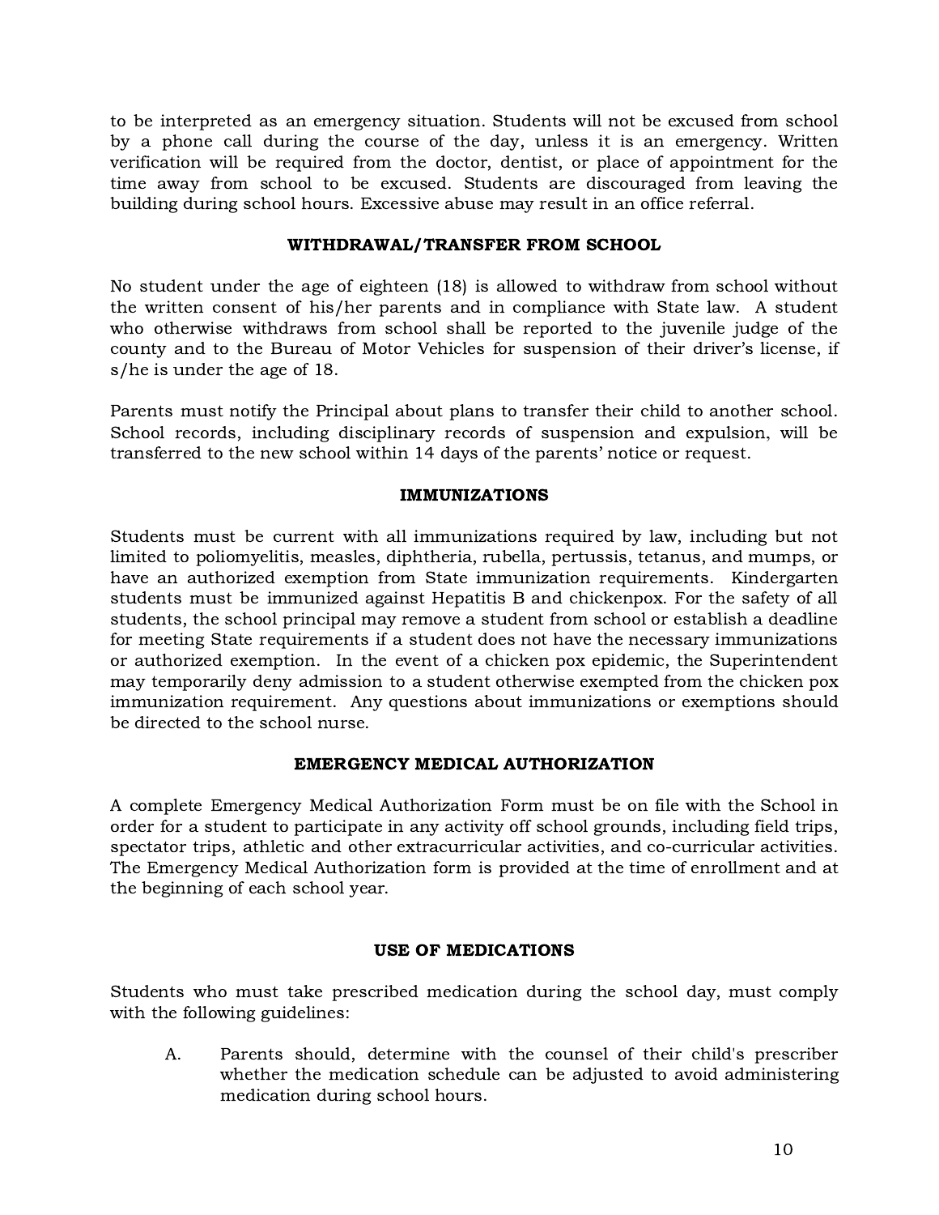to be interpreted as an emergency situation. Students will not be excused from school by a phone call during the course of the day, unless it is an emergency. Written verification will be required from the doctor, dentist, or place of appointment for the time away from school to be excused. Students are discouraged from leaving the building during school hours. Excessive abuse may result in an office referral.

## WITHDRAWAL/TRANSFER FROM SCHOOL

No student under the age of eighteen (18) is allowed to withdraw from school without the written consent of his/her parents and in compliance with State law. A student who otherwise withdraws from school shall be reported to the juvenile judge of the county and to the Bureau of Motor Vehicles for suspension of their driver's license, if s/he is under the age of 18.

Parents must notify the Principal about plans to transfer their child to another school. School records, including disciplinary records of suspension and expulsion, will be transferred to the new school within 14 days of the parents' notice or request.

## IMMUNIZATIONS

Students must be current with all immunizations required by law, including but not limited to poliomyelitis, measles, diphtheria, rubella, pertussis, tetanus, and mumps, or have an authorized exemption from State immunization requirements. Kindergarten students must be immunized against Hepatitis B and chickenpox. For the safety of all students, the school principal may remove a student from school or establish a deadline for meeting State requirements if a student does not have the necessary immunizations or authorized exemption. In the event of a chicken pox epidemic, the Superintendent may temporarily deny admission to a student otherwise exempted from the chicken pox immunization requirement. Any questions about immunizations or exemptions should be directed to the school nurse.

## EMERGENCY MEDICAL AUTHORIZATION

A complete Emergency Medical Authorization Form must be on file with the School in order for a student to participate in any activity off school grounds, including field trips, spectator trips, athletic and other extracurricular activities, and co-curricular activities. The Emergency Medical Authorization form is provided at the time of enrollment and at the beginning of each school year.

## USE OF MEDICATIONS

Students who must take prescribed medication during the school day, must comply with the following guidelines:

A. Parents should, determine with the counsel of their child's prescriber whether the medication schedule can be adjusted to avoid administering medication during school hours.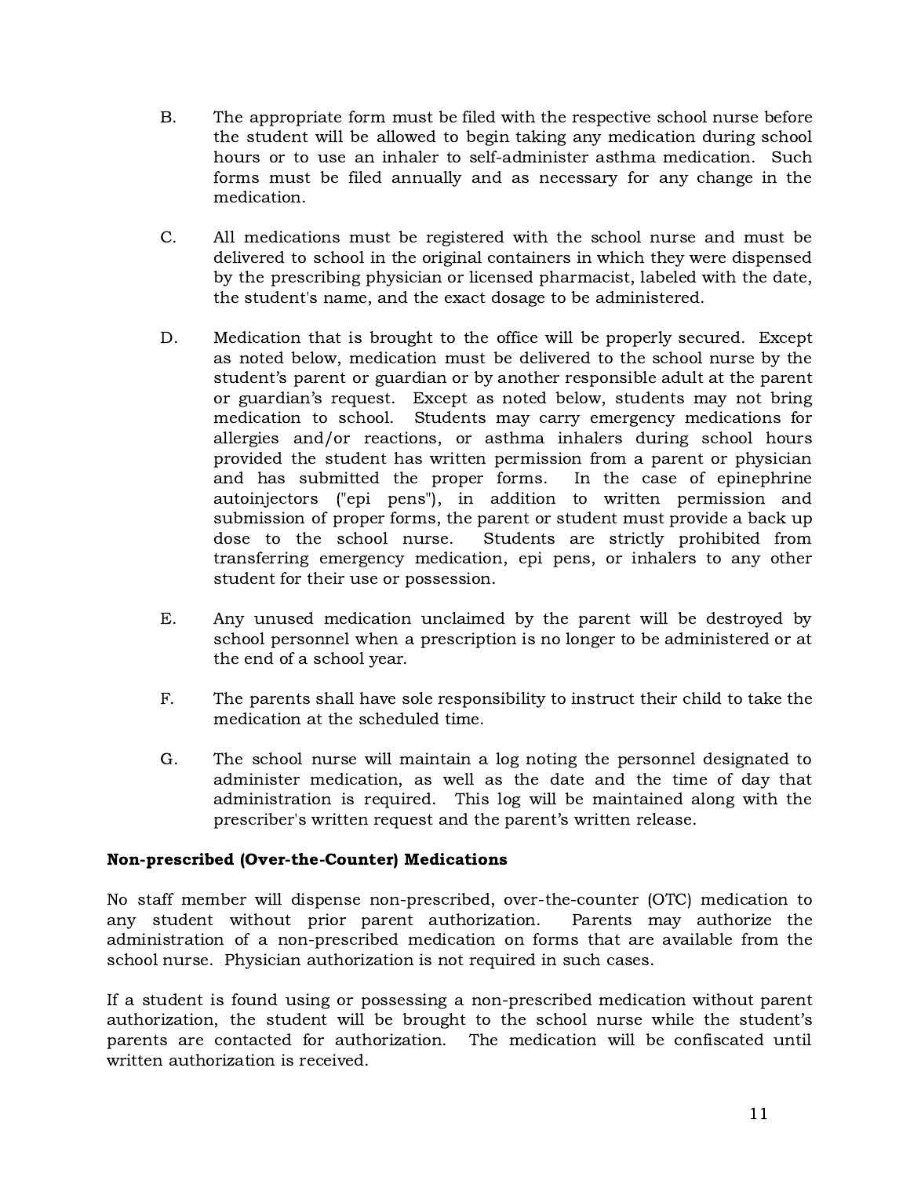B. The appropriate form must be filed with the respective school nurse before the student will be allowed to begin taking any medication during school hours or to use an inhaler to self-administer asthma medication. Such forms must be filed annually and as necessary for any change in the medication.

C. All medications must be registered with the school nurse and must be delivered to school in the original containers in which they were dispensed by the prescribing physician or licensed pharmacist, labeled with the date, the student's name, and the exact dosage to be administered.

D. Medication that is brought to the office will be properly secured. Except as noted below, medication must be delivered to the school nurse by the student's parent or guardian or by another responsible adult at the parent or guardian's request. Except as noted below, students may not bring medication to school. Students may carry emergency medications for allergies and/or reactions, or asthma inhalers during school hours provided the student has written permission from a parent or physician and has submitted the proper forms. In the case of epinephrine autoinjectors ("epi pens"), in addition to written permission and submission of proper forms, the parent or student must provide a back up dose to the school nurse. Students are strictly prohibited from transferring emergency medication, epi pens, or inhalers to any other student for their use or possession.

E. Any unused medication unclaimed by the parent will be destroyed by school personnel when a prescription is no longer to be administered or at the end of a school year.

F. The parents shall have sole responsibility to instruct their child to take the medication at the scheduled time.

G. The school nurse will maintain a log noting the personnel designated to administer medication, as well as the date and the time of day that administration is required. This log will be maintained along with the prescriber's written request and the parent's written release.

**Non-prescribed (Over-the-Counter) Medications**

No staff member will dispense non-prescribed, over-the-counter (OTC) medication to any student without prior parent authorization. Parents may authorize the administration of a non-prescribed medication on forms that are available from the school nurse. Physician authorization is not required in such cases.

If a student is found using or possessing a non-prescribed medication without parent authorization, the student will be brought to the school nurse while the student's parents are contacted for authorization. The medication will be confiscated until written authorization is received.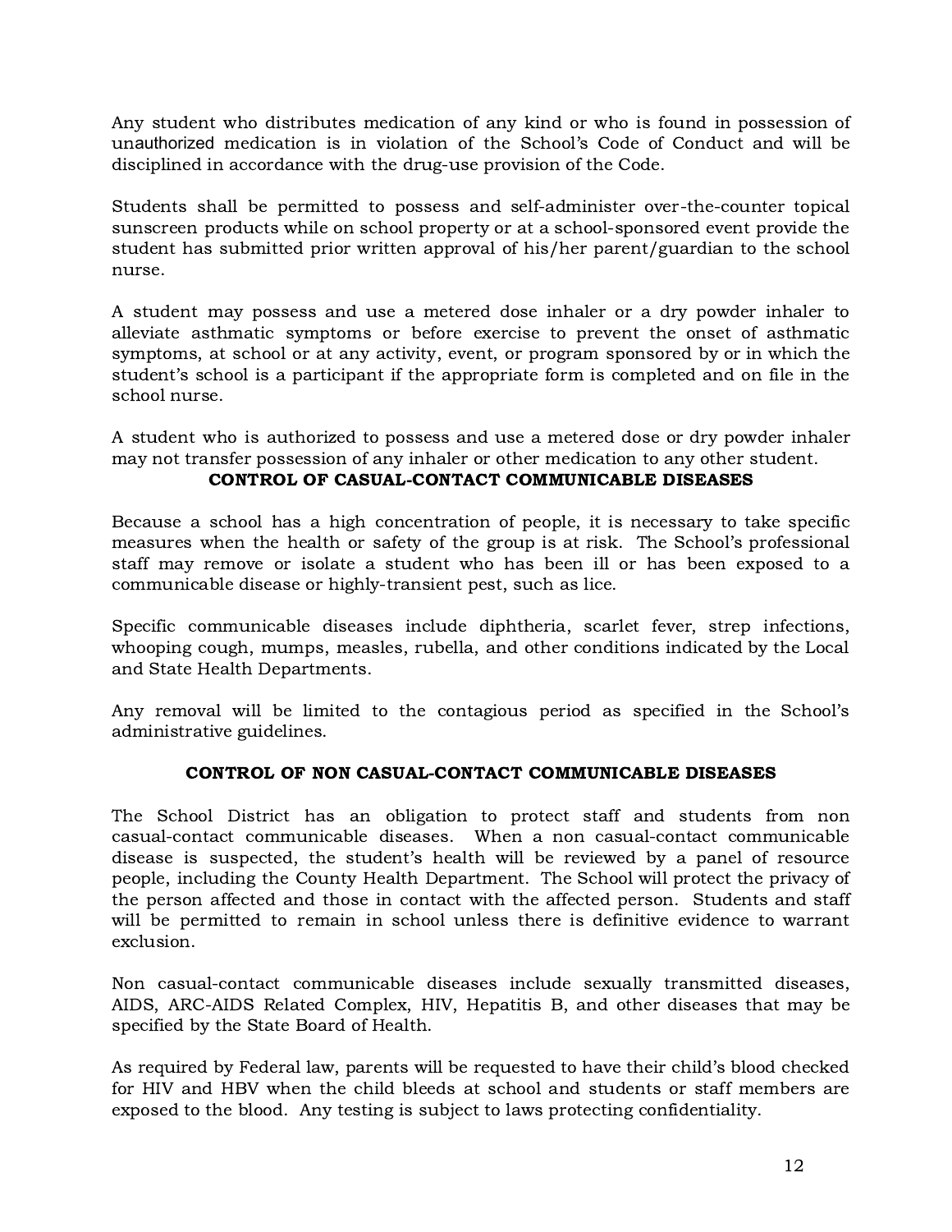Any student who distributes medication of any kind or who is found in possession of unauthorized medication is in violation of the School's Code of Conduct and will be disciplined in accordance with the drug-use provision of the Code.

Students shall be permitted to possess and self-administer over-the-counter topical sunscreen products while on school property or at a school-sponsored event provide the student has submitted prior written approval of his/her parent/guardian to the school nurse.

A student may possess and use a metered dose inhaler or a dry powder inhaler to alleviate asthmatic symptoms or before exercise to prevent the onset of asthmatic symptoms, at school or at any activity, event, or program sponsored by or in which the student's school is a participant if the appropriate form is completed and on file in the school nurse.

A student who is authorized to possess and use a metered dose or dry powder inhaler may not transfer possession of any inhaler or other medication to any other student.

## CONTROL OF CASUAL-CONTACT COMMUNICABLE DISEASES

Because a school has a high concentration of people, it is necessary to take specific measures when the health or safety of the group is at risk. The School's professional staff may remove or isolate a student who has been ill or has been exposed to a communicable disease or highly-transient pest, such as lice.

Specific communicable diseases include diphtheria, scarlet fever, strep infections, whooping cough, mumps, measles, rubella, and other conditions indicated by the Local and State Health Departments.

Any removal will be limited to the contagious period as specified in the School's administrative guidelines.

## CONTROL OF NON CASUAL-CONTACT COMMUNICABLE DISEASES

The School District has an obligation to protect staff and students from non casual-contact communicable diseases. When a non casual-contact communicable disease is suspected, the student's health will be reviewed by a panel of resource people, including the County Health Department. The School will protect the privacy of the person affected and those in contact with the affected person. Students and staff will be permitted to remain in school unless there is definitive evidence to warrant exclusion.

Non casual-contact communicable diseases include sexually transmitted diseases, AIDS, ARC-AIDS Related Complex, HIV, Hepatitis B, and other diseases that may be specified by the State Board of Health.

As required by Federal law, parents will be requested to have their child's blood checked for HIV and HBV when the child bleeds at school and students or staff members are exposed to the blood. Any testing is subject to laws protecting confidentiality.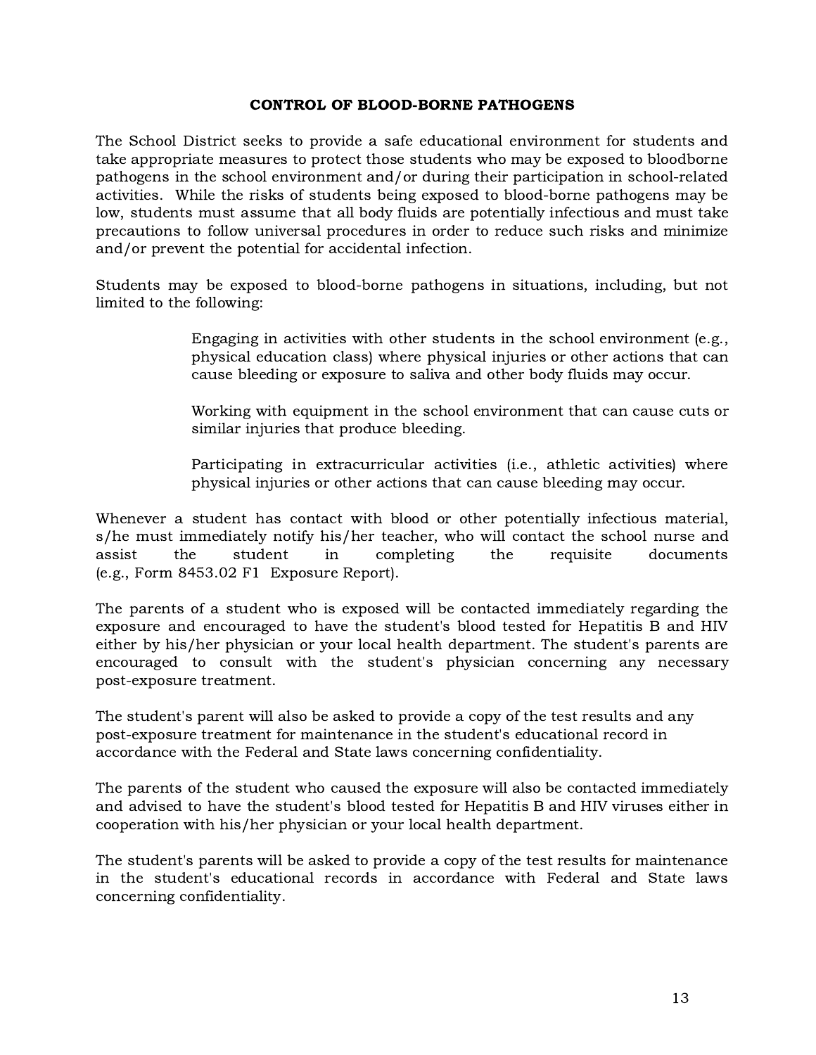## CONTROL OF BLOOD-BORNE PATHOGENS

The School District seeks to provide a safe educational environment for students and take appropriate measures to protect those students who may be exposed to bloodborne pathogens in the school environment and/or during their participation in school-related activities. While the risks of students being exposed to blood-borne pathogens may be low, students must assume that all body fluids are potentially infectious and must take precautions to follow universal procedures in order to reduce such risks and minimize and/or prevent the potential for accidental infection.

Students may be exposed to blood-borne pathogens in situations, including, but not limited to the following:

> Engaging in activities with other students in the school environment (e.g., physical education class) where physical injuries or other actions that can cause bleeding or exposure to saliva and other body fluids may occur.
>
> Working with equipment in the school environment that can cause cuts or similar injuries that produce bleeding.
>
> Participating in extracurricular activities (i.e., athletic activities) where physical injuries or other actions that can cause bleeding may occur.

Whenever a student has contact with blood or other potentially infectious material, s/he must immediately notify his/her teacher, who will contact the school nurse and assist the student in completing the requisite documents (e.g., Form 8453.02 F1 Exposure Report).

The parents of a student who is exposed will be contacted immediately regarding the exposure and encouraged to have the student's blood tested for Hepatitis B and HIV either by his/her physician or your local health department. The student's parents are encouraged to consult with the student's physician concerning any necessary post-exposure treatment.

The student's parent will also be asked to provide a copy of the test results and any post-exposure treatment for maintenance in the student's educational record in accordance with the Federal and State laws concerning confidentiality.

The parents of the student who caused the exposure will also be contacted immediately and advised to have the student's blood tested for Hepatitis B and HIV viruses either in cooperation with his/her physician or your local health department.

The student's parents will be asked to provide a copy of the test results for maintenance in the student's educational records in accordance with Federal and State laws concerning confidentiality.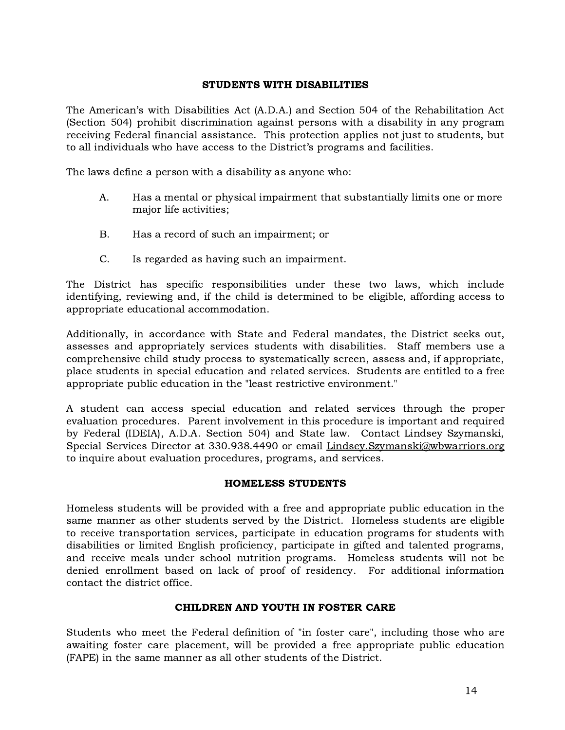## STUDENTS WITH DISABILITIES

The American's with Disabilities Act (A.D.A.) and Section 504 of the Rehabilitation Act (Section 504) prohibit discrimination against persons with a disability in any program receiving Federal financial assistance. This protection applies not just to students, but to all individuals who have access to the District's programs and facilities.

The laws define a person with a disability as anyone who:

A. Has a mental or physical impairment that substantially limits one or more major life activities;

B. Has a record of such an impairment; or

C. Is regarded as having such an impairment.

The District has specific responsibilities under these two laws, which include identifying, reviewing and, if the child is determined to be eligible, affording access to appropriate educational accommodation.

Additionally, in accordance with State and Federal mandates, the District seeks out, assesses and appropriately services students with disabilities. Staff members use a comprehensive child study process to systematically screen, assess and, if appropriate, place students in special education and related services. Students are entitled to a free appropriate public education in the "least restrictive environment."

A student can access special education and related services through the proper evaluation procedures. Parent involvement in this procedure is important and required by Federal (IDEIA), A.D.A. Section 504) and State law. Contact Lindsey Szymanski, Special Services Director at 330.938.4490 or email Lindsey.Szymanski@wbwarriors.org to inquire about evaluation procedures, programs, and services.

## HOMELESS STUDENTS

Homeless students will be provided with a free and appropriate public education in the same manner as other students served by the District. Homeless students are eligible to receive transportation services, participate in education programs for students with disabilities or limited English proficiency, participate in gifted and talented programs, and receive meals under school nutrition programs. Homeless students will not be denied enrollment based on lack of proof of residency. For additional information contact the district office.

## CHILDREN AND YOUTH IN FOSTER CARE

Students who meet the Federal definition of "in foster care", including those who are awaiting foster care placement, will be provided a free appropriate public education (FAPE) in the same manner as all other students of the District.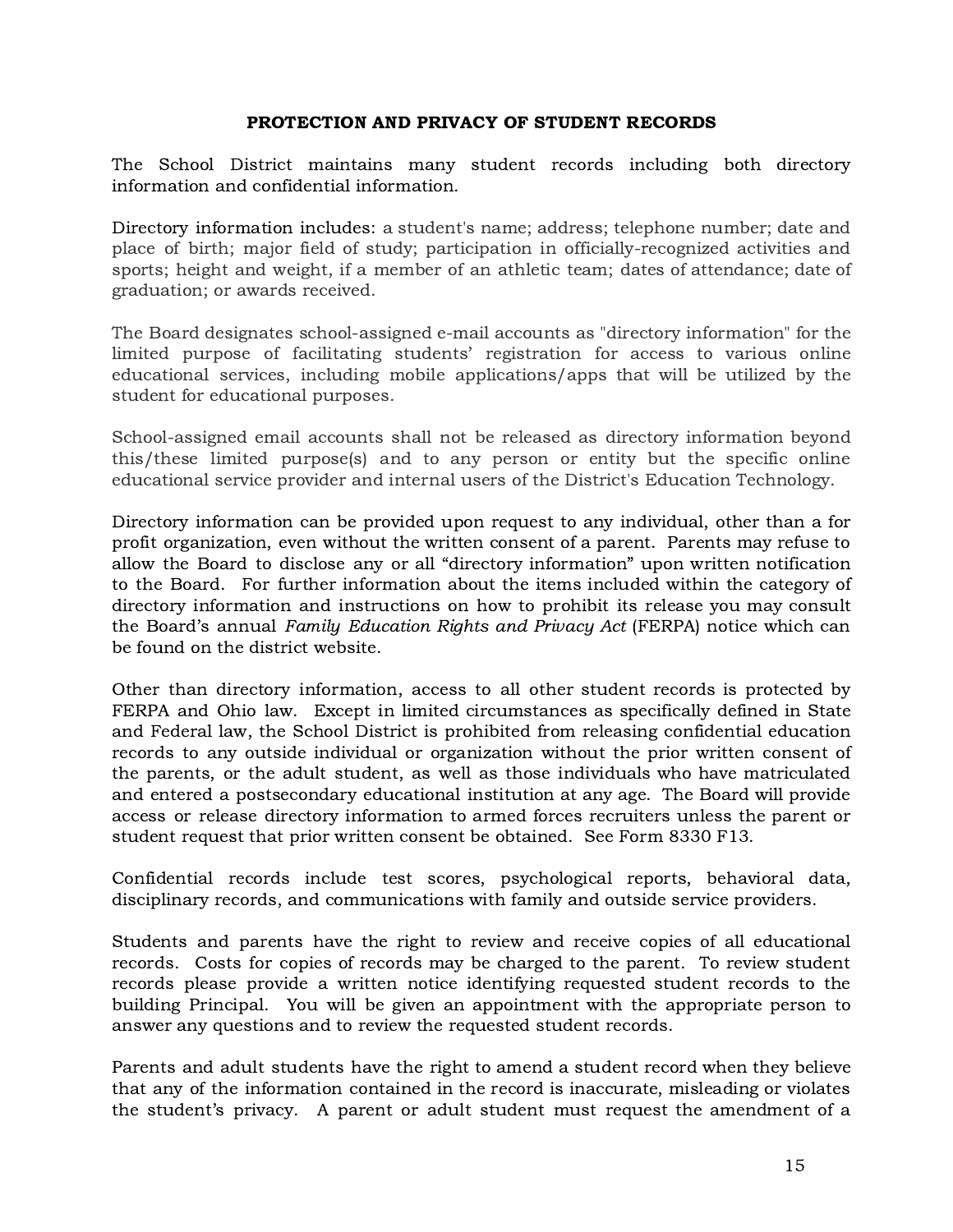## PROTECTION AND PRIVACY OF STUDENT RECORDS

The School District maintains many student records including both directory information and confidential information.

Directory information includes: a student's name; address; telephone number; date and place of birth; major field of study; participation in officially-recognized activities and sports; height and weight, if a member of an athletic team; dates of attendance; date of graduation; or awards received.

The Board designates school-assigned e-mail accounts as "directory information" for the limited purpose of facilitating students' registration for access to various online educational services, including mobile applications/apps that will be utilized by the student for educational purposes.

School-assigned email accounts shall not be released as directory information beyond this/these limited purpose(s) and to any person or entity but the specific online educational service provider and internal users of the District's Education Technology.

Directory information can be provided upon request to any individual, other than a for profit organization, even without the written consent of a parent. Parents may refuse to allow the Board to disclose any or all "directory information" upon written notification to the Board. For further information about the items included within the category of directory information and instructions on how to prohibit its release you may consult the Board's annual *Family Education Rights and Privacy Act* (FERPA) notice which can be found on the district website.

Other than directory information, access to all other student records is protected by FERPA and Ohio law. Except in limited circumstances as specifically defined in State and Federal law, the School District is prohibited from releasing confidential education records to any outside individual or organization without the prior written consent of the parents, or the adult student, as well as those individuals who have matriculated and entered a postsecondary educational institution at any age. The Board will provide access or release directory information to armed forces recruiters unless the parent or student request that prior written consent be obtained. See Form 8330 F13.

Confidential records include test scores, psychological reports, behavioral data, disciplinary records, and communications with family and outside service providers.

Students and parents have the right to review and receive copies of all educational records. Costs for copies of records may be charged to the parent. To review student records please provide a written notice identifying requested student records to the building Principal. You will be given an appointment with the appropriate person to answer any questions and to review the requested student records.

Parents and adult students have the right to amend a student record when they believe that any of the information contained in the record is inaccurate, misleading or violates the student's privacy. A parent or adult student must request the amendment of a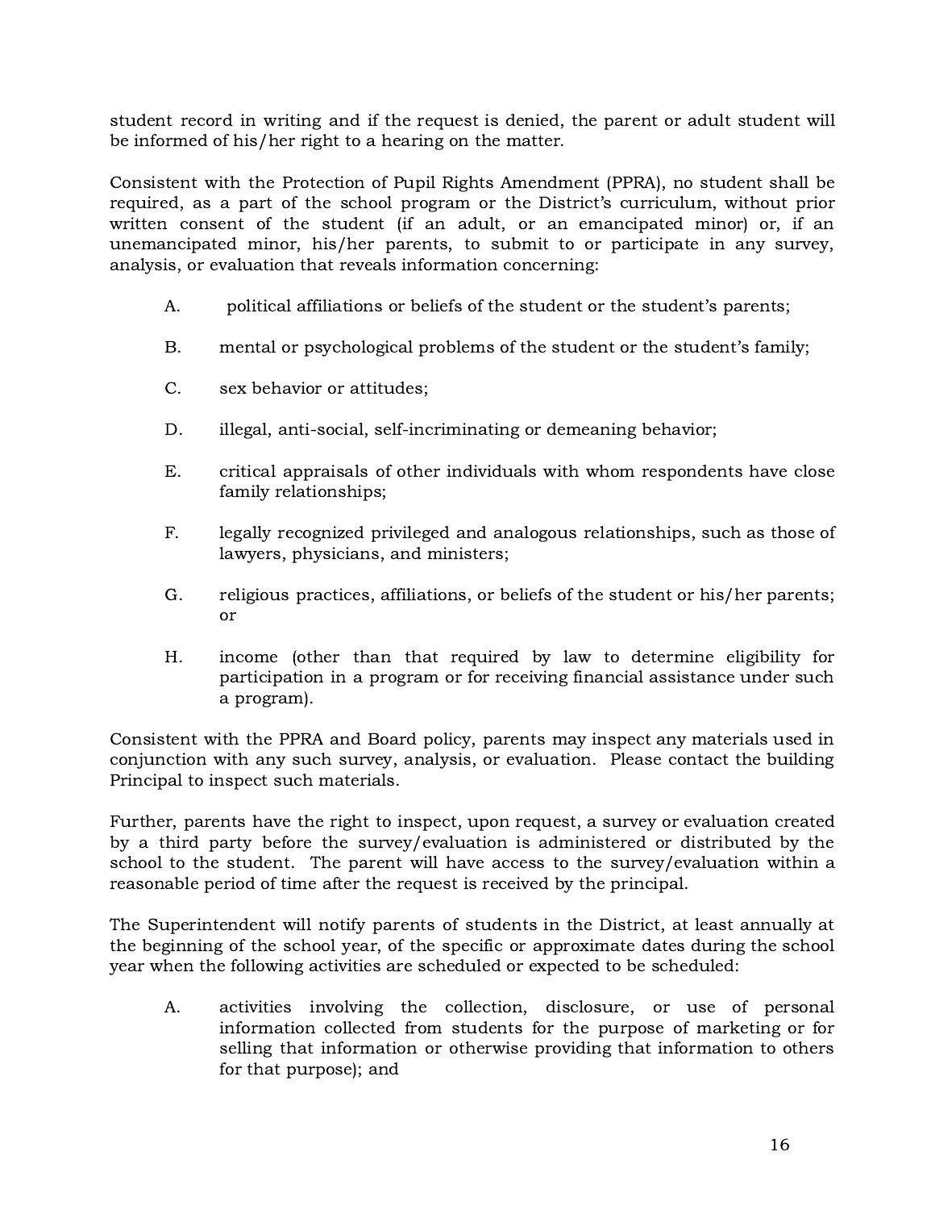student record in writing and if the request is denied, the parent or adult student will be informed of his/her right to a hearing on the matter.

Consistent with the Protection of Pupil Rights Amendment (PPRA), no student shall be required, as a part of the school program or the District's curriculum, without prior written consent of the student (if an adult, or an emancipated minor) or, if an unemancipated minor, his/her parents, to submit to or participate in any survey, analysis, or evaluation that reveals information concerning:

A. political affiliations or beliefs of the student or the student's parents;

B. mental or psychological problems of the student or the student's family;

C. sex behavior or attitudes;

D. illegal, anti-social, self-incriminating or demeaning behavior;

E. critical appraisals of other individuals with whom respondents have close family relationships;

F. legally recognized privileged and analogous relationships, such as those of lawyers, physicians, and ministers;

G. religious practices, affiliations, or beliefs of the student or his/her parents; or

H. income (other than that required by law to determine eligibility for participation in a program or for receiving financial assistance under such a program).

Consistent with the PPRA and Board policy, parents may inspect any materials used in conjunction with any such survey, analysis, or evaluation. Please contact the building Principal to inspect such materials.

Further, parents have the right to inspect, upon request, a survey or evaluation created by a third party before the survey/evaluation is administered or distributed by the school to the student. The parent will have access to the survey/evaluation within a reasonable period of time after the request is received by the principal.

The Superintendent will notify parents of students in the District, at least annually at the beginning of the school year, of the specific or approximate dates during the school year when the following activities are scheduled or expected to be scheduled:

A. activities involving the collection, disclosure, or use of personal information collected from students for the purpose of marketing or for selling that information or otherwise providing that information to others for that purpose); and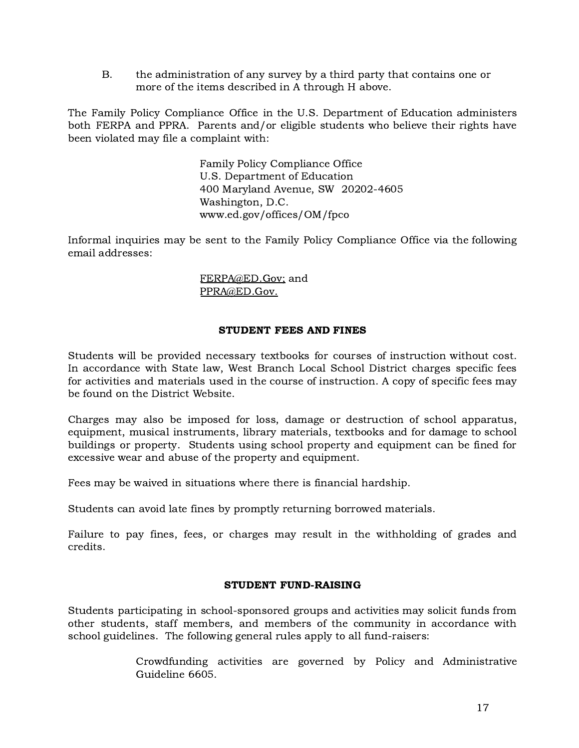B. the administration of any survey by a third party that contains one or more of the items described in A through H above.

The Family Policy Compliance Office in the U.S. Department of Education administers both FERPA and PPRA. Parents and/or eligible students who believe their rights have been violated may file a complaint with:

> Family Policy Compliance Office
> U.S. Department of Education
> 400 Maryland Avenue, SW 20202-4605
> Washington, D.C.
> www.ed.gov/offices/OM/fpco

Informal inquiries may be sent to the Family Policy Compliance Office via the following email addresses:

> FERPA@ED.Gov; and
> PPRA@ED.Gov.

## STUDENT FEES AND FINES

Students will be provided necessary textbooks for courses of instruction without cost. In accordance with State law, West Branch Local School District charges specific fees for activities and materials used in the course of instruction. A copy of specific fees may be found on the District Website.

Charges may also be imposed for loss, damage or destruction of school apparatus, equipment, musical instruments, library materials, textbooks and for damage to school buildings or property. Students using school property and equipment can be fined for excessive wear and abuse of the property and equipment.

Fees may be waived in situations where there is financial hardship.

Students can avoid late fines by promptly returning borrowed materials.

Failure to pay fines, fees, or charges may result in the withholding of grades and credits.

## STUDENT FUND-RAISING

Students participating in school-sponsored groups and activities may solicit funds from other students, staff members, and members of the community in accordance with school guidelines. The following general rules apply to all fund-raisers:

> Crowdfunding activities are governed by Policy and Administrative Guideline 6605.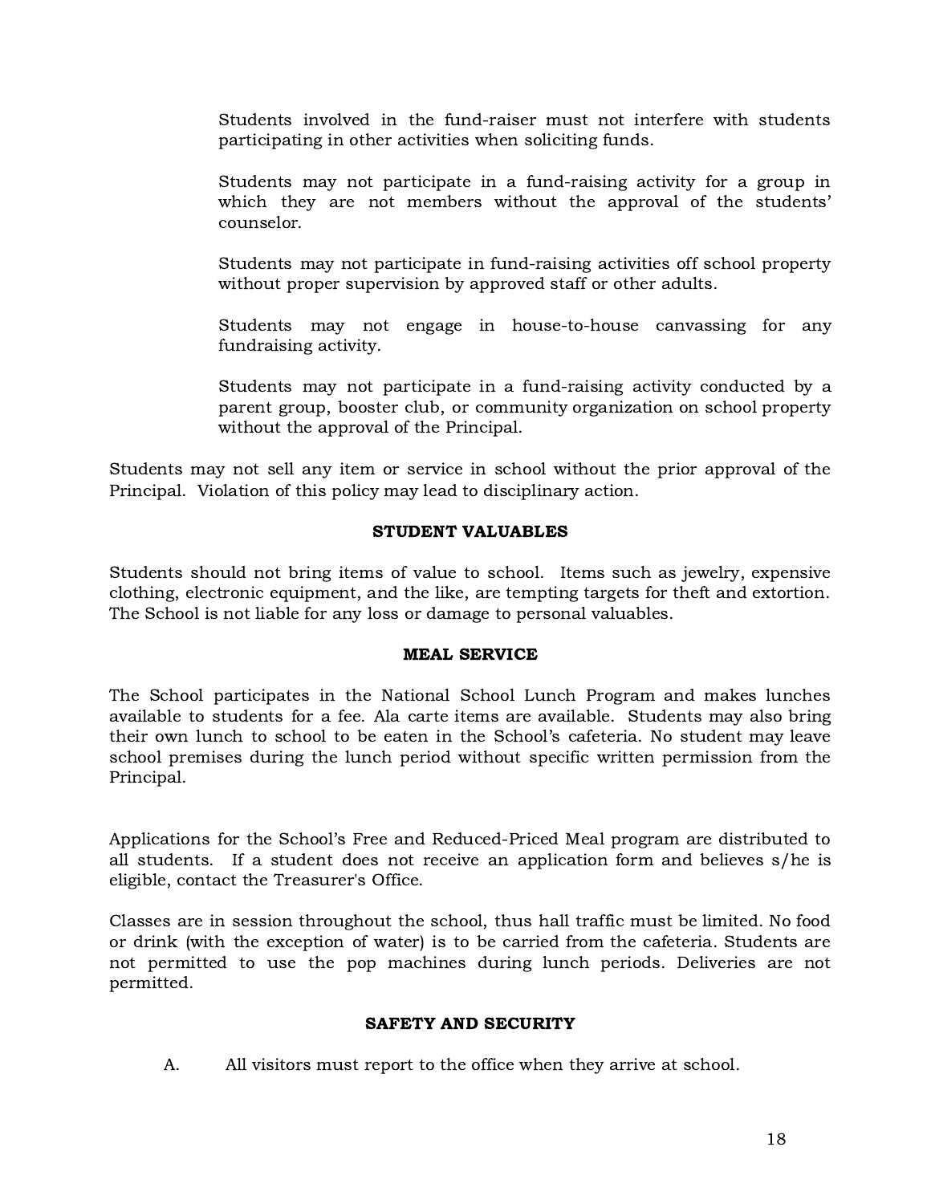Students involved in the fund-raiser must not interfere with students participating in other activities when soliciting funds.

Students may not participate in a fund-raising activity for a group in which they are not members without the approval of the students' counselor.

Students may not participate in fund-raising activities off school property without proper supervision by approved staff or other adults.

Students may not engage in house-to-house canvassing for any fundraising activity.

Students may not participate in a fund-raising activity conducted by a parent group, booster club, or community organization on school property without the approval of the Principal.

Students may not sell any item or service in school without the prior approval of the Principal. Violation of this policy may lead to disciplinary action.

## STUDENT VALUABLES

Students should not bring items of value to school. Items such as jewelry, expensive clothing, electronic equipment, and the like, are tempting targets for theft and extortion. The School is not liable for any loss or damage to personal valuables.

## MEAL SERVICE

The School participates in the National School Lunch Program and makes lunches available to students for a fee. Ala carte items are available. Students may also bring their own lunch to school to be eaten in the School's cafeteria. No student may leave school premises during the lunch period without specific written permission from the Principal.

Applications for the School's Free and Reduced-Priced Meal program are distributed to all students. If a student does not receive an application form and believes s/he is eligible, contact the Treasurer's Office.

Classes are in session throughout the school, thus hall traffic must be limited. No food or drink (with the exception of water) is to be carried from the cafeteria. Students are not permitted to use the pop machines during lunch periods. Deliveries are not permitted.

## SAFETY AND SECURITY

A. All visitors must report to the office when they arrive at school.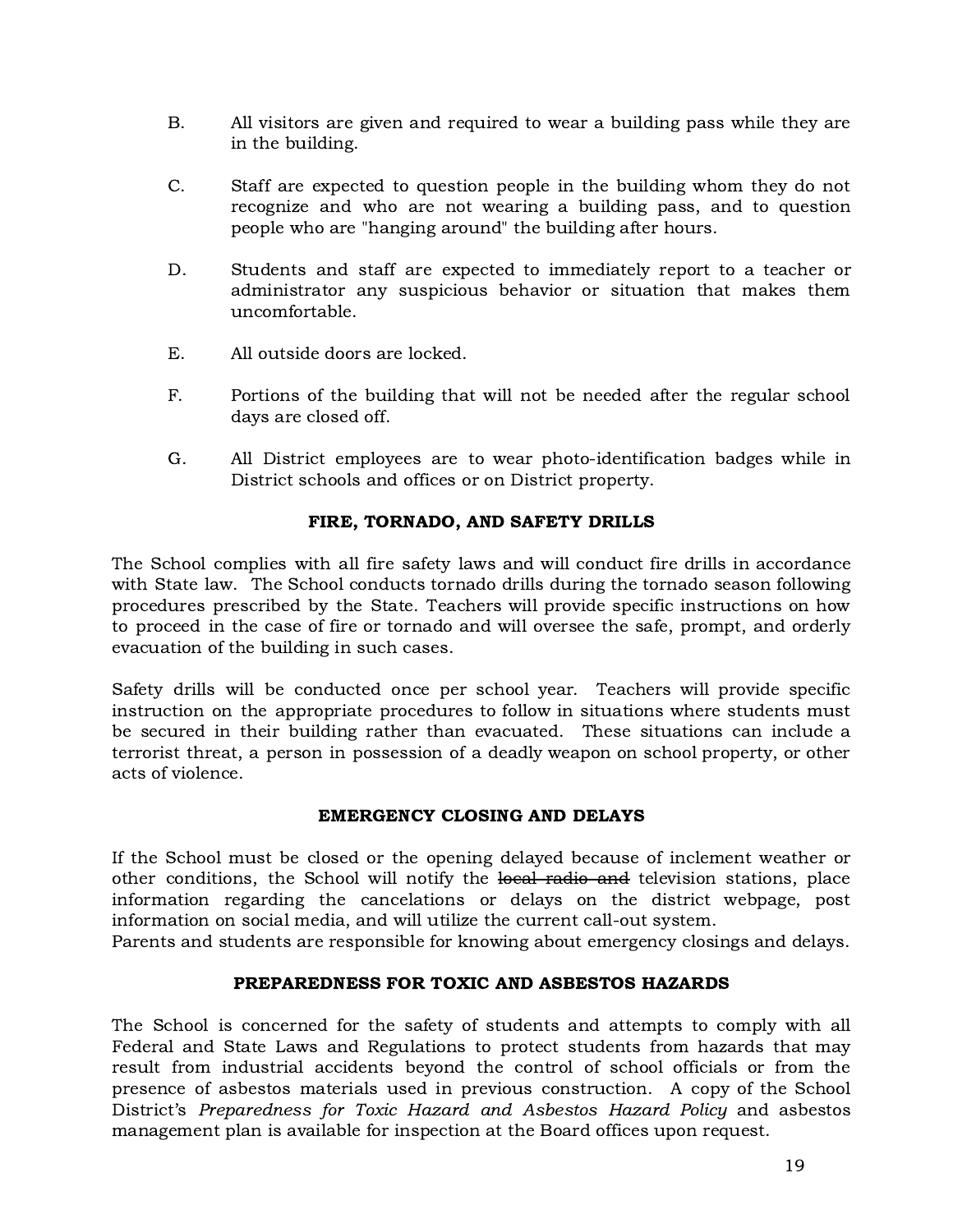B. All visitors are given and required to wear a building pass while they are in the building.

C. Staff are expected to question people in the building whom they do not recognize and who are not wearing a building pass, and to question people who are "hanging around" the building after hours.

D. Students and staff are expected to immediately report to a teacher or administrator any suspicious behavior or situation that makes them uncomfortable.

E. All outside doors are locked.

F. Portions of the building that will not be needed after the regular school days are closed off.

G. All District employees are to wear photo-identification badges while in District schools and offices or on District property.

## FIRE, TORNADO, AND SAFETY DRILLS

The School complies with all fire safety laws and will conduct fire drills in accordance with State law. The School conducts tornado drills during the tornado season following procedures prescribed by the State. Teachers will provide specific instructions on how to proceed in the case of fire or tornado and will oversee the safe, prompt, and orderly evacuation of the building in such cases.

Safety drills will be conducted once per school year. Teachers will provide specific instruction on the appropriate procedures to follow in situations where students must be secured in their building rather than evacuated. These situations can include a terrorist threat, a person in possession of a deadly weapon on school property, or other acts of violence.

## EMERGENCY CLOSING AND DELAYS

If the School must be closed or the opening delayed because of inclement weather or other conditions, the School will notify the ~~local radio and~~ television stations, place information regarding the cancelations or delays on the district webpage, post information on social media, and will utilize the current call-out system.
Parents and students are responsible for knowing about emergency closings and delays.

## PREPAREDNESS FOR TOXIC AND ASBESTOS HAZARDS

The School is concerned for the safety of students and attempts to comply with all Federal and State Laws and Regulations to protect students from hazards that may result from industrial accidents beyond the control of school officials or from the presence of asbestos materials used in previous construction. A copy of the School District's *Preparedness for Toxic Hazard and Asbestos Hazard Policy* and asbestos management plan is available for inspection at the Board offices upon request.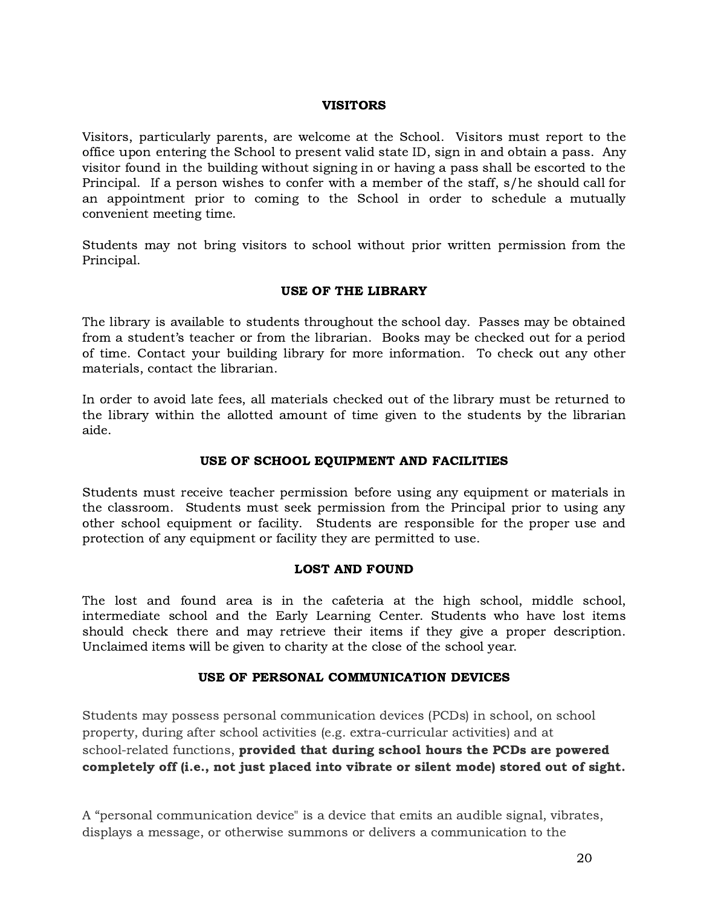## VISITORS

Visitors, particularly parents, are welcome at the School. Visitors must report to the office upon entering the School to present valid state ID, sign in and obtain a pass. Any visitor found in the building without signing in or having a pass shall be escorted to the Principal. If a person wishes to confer with a member of the staff, s/he should call for an appointment prior to coming to the School in order to schedule a mutually convenient meeting time.

Students may not bring visitors to school without prior written permission from the Principal.

## USE OF THE LIBRARY

The library is available to students throughout the school day. Passes may be obtained from a student's teacher or from the librarian. Books may be checked out for a period of time. Contact your building library for more information. To check out any other materials, contact the librarian.

In order to avoid late fees, all materials checked out of the library must be returned to the library within the allotted amount of time given to the students by the librarian aide.

## USE OF SCHOOL EQUIPMENT AND FACILITIES

Students must receive teacher permission before using any equipment or materials in the classroom. Students must seek permission from the Principal prior to using any other school equipment or facility. Students are responsible for the proper use and protection of any equipment or facility they are permitted to use.

## LOST AND FOUND

The lost and found area is in the cafeteria at the high school, middle school, intermediate school and the Early Learning Center. Students who have lost items should check there and may retrieve their items if they give a proper description. Unclaimed items will be given to charity at the close of the school year.

## USE OF PERSONAL COMMUNICATION DEVICES

Students may possess personal communication devices (PCDs) in school, on school property, during after school activities (e.g. extra-curricular activities) and at school-related functions, **provided that during school hours the PCDs are powered completely off (i.e., not just placed into vibrate or silent mode) stored out of sight.**

A "personal communication device" is a device that emits an audible signal, vibrates, displays a message, or otherwise summons or delivers a communication to the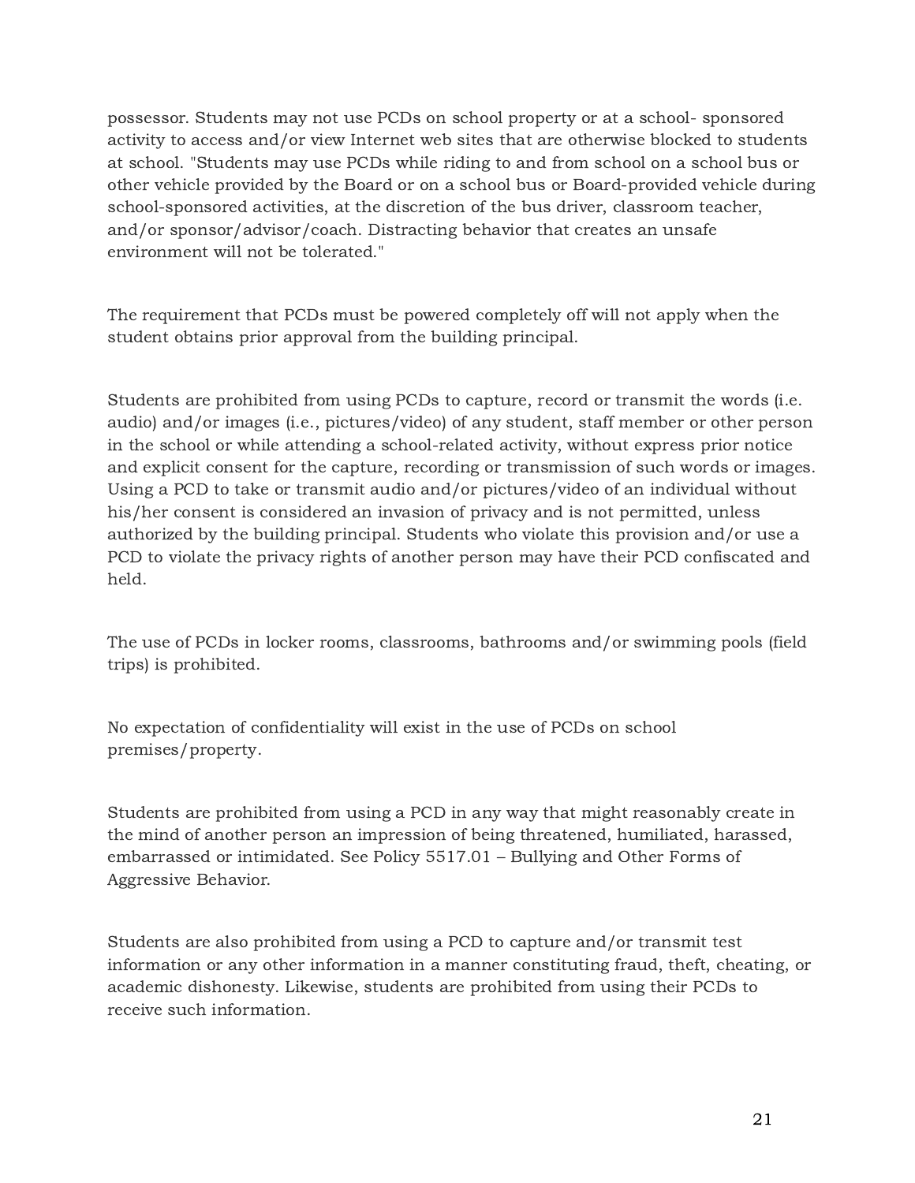possessor. Students may not use PCDs on school property or at a school- sponsored activity to access and/or view Internet web sites that are otherwise blocked to students at school. "Students may use PCDs while riding to and from school on a school bus or other vehicle provided by the Board or on a school bus or Board-provided vehicle during school-sponsored activities, at the discretion of the bus driver, classroom teacher, and/or sponsor/advisor/coach. Distracting behavior that creates an unsafe environment will not be tolerated."

The requirement that PCDs must be powered completely off will not apply when the student obtains prior approval from the building principal.

Students are prohibited from using PCDs to capture, record or transmit the words (i.e. audio) and/or images (i.e., pictures/video) of any student, staff member or other person in the school or while attending a school-related activity, without express prior notice and explicit consent for the capture, recording or transmission of such words or images. Using a PCD to take or transmit audio and/or pictures/video of an individual without his/her consent is considered an invasion of privacy and is not permitted, unless authorized by the building principal. Students who violate this provision and/or use a PCD to violate the privacy rights of another person may have their PCD confiscated and held.

The use of PCDs in locker rooms, classrooms, bathrooms and/or swimming pools (field trips) is prohibited.

No expectation of confidentiality will exist in the use of PCDs on school premises/property.

Students are prohibited from using a PCD in any way that might reasonably create in the mind of another person an impression of being threatened, humiliated, harassed, embarrassed or intimidated. See Policy 5517.01 – Bullying and Other Forms of Aggressive Behavior.

Students are also prohibited from using a PCD to capture and/or transmit test information or any other information in a manner constituting fraud, theft, cheating, or academic dishonesty. Likewise, students are prohibited from using their PCDs to receive such information.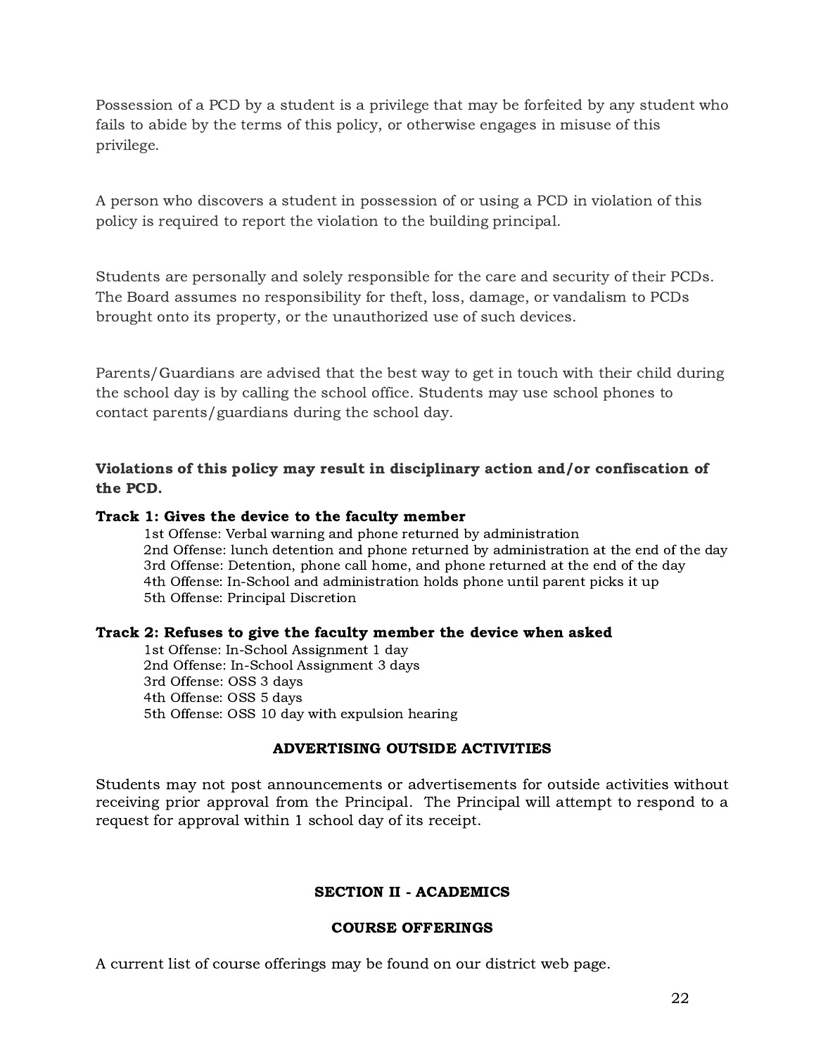Possession of a PCD by a student is a privilege that may be forfeited by any student who fails to abide by the terms of this policy, or otherwise engages in misuse of this privilege.

A person who discovers a student in possession of or using a PCD in violation of this policy is required to report the violation to the building principal.

Students are personally and solely responsible for the care and security of their PCDs. The Board assumes no responsibility for theft, loss, damage, or vandalism to PCDs brought onto its property, or the unauthorized use of such devices.

Parents/Guardians are advised that the best way to get in touch with their child during the school day is by calling the school office. Students may use school phones to contact parents/guardians during the school day.

**Violations of this policy may result in disciplinary action and/or confiscation of the PCD.**

**Track 1: Gives the device to the faculty member**

1st Offense: Verbal warning and phone returned by administration
2nd Offense: lunch detention and phone returned by administration at the end of the day
3rd Offense: Detention, phone call home, and phone returned at the end of the day
4th Offense: In-School and administration holds phone until parent picks it up
5th Offense: Principal Discretion

**Track 2: Refuses to give the faculty member the device when asked**

1st Offense: In-School Assignment 1 day
2nd Offense: In-School Assignment 3 days
3rd Offense: OSS 3 days
4th Offense: OSS 5 days
5th Offense: OSS 10 day with expulsion hearing

## ADVERTISING OUTSIDE ACTIVITIES

Students may not post announcements or advertisements for outside activities without receiving prior approval from the Principal. The Principal will attempt to respond to a request for approval within 1 school day of its receipt.

# SECTION II - ACADEMICS

## COURSE OFFERINGS

A current list of course offerings may be found on our district web page.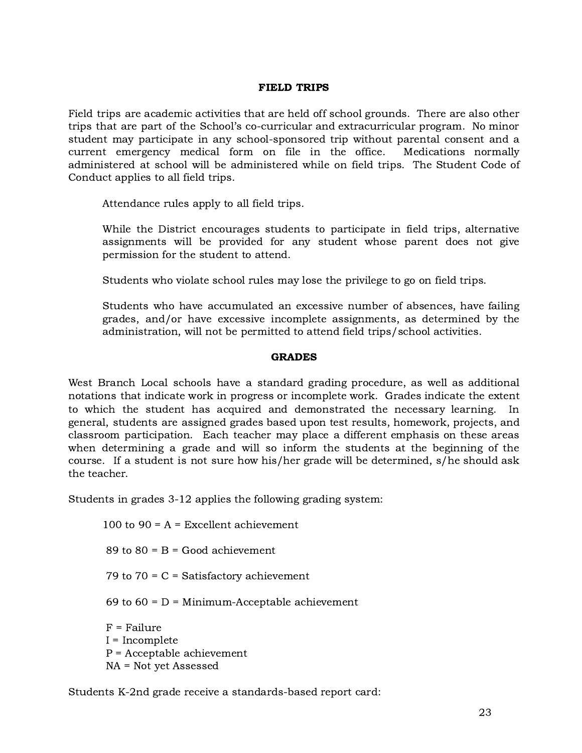## FIELD TRIPS

Field trips are academic activities that are held off school grounds. There are also other trips that are part of the School's co-curricular and extracurricular program. No minor student may participate in any school-sponsored trip without parental consent and a current emergency medical form on file in the office. Medications normally administered at school will be administered while on field trips. The Student Code of Conduct applies to all field trips.

Attendance rules apply to all field trips.

While the District encourages students to participate in field trips, alternative assignments will be provided for any student whose parent does not give permission for the student to attend.

Students who violate school rules may lose the privilege to go on field trips.

Students who have accumulated an excessive number of absences, have failing grades, and/or have excessive incomplete assignments, as determined by the administration, will not be permitted to attend field trips/school activities.

## GRADES

West Branch Local schools have a standard grading procedure, as well as additional notations that indicate work in progress or incomplete work. Grades indicate the extent to which the student has acquired and demonstrated the necessary learning. In general, students are assigned grades based upon test results, homework, projects, and classroom participation. Each teacher may place a different emphasis on these areas when determining a grade and will so inform the students at the beginning of the course. If a student is not sure how his/her grade will be determined, s/he should ask the teacher.

Students in grades 3-12 applies the following grading system:

100 to 90 = A = Excellent achievement

89 to 80 = B = Good achievement

79 to 70 = C = Satisfactory achievement

69 to 60 = D = Minimum-Acceptable achievement

F = Failure
I = Incomplete
P = Acceptable achievement
NA = Not yet Assessed

Students K-2nd grade receive a standards-based report card: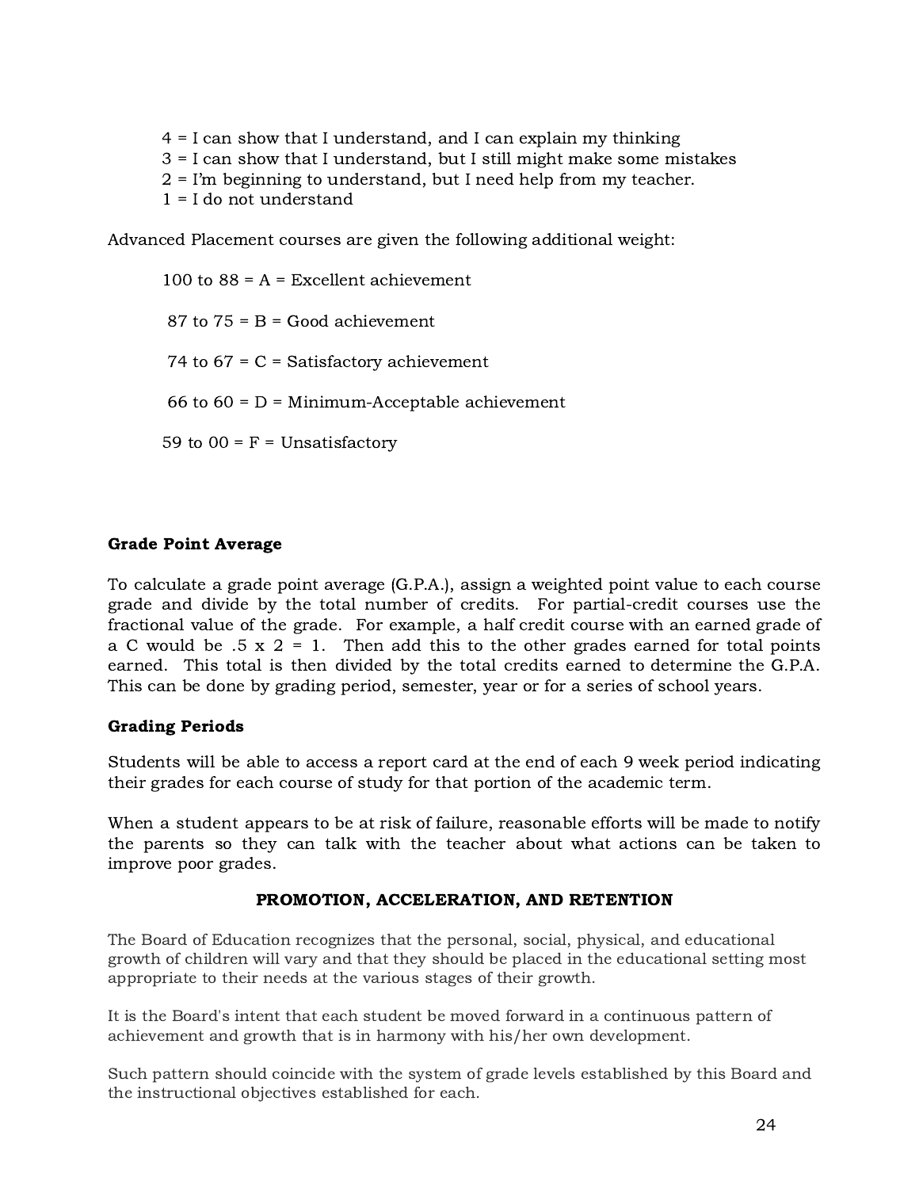4 = I can show that I understand, and I can explain my thinking
3 = I can show that I understand, but I still might make some mistakes
2 = I'm beginning to understand, but I need help from my teacher.
1 = I do not understand

Advanced Placement courses are given the following additional weight:

100 to 88 = A = Excellent achievement

87 to 75 = B = Good achievement

74 to 67 = C = Satisfactory achievement

66 to 60 = D = Minimum-Acceptable achievement

59 to 00 = F = Unsatisfactory

**Grade Point Average**

To calculate a grade point average (G.P.A.), assign a weighted point value to each course grade and divide by the total number of credits. For partial-credit courses use the fractional value of the grade. For example, a half credit course with an earned grade of a C would be .5 x 2 = 1. Then add this to the other grades earned for total points earned. This total is then divided by the total credits earned to determine the G.P.A. This can be done by grading period, semester, year or for a series of school years.

**Grading Periods**

Students will be able to access a report card at the end of each 9 week period indicating their grades for each course of study for that portion of the academic term.

When a student appears to be at risk of failure, reasonable efforts will be made to notify the parents so they can talk with the teacher about what actions can be taken to improve poor grades.

## PROMOTION, ACCELERATION, AND RETENTION

The Board of Education recognizes that the personal, social, physical, and educational growth of children will vary and that they should be placed in the educational setting most appropriate to their needs at the various stages of their growth.

It is the Board's intent that each student be moved forward in a continuous pattern of achievement and growth that is in harmony with his/her own development.

Such pattern should coincide with the system of grade levels established by this Board and the instructional objectives established for each.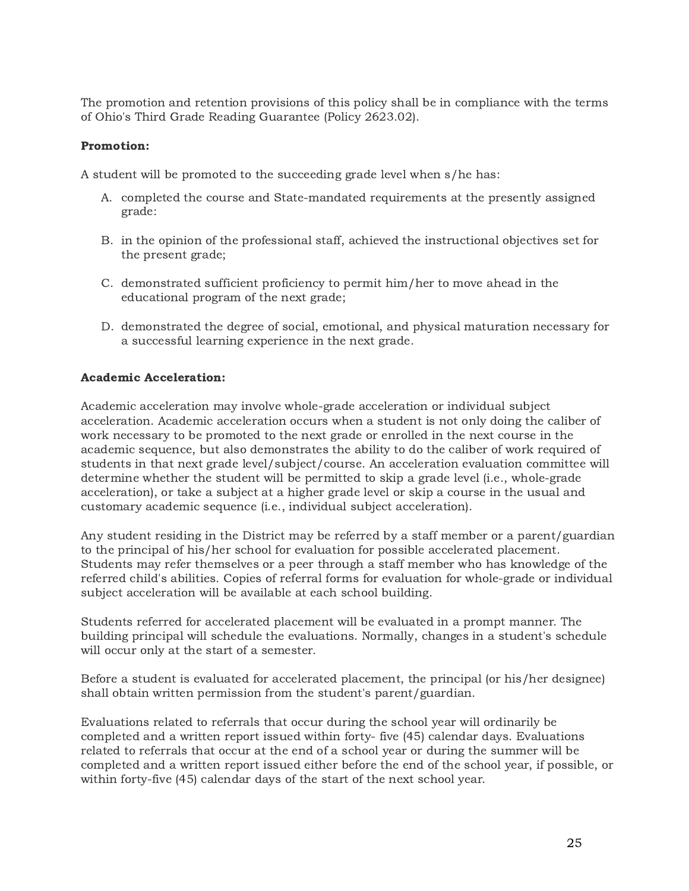The promotion and retention provisions of this policy shall be in compliance with the terms of Ohio's Third Grade Reading Guarantee (Policy 2623.02).

**Promotion:**

A student will be promoted to the succeeding grade level when s/he has:

A. completed the course and State-mandated requirements at the presently assigned grade:

B. in the opinion of the professional staff, achieved the instructional objectives set for the present grade;

C. demonstrated sufficient proficiency to permit him/her to move ahead in the educational program of the next grade;

D. demonstrated the degree of social, emotional, and physical maturation necessary for a successful learning experience in the next grade.

**Academic Acceleration:**

Academic acceleration may involve whole-grade acceleration or individual subject acceleration. Academic acceleration occurs when a student is not only doing the caliber of work necessary to be promoted to the next grade or enrolled in the next course in the academic sequence, but also demonstrates the ability to do the caliber of work required of students in that next grade level/subject/course. An acceleration evaluation committee will determine whether the student will be permitted to skip a grade level (i.e., whole-grade acceleration), or take a subject at a higher grade level or skip a course in the usual and customary academic sequence (i.e., individual subject acceleration).

Any student residing in the District may be referred by a staff member or a parent/guardian to the principal of his/her school for evaluation for possible accelerated placement. Students may refer themselves or a peer through a staff member who has knowledge of the referred child's abilities. Copies of referral forms for evaluation for whole-grade or individual subject acceleration will be available at each school building.

Students referred for accelerated placement will be evaluated in a prompt manner. The building principal will schedule the evaluations. Normally, changes in a student's schedule will occur only at the start of a semester.

Before a student is evaluated for accelerated placement, the principal (or his/her designee) shall obtain written permission from the student's parent/guardian.

Evaluations related to referrals that occur during the school year will ordinarily be completed and a written report issued within forty- five (45) calendar days. Evaluations related to referrals that occur at the end of a school year or during the summer will be completed and a written report issued either before the end of the school year, if possible, or within forty-five (45) calendar days of the start of the next school year.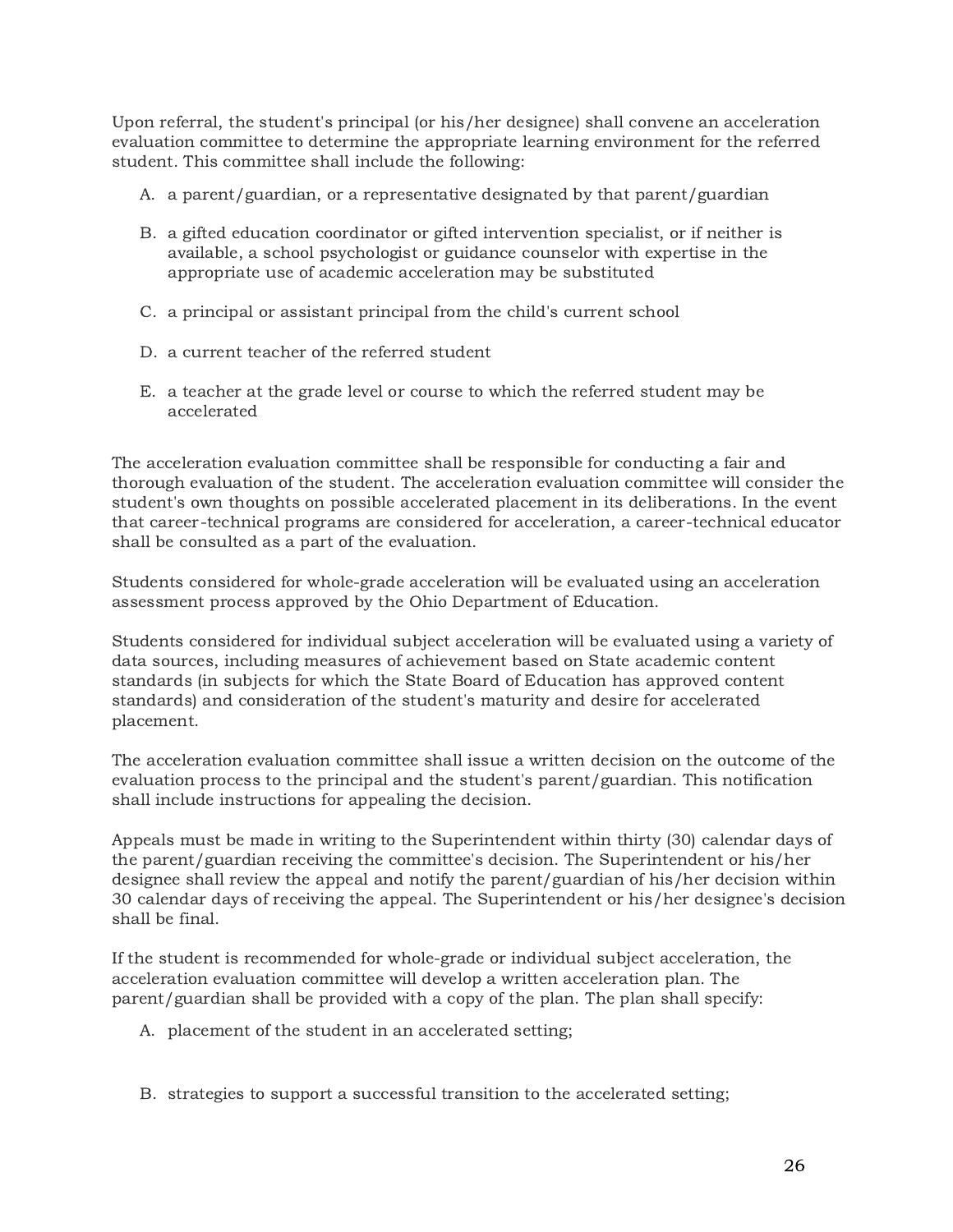Upon referral, the student's principal (or his/her designee) shall convene an acceleration evaluation committee to determine the appropriate learning environment for the referred student. This committee shall include the following:

A. a parent/guardian, or a representative designated by that parent/guardian

B. a gifted education coordinator or gifted intervention specialist, or if neither is available, a school psychologist or guidance counselor with expertise in the appropriate use of academic acceleration may be substituted

C. a principal or assistant principal from the child's current school

D. a current teacher of the referred student

E. a teacher at the grade level or course to which the referred student may be accelerated

The acceleration evaluation committee shall be responsible for conducting a fair and thorough evaluation of the student. The acceleration evaluation committee will consider the student's own thoughts on possible accelerated placement in its deliberations. In the event that career-technical programs are considered for acceleration, a career-technical educator shall be consulted as a part of the evaluation.

Students considered for whole-grade acceleration will be evaluated using an acceleration assessment process approved by the Ohio Department of Education.

Students considered for individual subject acceleration will be evaluated using a variety of data sources, including measures of achievement based on State academic content standards (in subjects for which the State Board of Education has approved content standards) and consideration of the student's maturity and desire for accelerated placement.

The acceleration evaluation committee shall issue a written decision on the outcome of the evaluation process to the principal and the student's parent/guardian. This notification shall include instructions for appealing the decision.

Appeals must be made in writing to the Superintendent within thirty (30) calendar days of the parent/guardian receiving the committee's decision. The Superintendent or his/her designee shall review the appeal and notify the parent/guardian of his/her decision within 30 calendar days of receiving the appeal. The Superintendent or his/her designee's decision shall be final.

If the student is recommended for whole-grade or individual subject acceleration, the acceleration evaluation committee will develop a written acceleration plan. The parent/guardian shall be provided with a copy of the plan. The plan shall specify:

A. placement of the student in an accelerated setting;

B. strategies to support a successful transition to the accelerated setting;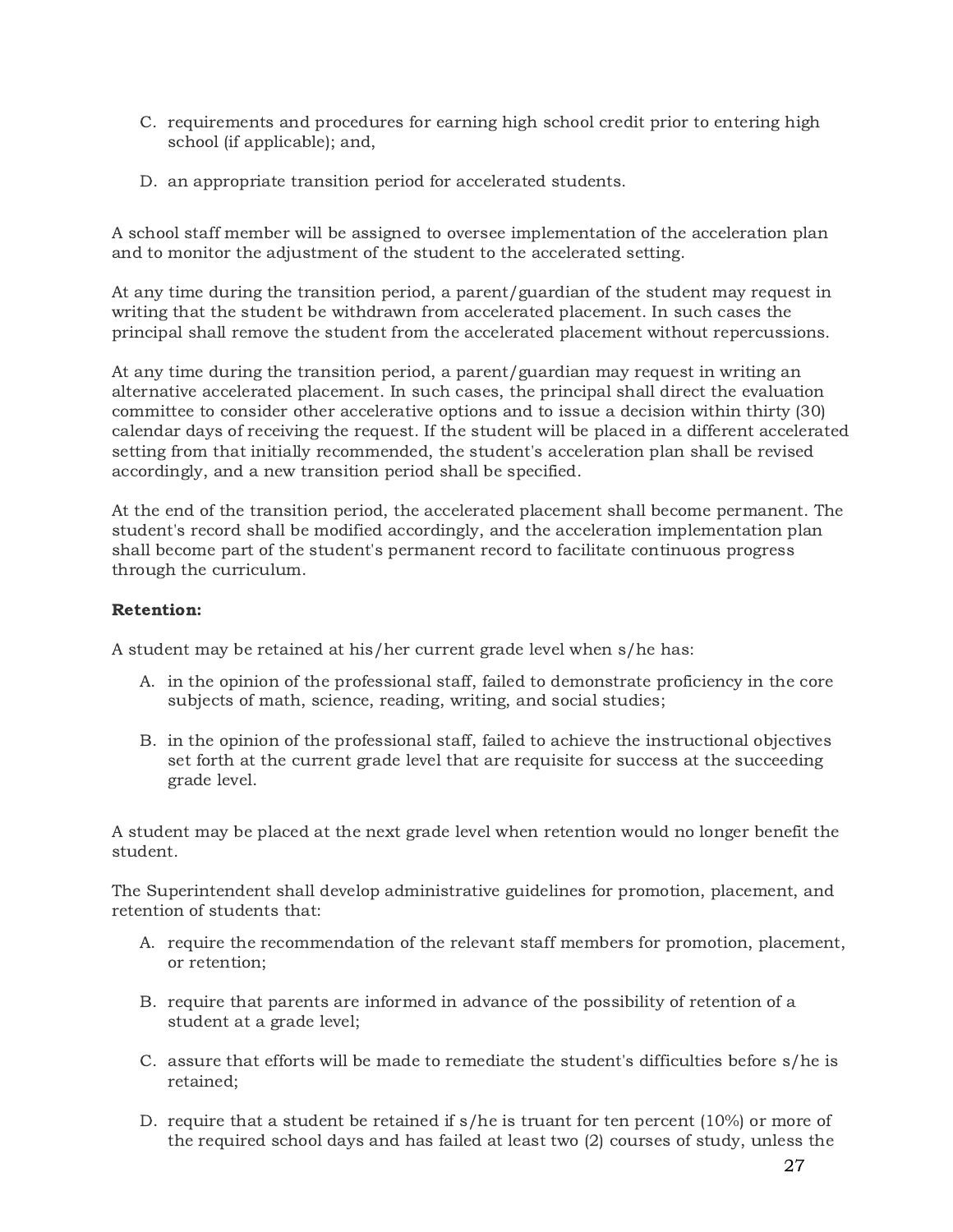C. requirements and procedures for earning high school credit prior to entering high school (if applicable); and,

D. an appropriate transition period for accelerated students.

A school staff member will be assigned to oversee implementation of the acceleration plan and to monitor the adjustment of the student to the accelerated setting.

At any time during the transition period, a parent/guardian of the student may request in writing that the student be withdrawn from accelerated placement. In such cases the principal shall remove the student from the accelerated placement without repercussions.

At any time during the transition period, a parent/guardian may request in writing an alternative accelerated placement. In such cases, the principal shall direct the evaluation committee to consider other accelerative options and to issue a decision within thirty (30) calendar days of receiving the request. If the student will be placed in a different accelerated setting from that initially recommended, the student's acceleration plan shall be revised accordingly, and a new transition period shall be specified.

At the end of the transition period, the accelerated placement shall become permanent. The student's record shall be modified accordingly, and the acceleration implementation plan shall become part of the student's permanent record to facilitate continuous progress through the curriculum.

**Retention:**

A student may be retained at his/her current grade level when s/he has:

A. in the opinion of the professional staff, failed to demonstrate proficiency in the core subjects of math, science, reading, writing, and social studies;

B. in the opinion of the professional staff, failed to achieve the instructional objectives set forth at the current grade level that are requisite for success at the succeeding grade level.

A student may be placed at the next grade level when retention would no longer benefit the student.

The Superintendent shall develop administrative guidelines for promotion, placement, and retention of students that:

A. require the recommendation of the relevant staff members for promotion, placement, or retention;

B. require that parents are informed in advance of the possibility of retention of a student at a grade level;

C. assure that efforts will be made to remediate the student's difficulties before s/he is retained;

D. require that a student be retained if s/he is truant for ten percent (10%) or more of the required school days and has failed at least two (2) courses of study, unless the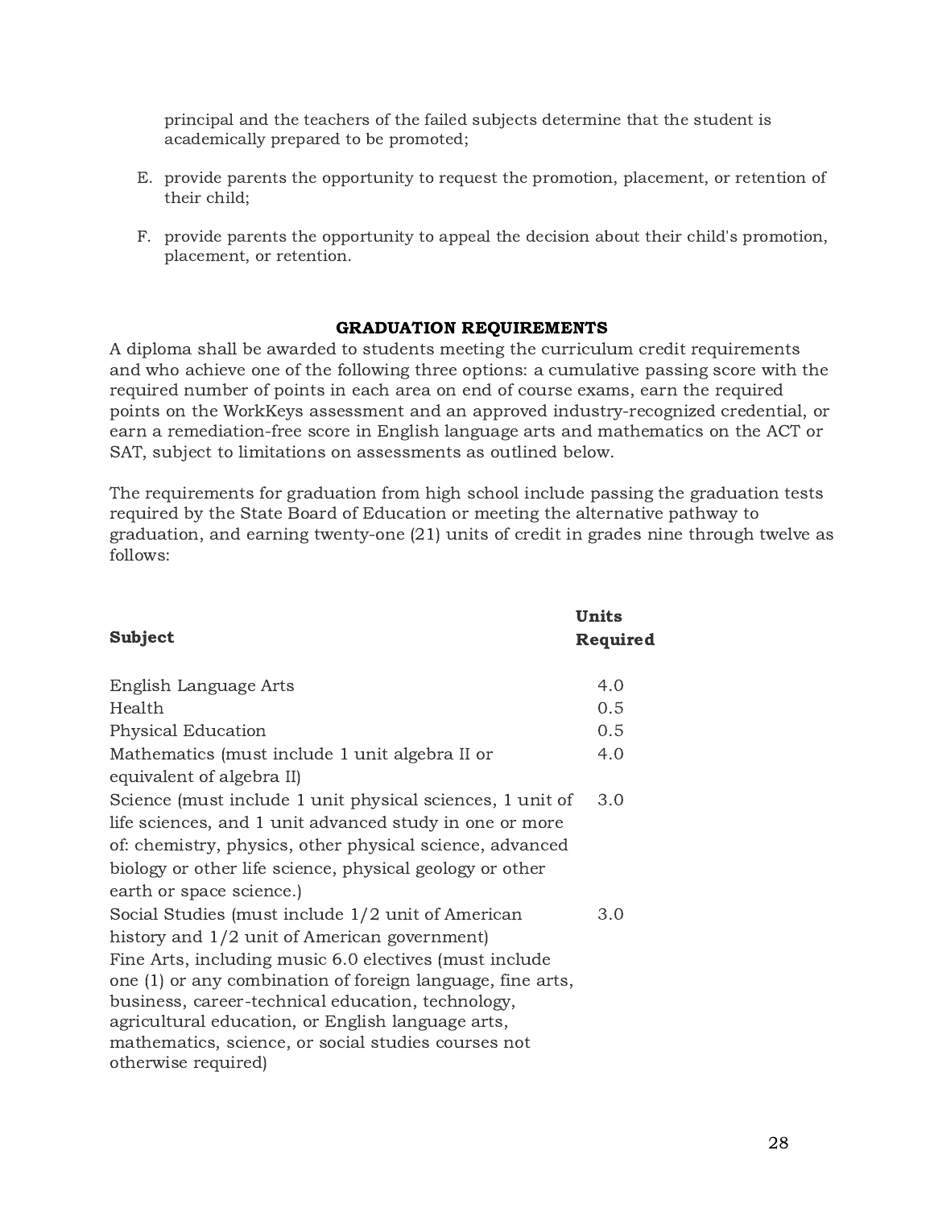principal and the teachers of the failed subjects determine that the student is academically prepared to be promoted;

E. provide parents the opportunity to request the promotion, placement, or retention of their child;

F. provide parents the opportunity to appeal the decision about their child's promotion, placement, or retention.

## GRADUATION REQUIREMENTS

A diploma shall be awarded to students meeting the curriculum credit requirements and who achieve one of the following three options: a cumulative passing score with the required number of points in each area on end of course exams, earn the required points on the WorkKeys assessment and an approved industry-recognized credential, or earn a remediation-free score in English language arts and mathematics on the ACT or SAT, subject to limitations on assessments as outlined below.

The requirements for graduation from high school include passing the graduation tests required by the State Board of Education or meeting the alternative pathway to graduation, and earning twenty-one (21) units of credit in grades nine through twelve as follows:

| **Subject** | **Units Required** |
| --- | --- |
| English Language Arts | 4.0 |
| Health | 0.5 |
| Physical Education | 0.5 |
| Mathematics (must include 1 unit algebra II or equivalent of algebra II) | 4.0 |
| Science (must include 1 unit physical sciences, 1 unit of life sciences, and 1 unit advanced study in one or more of: chemistry, physics, other physical science, advanced biology or other life science, physical geology or other earth or space science.) | 3.0 |
| Social Studies (must include 1/2 unit of American history and 1/2 unit of American government) | 3.0 |
| Fine Arts, including music 6.0 electives (must include one (1) or any combination of foreign language, fine arts, business, career-technical education, technology, agricultural education, or English language arts, mathematics, science, or social studies courses not otherwise required) | |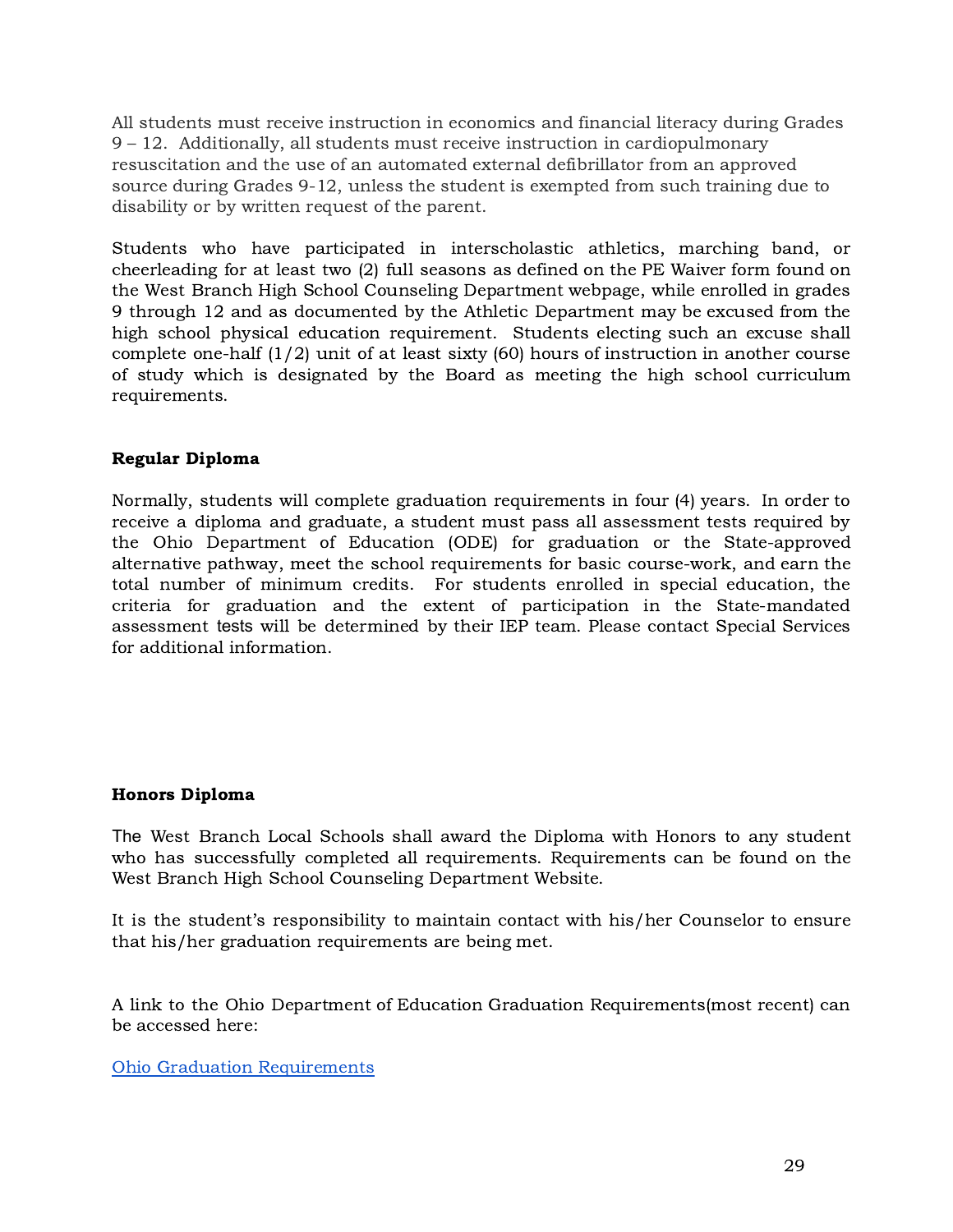All students must receive instruction in economics and financial literacy during Grades 9 – 12. Additionally, all students must receive instruction in cardiopulmonary resuscitation and the use of an automated external defibrillator from an approved source during Grades 9-12, unless the student is exempted from such training due to disability or by written request of the parent.

Students who have participated in interscholastic athletics, marching band, or cheerleading for at least two (2) full seasons as defined on the PE Waiver form found on the West Branch High School Counseling Department webpage, while enrolled in grades 9 through 12 and as documented by the Athletic Department may be excused from the high school physical education requirement. Students electing such an excuse shall complete one-half (1/2) unit of at least sixty (60) hours of instruction in another course of study which is designated by the Board as meeting the high school curriculum requirements.

**Regular Diploma**

Normally, students will complete graduation requirements in four (4) years. In order to receive a diploma and graduate, a student must pass all assessment tests required by the Ohio Department of Education (ODE) for graduation or the State-approved alternative pathway, meet the school requirements for basic course-work, and earn the total number of minimum credits. For students enrolled in special education, the criteria for graduation and the extent of participation in the State-mandated assessment tests will be determined by their IEP team. Please contact Special Services for additional information.

**Honors Diploma**

The West Branch Local Schools shall award the Diploma with Honors to any student who has successfully completed all requirements. Requirements can be found on the West Branch High School Counseling Department Website.

It is the student's responsibility to maintain contact with his/her Counselor to ensure that his/her graduation requirements are being met.

A link to the Ohio Department of Education Graduation Requirements(most recent) can be accessed here:

Ohio Graduation Requirements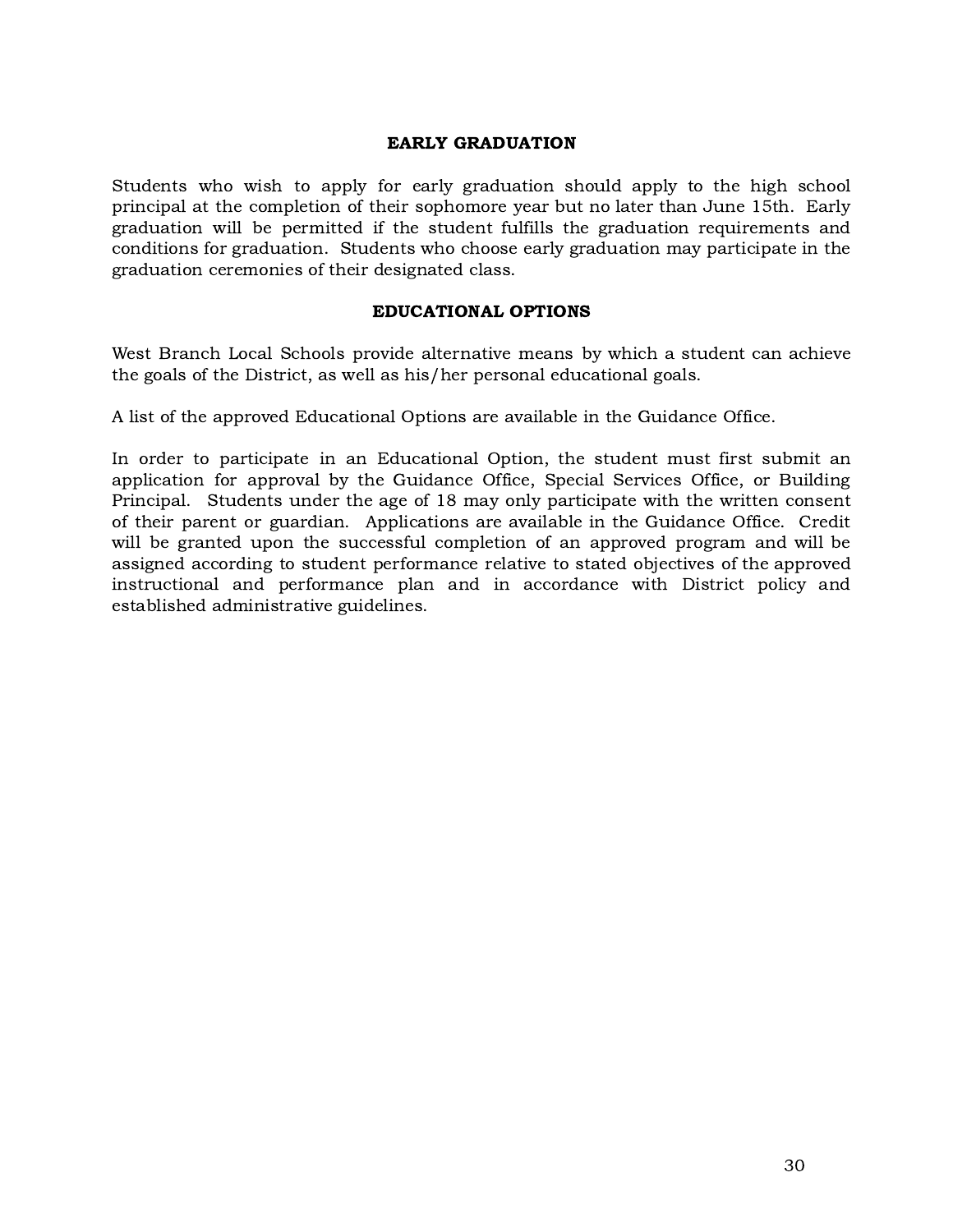## EARLY GRADUATION

Students who wish to apply for early graduation should apply to the high school principal at the completion of their sophomore year but no later than June 15th. Early graduation will be permitted if the student fulfills the graduation requirements and conditions for graduation. Students who choose early graduation may participate in the graduation ceremonies of their designated class.

## EDUCATIONAL OPTIONS

West Branch Local Schools provide alternative means by which a student can achieve the goals of the District, as well as his/her personal educational goals.

A list of the approved Educational Options are available in the Guidance Office.

In order to participate in an Educational Option, the student must first submit an application for approval by the Guidance Office, Special Services Office, or Building Principal. Students under the age of 18 may only participate with the written consent of their parent or guardian. Applications are available in the Guidance Office. Credit will be granted upon the successful completion of an approved program and will be assigned according to student performance relative to stated objectives of the approved instructional and performance plan and in accordance with District policy and established administrative guidelines.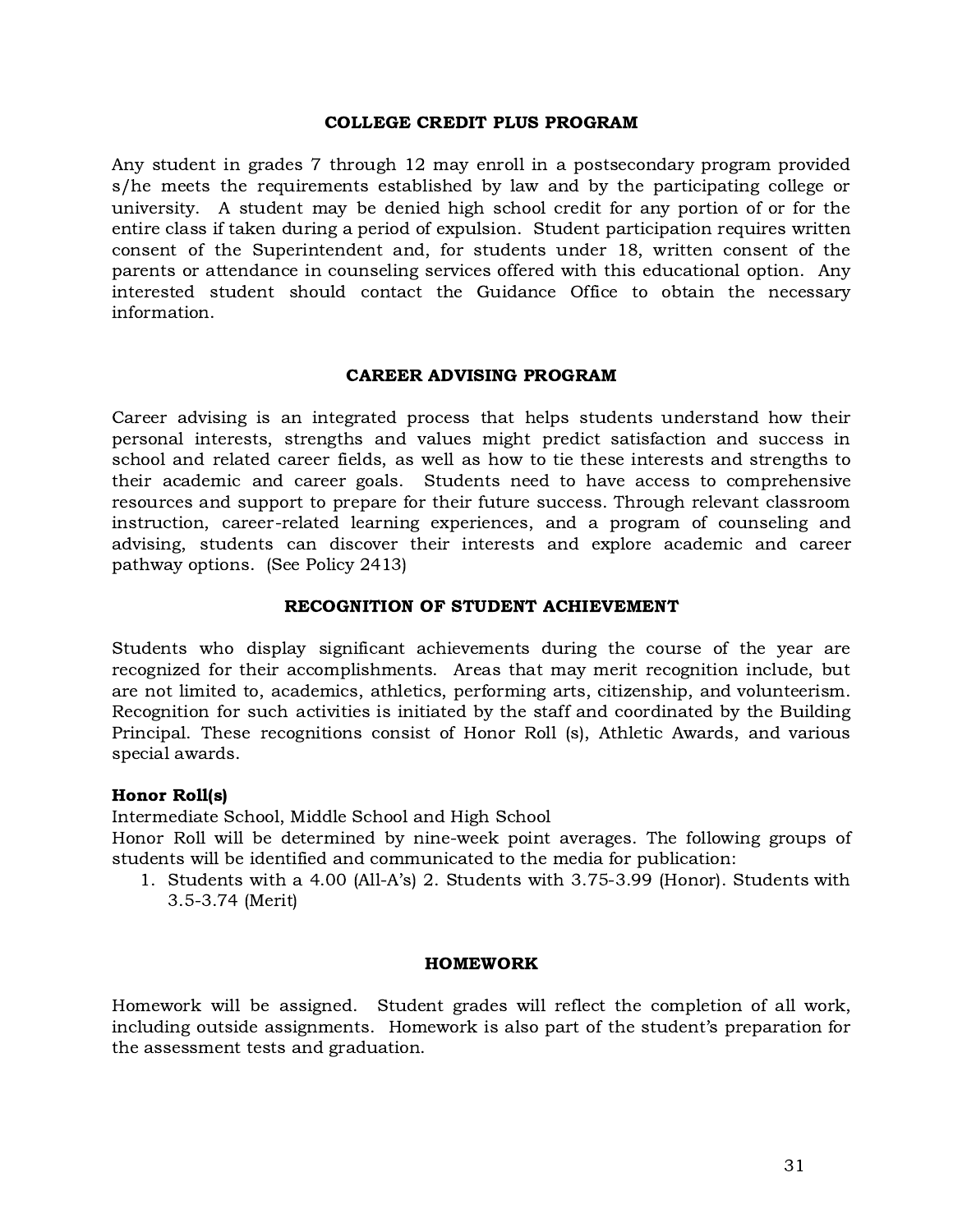## COLLEGE CREDIT PLUS PROGRAM

Any student in grades 7 through 12 may enroll in a postsecondary program provided s/he meets the requirements established by law and by the participating college or university. A student may be denied high school credit for any portion of or for the entire class if taken during a period of expulsion. Student participation requires written consent of the Superintendent and, for students under 18, written consent of the parents or attendance in counseling services offered with this educational option. Any interested student should contact the Guidance Office to obtain the necessary information.

## CAREER ADVISING PROGRAM

Career advising is an integrated process that helps students understand how their personal interests, strengths and values might predict satisfaction and success in school and related career fields, as well as how to tie these interests and strengths to their academic and career goals. Students need to have access to comprehensive resources and support to prepare for their future success. Through relevant classroom instruction, career-related learning experiences, and a program of counseling and advising, students can discover their interests and explore academic and career pathway options. (See Policy 2413)

## RECOGNITION OF STUDENT ACHIEVEMENT

Students who display significant achievements during the course of the year are recognized for their accomplishments. Areas that may merit recognition include, but are not limited to, academics, athletics, performing arts, citizenship, and volunteerism. Recognition for such activities is initiated by the staff and coordinated by the Building Principal. These recognitions consist of Honor Roll (s), Athletic Awards, and various special awards.

**Honor Roll(s)**

Intermediate School, Middle School and High School

Honor Roll will be determined by nine-week point averages. The following groups of students will be identified and communicated to the media for publication:

1. Students with a 4.00 (All-A's) 2. Students with 3.75-3.99 (Honor). Students with 3.5-3.74 (Merit)

## HOMEWORK

Homework will be assigned. Student grades will reflect the completion of all work, including outside assignments. Homework is also part of the student's preparation for the assessment tests and graduation.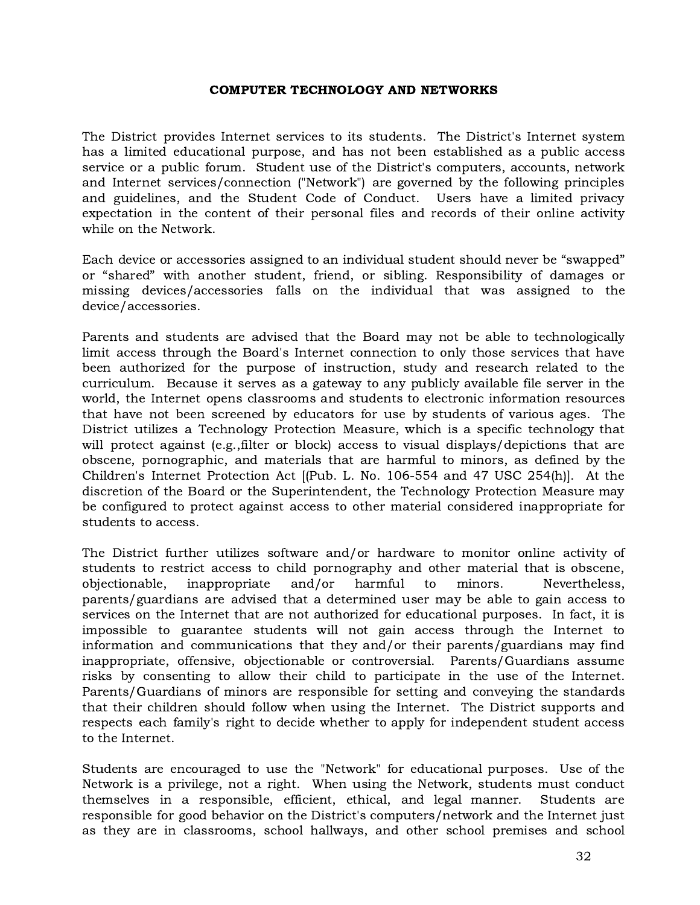## COMPUTER TECHNOLOGY AND NETWORKS

The District provides Internet services to its students. The District's Internet system has a limited educational purpose, and has not been established as a public access service or a public forum. Student use of the District's computers, accounts, network and Internet services/connection ("Network") are governed by the following principles and guidelines, and the Student Code of Conduct. Users have a limited privacy expectation in the content of their personal files and records of their online activity while on the Network.

Each device or accessories assigned to an individual student should never be "swapped" or "shared" with another student, friend, or sibling. Responsibility of damages or missing devices/accessories falls on the individual that was assigned to the device/accessories.

Parents and students are advised that the Board may not be able to technologically limit access through the Board's Internet connection to only those services that have been authorized for the purpose of instruction, study and research related to the curriculum. Because it serves as a gateway to any publicly available file server in the world, the Internet opens classrooms and students to electronic information resources that have not been screened by educators for use by students of various ages. The District utilizes a Technology Protection Measure, which is a specific technology that will protect against (e.g.,filter or block) access to visual displays/depictions that are obscene, pornographic, and materials that are harmful to minors, as defined by the Children's Internet Protection Act [(Pub. L. No. 106-554 and 47 USC 254(h)]. At the discretion of the Board or the Superintendent, the Technology Protection Measure may be configured to protect against access to other material considered inappropriate for students to access.

The District further utilizes software and/or hardware to monitor online activity of students to restrict access to child pornography and other material that is obscene, objectionable, inappropriate and/or harmful to minors. Nevertheless, parents/guardians are advised that a determined user may be able to gain access to services on the Internet that are not authorized for educational purposes. In fact, it is impossible to guarantee students will not gain access through the Internet to information and communications that they and/or their parents/guardians may find inappropriate, offensive, objectionable or controversial. Parents/Guardians assume risks by consenting to allow their child to participate in the use of the Internet. Parents/Guardians of minors are responsible for setting and conveying the standards that their children should follow when using the Internet. The District supports and respects each family's right to decide whether to apply for independent student access to the Internet.

Students are encouraged to use the "Network" for educational purposes. Use of the Network is a privilege, not a right. When using the Network, students must conduct themselves in a responsible, efficient, ethical, and legal manner. Students are responsible for good behavior on the District's computers/network and the Internet just as they are in classrooms, school hallways, and other school premises and school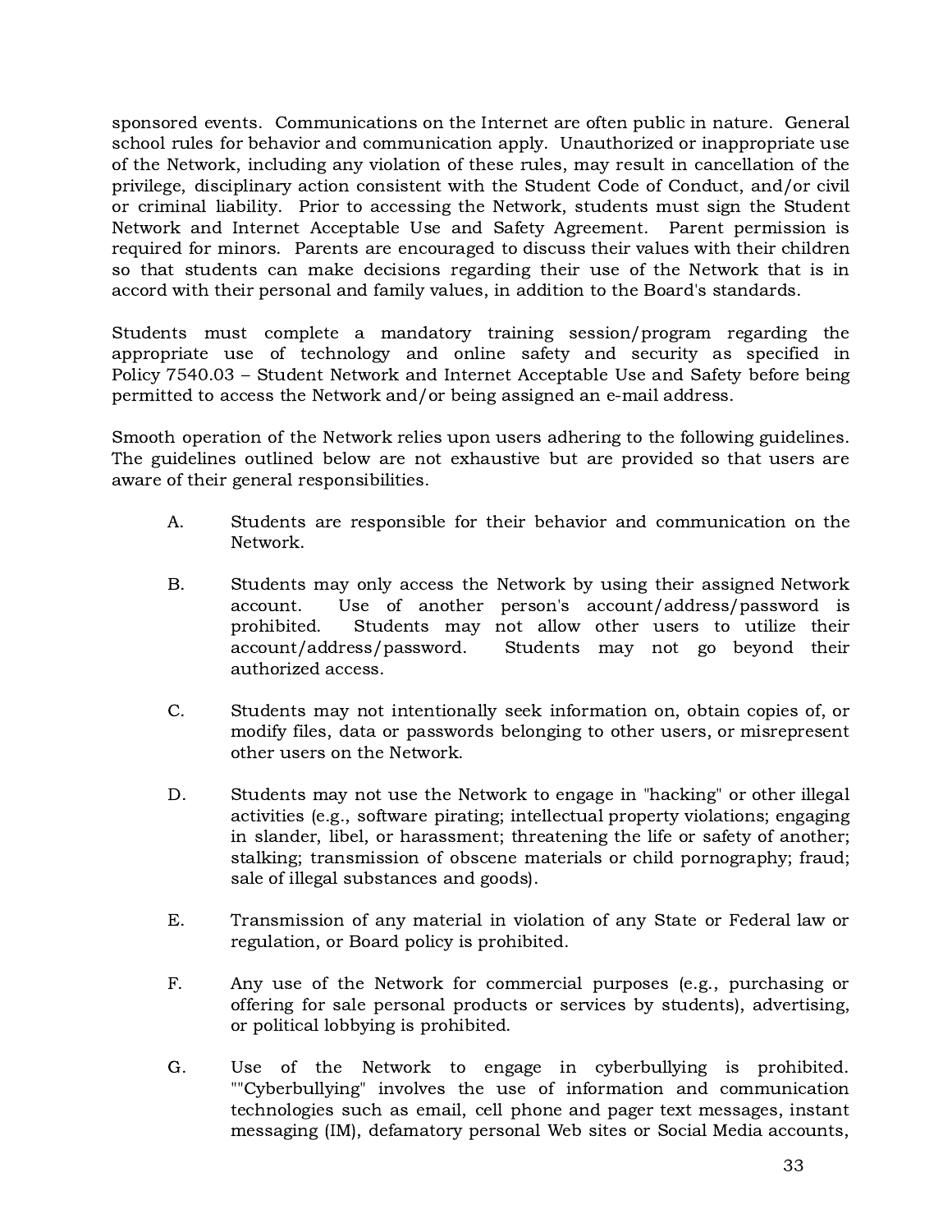sponsored events. Communications on the Internet are often public in nature. General school rules for behavior and communication apply. Unauthorized or inappropriate use of the Network, including any violation of these rules, may result in cancellation of the privilege, disciplinary action consistent with the Student Code of Conduct, and/or civil or criminal liability. Prior to accessing the Network, students must sign the Student Network and Internet Acceptable Use and Safety Agreement. Parent permission is required for minors. Parents are encouraged to discuss their values with their children so that students can make decisions regarding their use of the Network that is in accord with their personal and family values, in addition to the Board's standards.

Students must complete a mandatory training session/program regarding the appropriate use of technology and online safety and security as specified in Policy 7540.03 – Student Network and Internet Acceptable Use and Safety before being permitted to access the Network and/or being assigned an e-mail address.

Smooth operation of the Network relies upon users adhering to the following guidelines. The guidelines outlined below are not exhaustive but are provided so that users are aware of their general responsibilities.

A. Students are responsible for their behavior and communication on the Network.

B. Students may only access the Network by using their assigned Network account. Use of another person's account/address/password is prohibited. Students may not allow other users to utilize their account/address/password. Students may not go beyond their authorized access.

C. Students may not intentionally seek information on, obtain copies of, or modify files, data or passwords belonging to other users, or misrepresent other users on the Network.

D. Students may not use the Network to engage in "hacking" or other illegal activities (e.g., software pirating; intellectual property violations; engaging in slander, libel, or harassment; threatening the life or safety of another; stalking; transmission of obscene materials or child pornography; fraud; sale of illegal substances and goods).

E. Transmission of any material in violation of any State or Federal law or regulation, or Board policy is prohibited.

F. Any use of the Network for commercial purposes (e.g., purchasing or offering for sale personal products or services by students), advertising, or political lobbying is prohibited.

G. Use of the Network to engage in cyberbullying is prohibited. ""Cyberbullying" involves the use of information and communication technologies such as email, cell phone and pager text messages, instant messaging (IM), defamatory personal Web sites or Social Media accounts,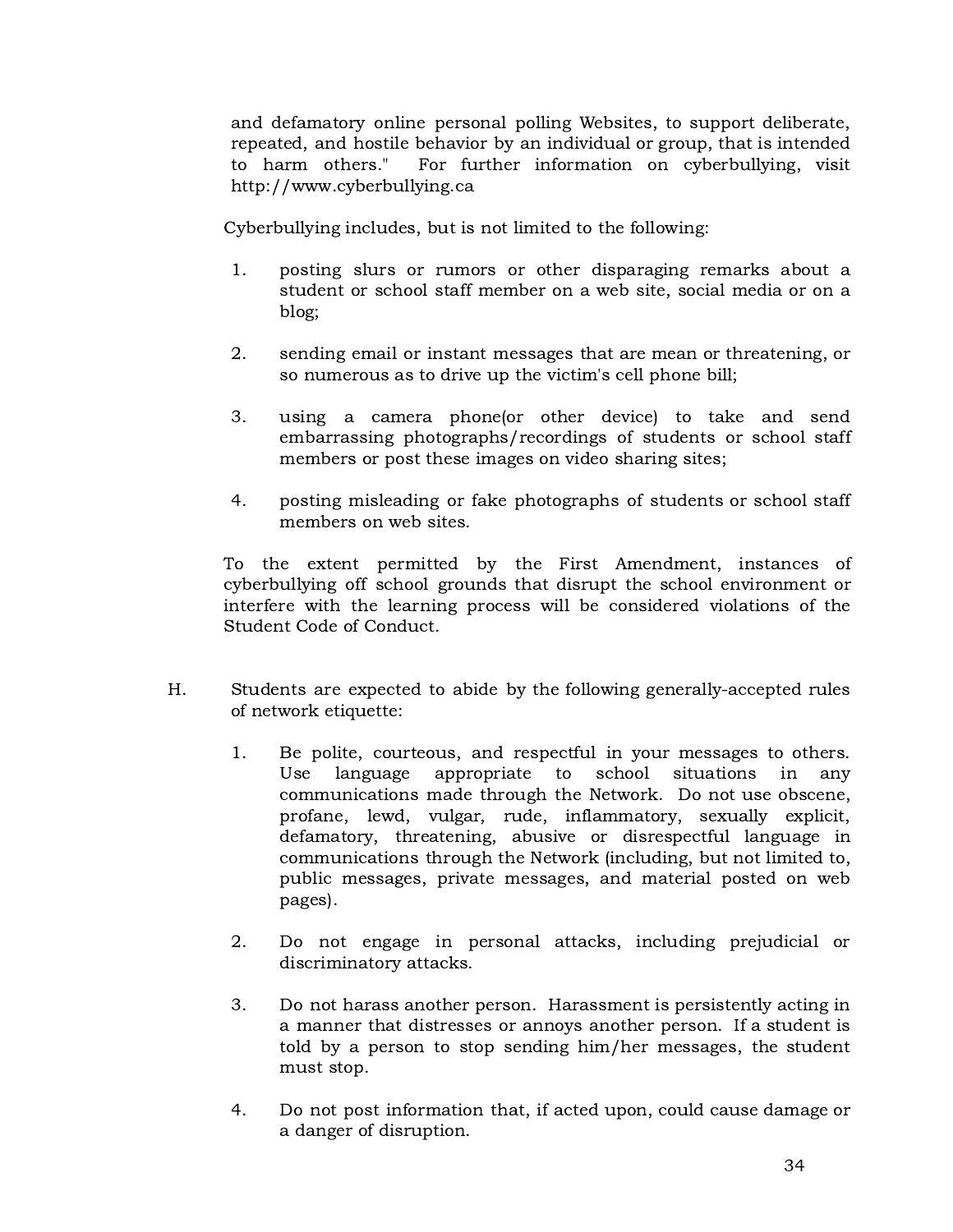and defamatory online personal polling Websites, to support deliberate, repeated, and hostile behavior by an individual or group, that is intended to harm others." For further information on cyberbullying, visit http://www.cyberbullying.ca

Cyberbullying includes, but is not limited to the following:

1. posting slurs or rumors or other disparaging remarks about a student or school staff member on a web site, social media or on a blog;

2. sending email or instant messages that are mean or threatening, or so numerous as to drive up the victim's cell phone bill;

3. using a camera phone(or other device) to take and send embarrassing photographs/recordings of students or school staff members or post these images on video sharing sites;

4. posting misleading or fake photographs of students or school staff members on web sites.

To the extent permitted by the First Amendment, instances of cyberbullying off school grounds that disrupt the school environment or interfere with the learning process will be considered violations of the Student Code of Conduct.

H. Students are expected to abide by the following generally-accepted rules of network etiquette:

1. Be polite, courteous, and respectful in your messages to others. Use language appropriate to school situations in any communications made through the Network. Do not use obscene, profane, lewd, vulgar, rude, inflammatory, sexually explicit, defamatory, threatening, abusive or disrespectful language in communications through the Network (including, but not limited to, public messages, private messages, and material posted on web pages).

2. Do not engage in personal attacks, including prejudicial or discriminatory attacks.

3. Do not harass another person. Harassment is persistently acting in a manner that distresses or annoys another person. If a student is told by a person to stop sending him/her messages, the student must stop.

4. Do not post information that, if acted upon, could cause damage or a danger of disruption.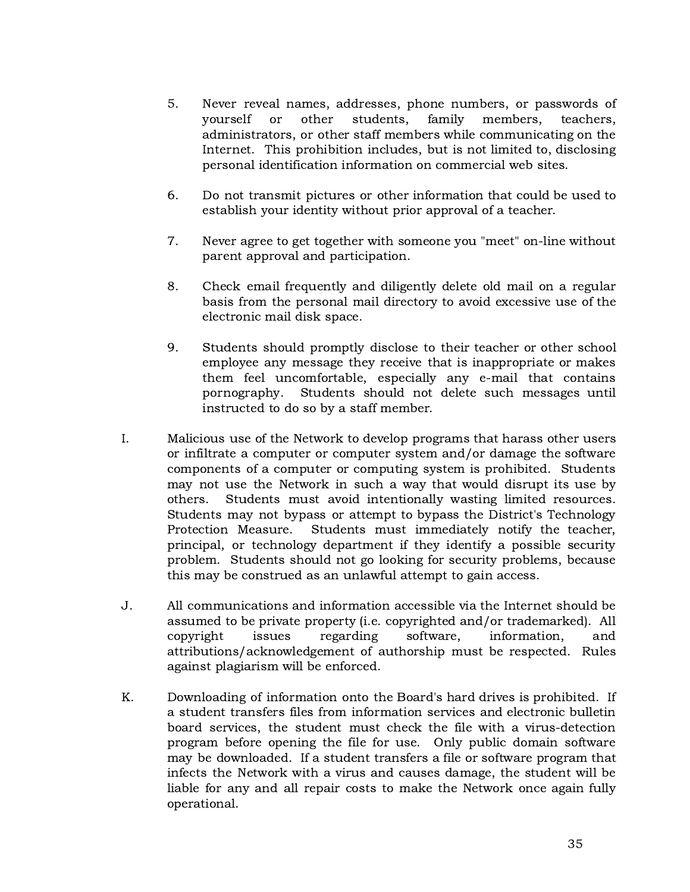5. Never reveal names, addresses, phone numbers, or passwords of yourself or other students, family members, teachers, administrators, or other staff members while communicating on the Internet. This prohibition includes, but is not limited to, disclosing personal identification information on commercial web sites.

6. Do not transmit pictures or other information that could be used to establish your identity without prior approval of a teacher.

7. Never agree to get together with someone you "meet" on-line without parent approval and participation.

8. Check email frequently and diligently delete old mail on a regular basis from the personal mail directory to avoid excessive use of the electronic mail disk space.

9. Students should promptly disclose to their teacher or other school employee any message they receive that is inappropriate or makes them feel uncomfortable, especially any e-mail that contains pornography. Students should not delete such messages until instructed to do so by a staff member.

I. Malicious use of the Network to develop programs that harass other users or infiltrate a computer or computer system and/or damage the software components of a computer or computing system is prohibited. Students may not use the Network in such a way that would disrupt its use by others. Students must avoid intentionally wasting limited resources. Students may not bypass or attempt to bypass the District's Technology Protection Measure. Students must immediately notify the teacher, principal, or technology department if they identify a possible security problem. Students should not go looking for security problems, because this may be construed as an unlawful attempt to gain access.

J. All communications and information accessible via the Internet should be assumed to be private property (i.e. copyrighted and/or trademarked). All copyright issues regarding software, information, and attributions/acknowledgement of authorship must be respected. Rules against plagiarism will be enforced.

K. Downloading of information onto the Board's hard drives is prohibited. If a student transfers files from information services and electronic bulletin board services, the student must check the file with a virus-detection program before opening the file for use. Only public domain software may be downloaded. If a student transfers a file or software program that infects the Network with a virus and causes damage, the student will be liable for any and all repair costs to make the Network once again fully operational.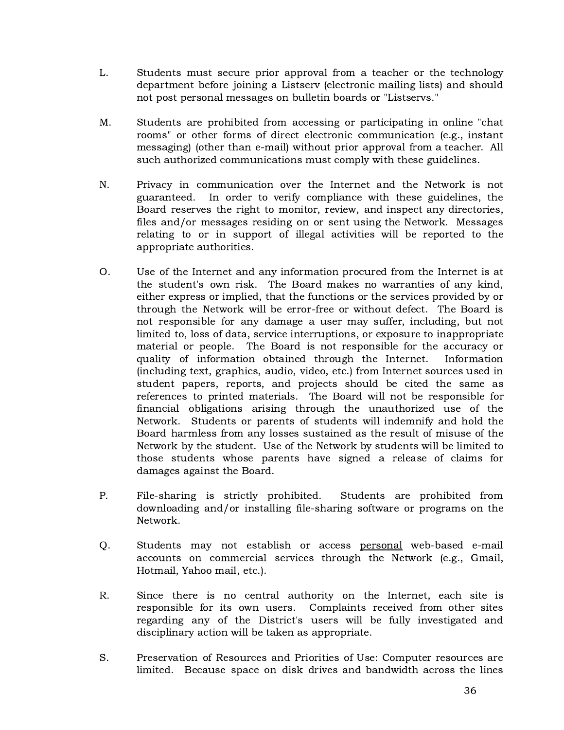L. Students must secure prior approval from a teacher or the technology department before joining a Listserv (electronic mailing lists) and should not post personal messages on bulletin boards or "Listservs."

M. Students are prohibited from accessing or participating in online "chat rooms" or other forms of direct electronic communication (e.g., instant messaging) (other than e-mail) without prior approval from a teacher. All such authorized communications must comply with these guidelines.

N. Privacy in communication over the Internet and the Network is not guaranteed. In order to verify compliance with these guidelines, the Board reserves the right to monitor, review, and inspect any directories, files and/or messages residing on or sent using the Network. Messages relating to or in support of illegal activities will be reported to the appropriate authorities.

O. Use of the Internet and any information procured from the Internet is at the student's own risk. The Board makes no warranties of any kind, either express or implied, that the functions or the services provided by or through the Network will be error-free or without defect. The Board is not responsible for any damage a user may suffer, including, but not limited to, loss of data, service interruptions, or exposure to inappropriate material or people. The Board is not responsible for the accuracy or quality of information obtained through the Internet. Information (including text, graphics, audio, video, etc.) from Internet sources used in student papers, reports, and projects should be cited the same as references to printed materials. The Board will not be responsible for financial obligations arising through the unauthorized use of the Network. Students or parents of students will indemnify and hold the Board harmless from any losses sustained as the result of misuse of the Network by the student. Use of the Network by students will be limited to those students whose parents have signed a release of claims for damages against the Board.

P. File-sharing is strictly prohibited. Students are prohibited from downloading and/or installing file-sharing software or programs on the Network.

Q. Students may not establish or access <u>personal</u> web-based e-mail accounts on commercial services through the Network (e.g., Gmail, Hotmail, Yahoo mail, etc.).

R. Since there is no central authority on the Internet, each site is responsible for its own users. Complaints received from other sites regarding any of the District's users will be fully investigated and disciplinary action will be taken as appropriate.

S. Preservation of Resources and Priorities of Use: Computer resources are limited. Because space on disk drives and bandwidth across the lines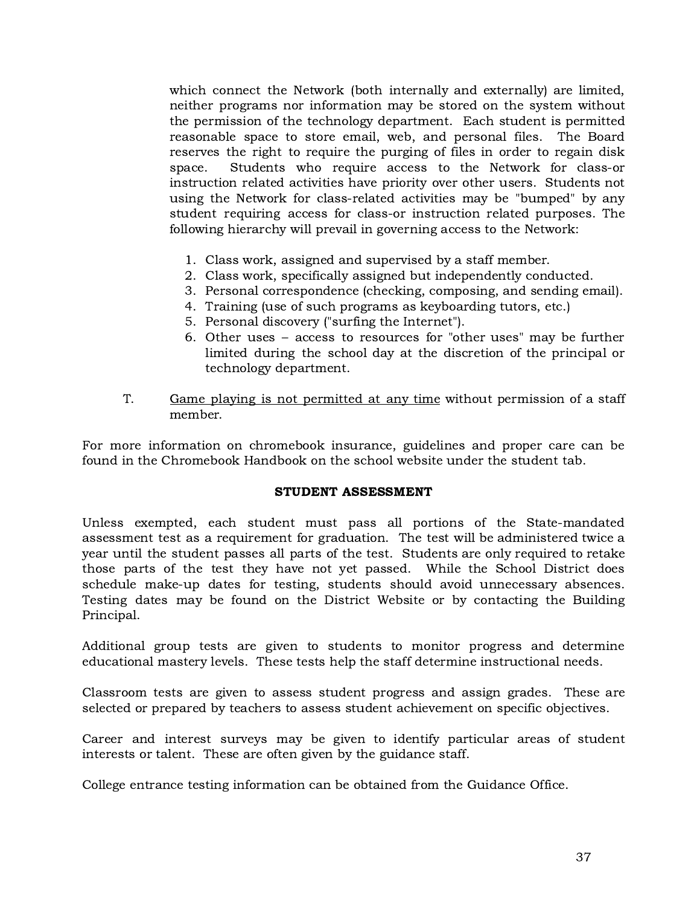which connect the Network (both internally and externally) are limited, neither programs nor information may be stored on the system without the permission of the technology department. Each student is permitted reasonable space to store email, web, and personal files. The Board reserves the right to require the purging of files in order to regain disk space. Students who require access to the Network for class-or instruction related activities have priority over other users. Students not using the Network for class-related activities may be "bumped" by any student requiring access for class-or instruction related purposes. The following hierarchy will prevail in governing access to the Network:

1. Class work, assigned and supervised by a staff member.
2. Class work, specifically assigned but independently conducted.
3. Personal correspondence (checking, composing, and sending email).
4. Training (use of such programs as keyboarding tutors, etc.)
5. Personal discovery ("surfing the Internet").
6. Other uses – access to resources for "other uses" may be further limited during the school day at the discretion of the principal or technology department.

T. <u>Game playing is not permitted at any time</u> without permission of a staff member.

For more information on chromebook insurance, guidelines and proper care can be found in the Chromebook Handbook on the school website under the student tab.

## STUDENT ASSESSMENT

Unless exempted, each student must pass all portions of the State-mandated assessment test as a requirement for graduation. The test will be administered twice a year until the student passes all parts of the test. Students are only required to retake those parts of the test they have not yet passed. While the School District does schedule make-up dates for testing, students should avoid unnecessary absences. Testing dates may be found on the District Website or by contacting the Building Principal.

Additional group tests are given to students to monitor progress and determine educational mastery levels. These tests help the staff determine instructional needs.

Classroom tests are given to assess student progress and assign grades. These are selected or prepared by teachers to assess student achievement on specific objectives.

Career and interest surveys may be given to identify particular areas of student interests or talent. These are often given by the guidance staff.

College entrance testing information can be obtained from the Guidance Office.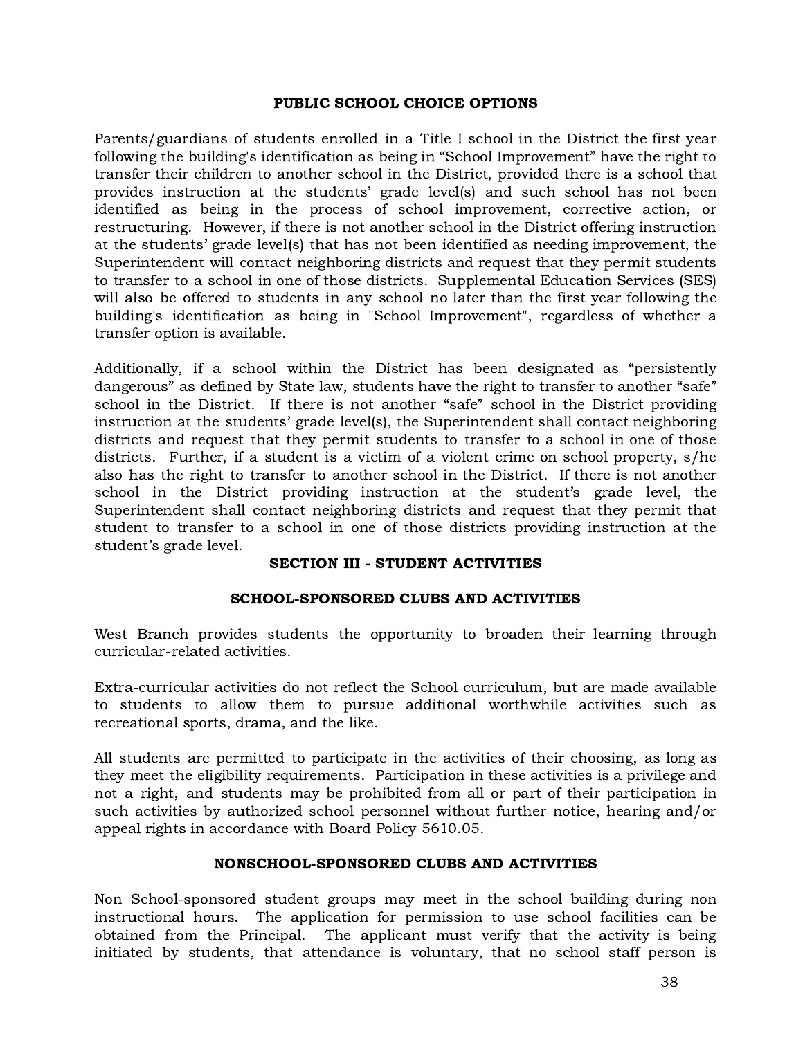## PUBLIC SCHOOL CHOICE OPTIONS

Parents/guardians of students enrolled in a Title I school in the District the first year following the building's identification as being in "School Improvement" have the right to transfer their children to another school in the District, provided there is a school that provides instruction at the students' grade level(s) and such school has not been identified as being in the process of school improvement, corrective action, or restructuring. However, if there is not another school in the District offering instruction at the students' grade level(s) that has not been identified as needing improvement, the Superintendent will contact neighboring districts and request that they permit students to transfer to a school in one of those districts. Supplemental Education Services (SES) will also be offered to students in any school no later than the first year following the building's identification as being in "School Improvement", regardless of whether a transfer option is available.

Additionally, if a school within the District has been designated as "persistently dangerous" as defined by State law, students have the right to transfer to another "safe" school in the District. If there is not another "safe" school in the District providing instruction at the students' grade level(s), the Superintendent shall contact neighboring districts and request that they permit students to transfer to a school in one of those districts. Further, if a student is a victim of a violent crime on school property, s/he also has the right to transfer to another school in the District. If there is not another school in the District providing instruction at the student's grade level, the Superintendent shall contact neighboring districts and request that they permit that student to transfer to a school in one of those districts providing instruction at the student's grade level.

# SECTION III - STUDENT ACTIVITIES

## SCHOOL-SPONSORED CLUBS AND ACTIVITIES

West Branch provides students the opportunity to broaden their learning through curricular-related activities.

Extra-curricular activities do not reflect the School curriculum, but are made available to students to allow them to pursue additional worthwhile activities such as recreational sports, drama, and the like.

All students are permitted to participate in the activities of their choosing, as long as they meet the eligibility requirements. Participation in these activities is a privilege and not a right, and students may be prohibited from all or part of their participation in such activities by authorized school personnel without further notice, hearing and/or appeal rights in accordance with Board Policy 5610.05.

## NONSCHOOL-SPONSORED CLUBS AND ACTIVITIES

Non School-sponsored student groups may meet in the school building during non instructional hours. The application for permission to use school facilities can be obtained from the Principal. The applicant must verify that the activity is being initiated by students, that attendance is voluntary, that no school staff person is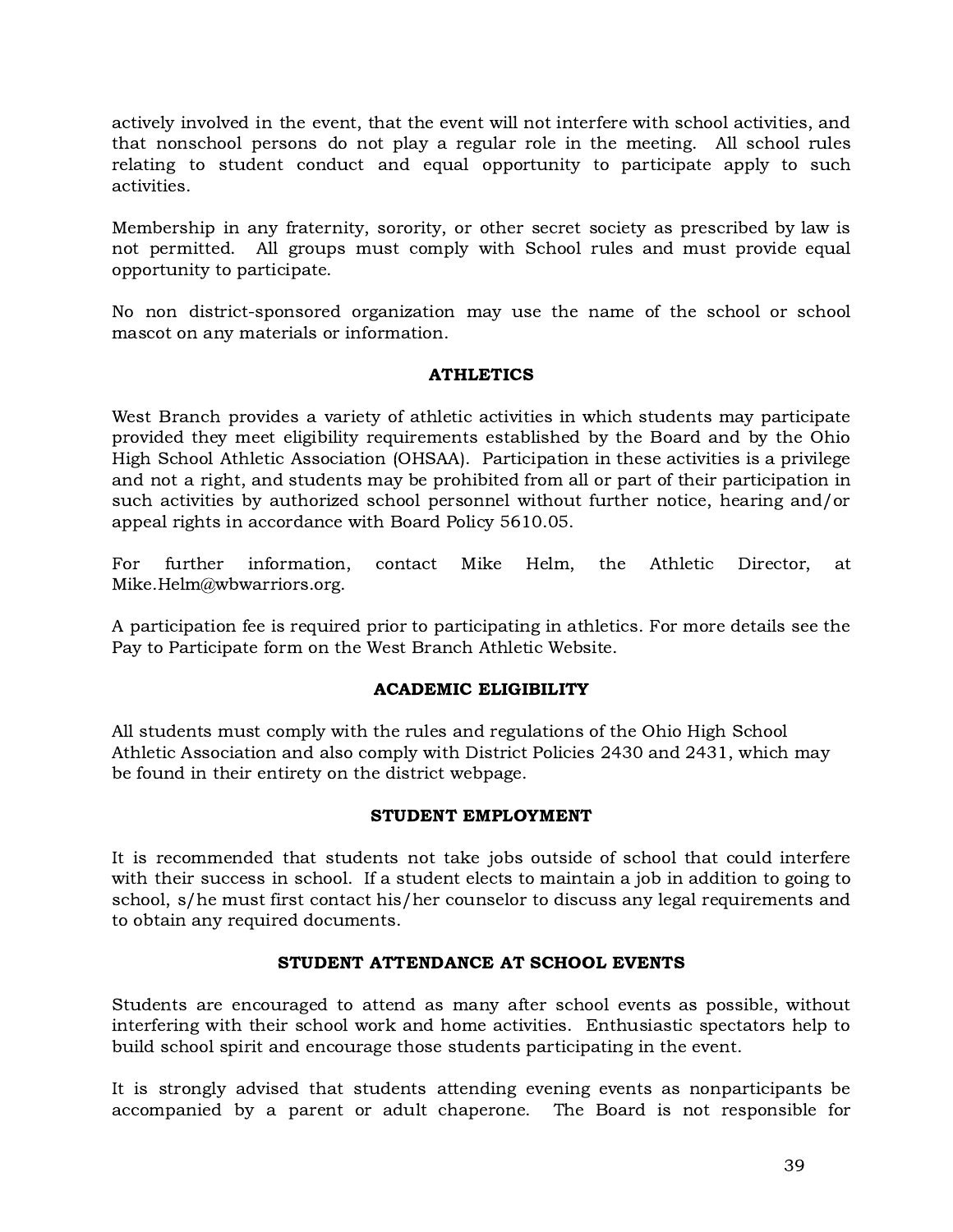actively involved in the event, that the event will not interfere with school activities, and that nonschool persons do not play a regular role in the meeting. All school rules relating to student conduct and equal opportunity to participate apply to such activities.

Membership in any fraternity, sorority, or other secret society as prescribed by law is not permitted. All groups must comply with School rules and must provide equal opportunity to participate.

No non district-sponsored organization may use the name of the school or school mascot on any materials or information.

## ATHLETICS

West Branch provides a variety of athletic activities in which students may participate provided they meet eligibility requirements established by the Board and by the Ohio High School Athletic Association (OHSAA). Participation in these activities is a privilege and not a right, and students may be prohibited from all or part of their participation in such activities by authorized school personnel without further notice, hearing and/or appeal rights in accordance with Board Policy 5610.05.

For further information, contact Mike Helm, the Athletic Director, at Mike.Helm@wbwarriors.org.

A participation fee is required prior to participating in athletics. For more details see the Pay to Participate form on the West Branch Athletic Website.

## ACADEMIC ELIGIBILITY

All students must comply with the rules and regulations of the Ohio High School Athletic Association and also comply with District Policies 2430 and 2431, which may be found in their entirety on the district webpage.

## STUDENT EMPLOYMENT

It is recommended that students not take jobs outside of school that could interfere with their success in school. If a student elects to maintain a job in addition to going to school, s/he must first contact his/her counselor to discuss any legal requirements and to obtain any required documents.

## STUDENT ATTENDANCE AT SCHOOL EVENTS

Students are encouraged to attend as many after school events as possible, without interfering with their school work and home activities. Enthusiastic spectators help to build school spirit and encourage those students participating in the event.

It is strongly advised that students attending evening events as nonparticipants be accompanied by a parent or adult chaperone. The Board is not responsible for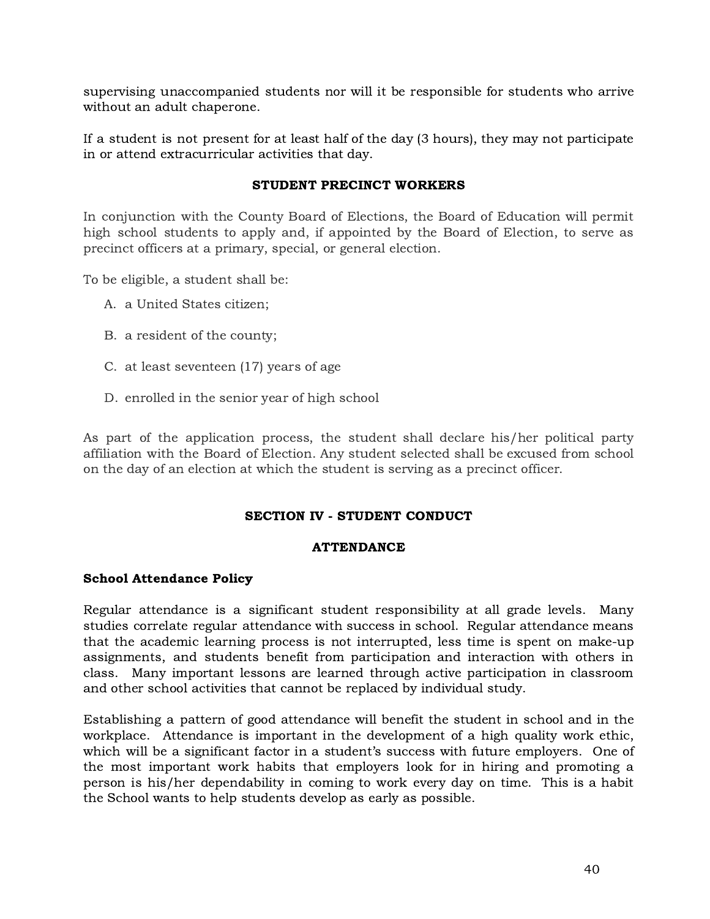supervising unaccompanied students nor will it be responsible for students who arrive without an adult chaperone.

If a student is not present for at least half of the day (3 hours), they may not participate in or attend extracurricular activities that day.

### STUDENT PRECINCT WORKERS

In conjunction with the County Board of Elections, the Board of Education will permit high school students to apply and, if appointed by the Board of Election, to serve as precinct officers at a primary, special, or general election.

To be eligible, a student shall be:

A. a United States citizen;

B. a resident of the county;

C. at least seventeen (17) years of age

D. enrolled in the senior year of high school

As part of the application process, the student shall declare his/her political party affiliation with the Board of Election. Any student selected shall be excused from school on the day of an election at which the student is serving as a precinct officer.

## SECTION IV - STUDENT CONDUCT

### ATTENDANCE

**School Attendance Policy**

Regular attendance is a significant student responsibility at all grade levels. Many studies correlate regular attendance with success in school. Regular attendance means that the academic learning process is not interrupted, less time is spent on make-up assignments, and students benefit from participation and interaction with others in class. Many important lessons are learned through active participation in classroom and other school activities that cannot be replaced by individual study.

Establishing a pattern of good attendance will benefit the student in school and in the workplace. Attendance is important in the development of a high quality work ethic, which will be a significant factor in a student's success with future employers. One of the most important work habits that employers look for in hiring and promoting a person is his/her dependability in coming to work every day on time. This is a habit the School wants to help students develop as early as possible.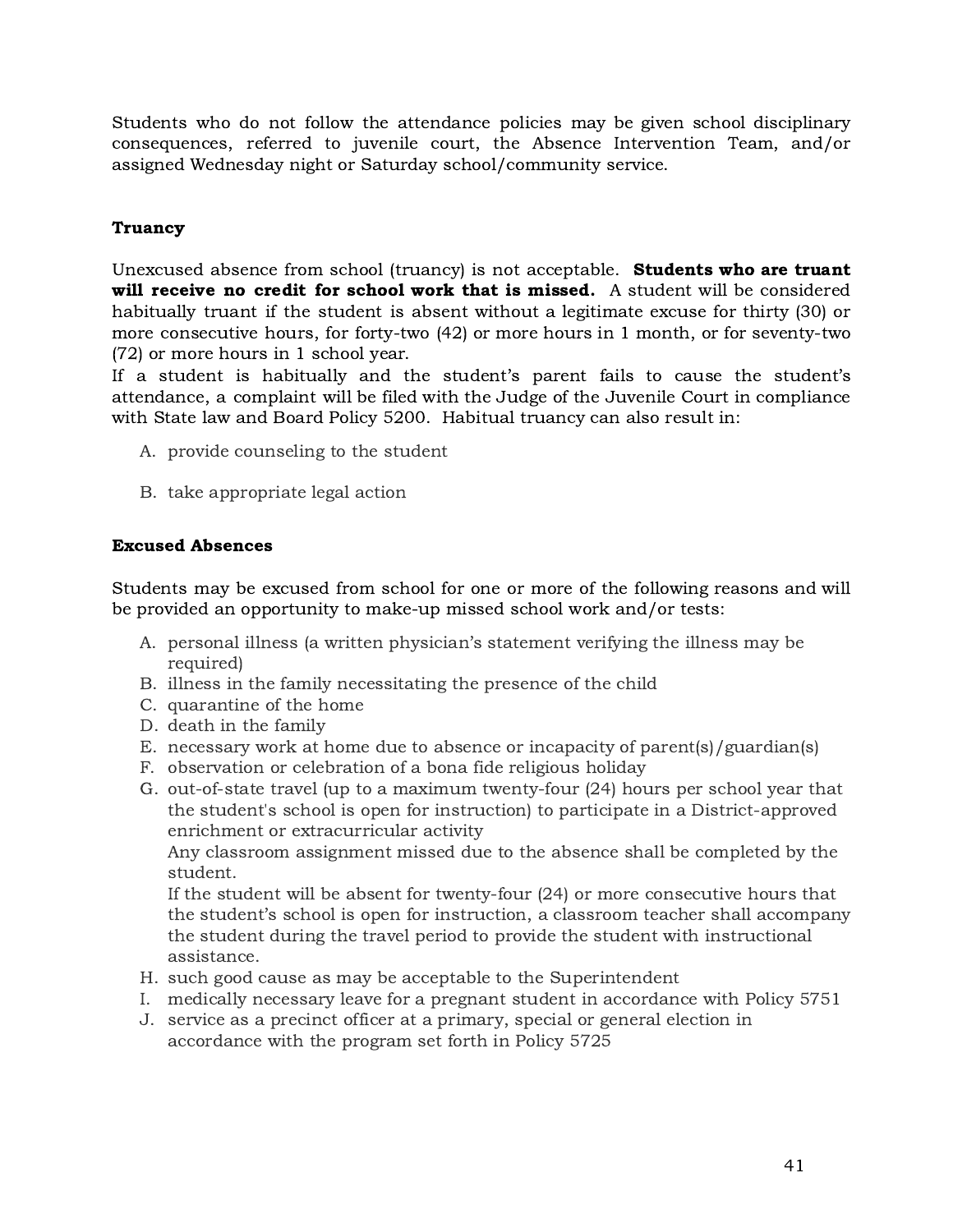Students who do not follow the attendance policies may be given school disciplinary consequences, referred to juvenile court, the Absence Intervention Team, and/or assigned Wednesday night or Saturday school/community service.

### Truancy

Unexcused absence from school (truancy) is not acceptable. **Students who are truant will receive no credit for school work that is missed.** A student will be considered habitually truant if the student is absent without a legitimate excuse for thirty (30) or more consecutive hours, for forty-two (42) or more hours in 1 month, or for seventy-two (72) or more hours in 1 school year.

If a student is habitually and the student's parent fails to cause the student's attendance, a complaint will be filed with the Judge of the Juvenile Court in compliance with State law and Board Policy 5200. Habitual truancy can also result in:

A. provide counseling to the student

B. take appropriate legal action

### Excused Absences

Students may be excused from school for one or more of the following reasons and will be provided an opportunity to make-up missed school work and/or tests:

A. personal illness (a written physician's statement verifying the illness may be required)
B. illness in the family necessitating the presence of the child
C. quarantine of the home
D. death in the family
E. necessary work at home due to absence or incapacity of parent(s)/guardian(s)
F. observation or celebration of a bona fide religious holiday
G. out-of-state travel (up to a maximum twenty-four (24) hours per school year that the student's school is open for instruction) to participate in a District-approved enrichment or extracurricular activity
   Any classroom assignment missed due to the absence shall be completed by the student.
   If the student will be absent for twenty-four (24) or more consecutive hours that the student's school is open for instruction, a classroom teacher shall accompany the student during the travel period to provide the student with instructional assistance.
H. such good cause as may be acceptable to the Superintendent
I. medically necessary leave for a pregnant student in accordance with Policy 5751
J. service as a precinct officer at a primary, special or general election in accordance with the program set forth in Policy 5725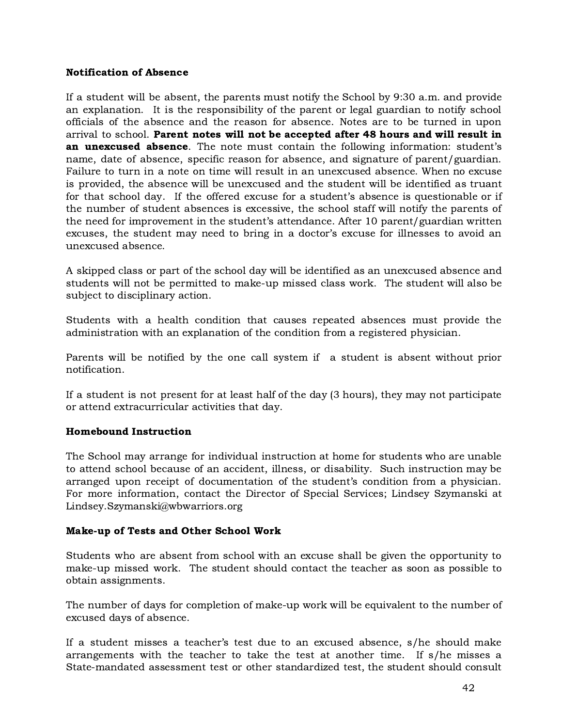### Notification of Absence

If a student will be absent, the parents must notify the School by 9:30 a.m. and provide an explanation. It is the responsibility of the parent or legal guardian to notify school officials of the absence and the reason for absence. Notes are to be turned in upon arrival to school. **Parent notes will not be accepted after 48 hours and will result in an unexcused absence**. The note must contain the following information: student's name, date of absence, specific reason for absence, and signature of parent/guardian. Failure to turn in a note on time will result in an unexcused absence. When no excuse is provided, the absence will be unexcused and the student will be identified as truant for that school day. If the offered excuse for a student's absence is questionable or if the number of student absences is excessive, the school staff will notify the parents of the need for improvement in the student's attendance. After 10 parent/guardian written excuses, the student may need to bring in a doctor's excuse for illnesses to avoid an unexcused absence.

A skipped class or part of the school day will be identified as an unexcused absence and students will not be permitted to make-up missed class work. The student will also be subject to disciplinary action.

Students with a health condition that causes repeated absences must provide the administration with an explanation of the condition from a registered physician.

Parents will be notified by the one call system if a student is absent without prior notification.

If a student is not present for at least half of the day (3 hours), they may not participate or attend extracurricular activities that day.

### Homebound Instruction

The School may arrange for individual instruction at home for students who are unable to attend school because of an accident, illness, or disability. Such instruction may be arranged upon receipt of documentation of the student's condition from a physician. For more information, contact the Director of Special Services; Lindsey Szymanski at Lindsey.Szymanski@wbwarriors.org

### Make-up of Tests and Other School Work

Students who are absent from school with an excuse shall be given the opportunity to make-up missed work. The student should contact the teacher as soon as possible to obtain assignments.

The number of days for completion of make-up work will be equivalent to the number of excused days of absence.

If a student misses a teacher's test due to an excused absence, s/he should make arrangements with the teacher to take the test at another time. If s/he misses a State-mandated assessment test or other standardized test, the student should consult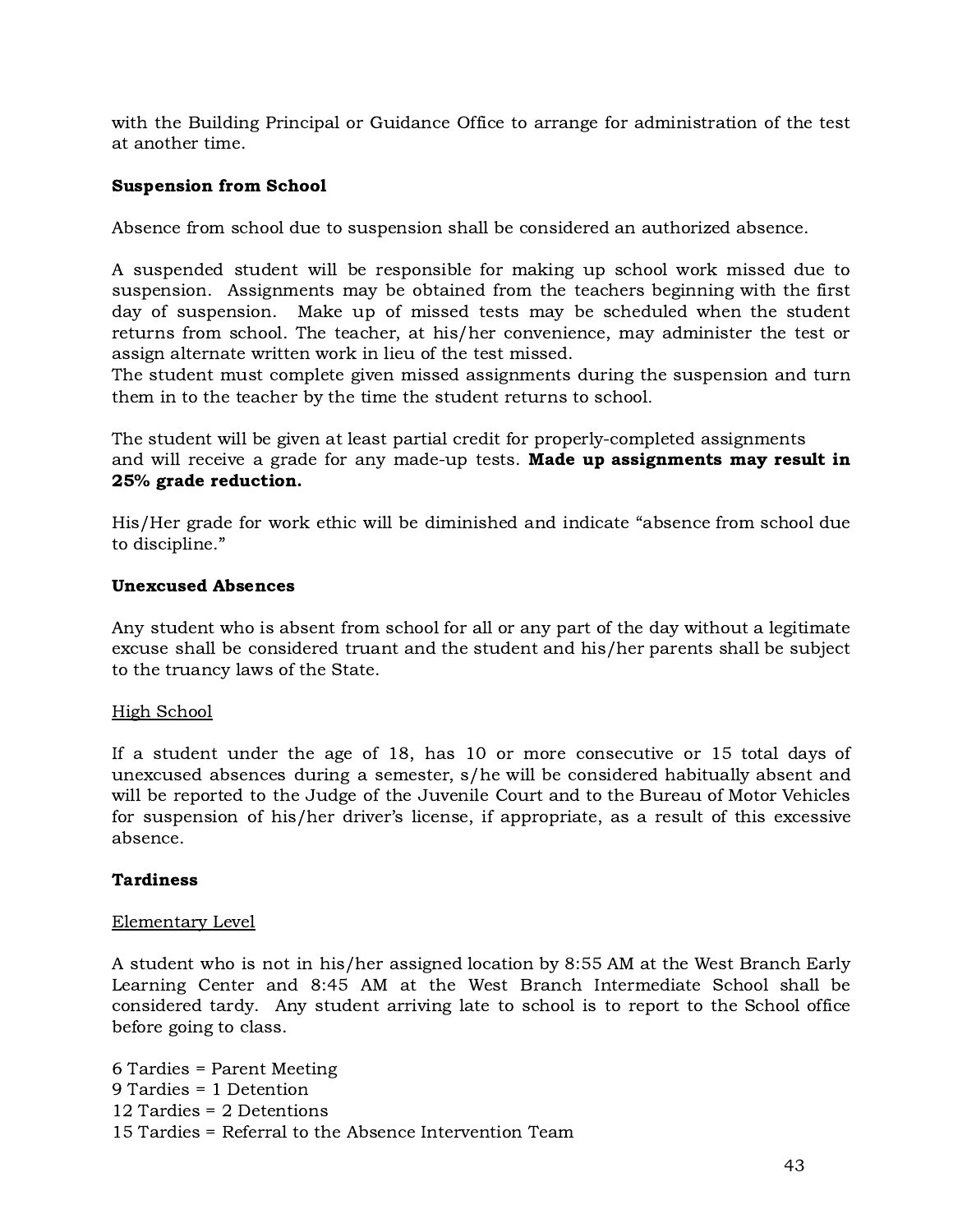with the Building Principal or Guidance Office to arrange for administration of the test at another time.

**Suspension from School**

Absence from school due to suspension shall be considered an authorized absence.

A suspended student will be responsible for making up school work missed due to suspension. Assignments may be obtained from the teachers beginning with the first day of suspension. Make up of missed tests may be scheduled when the student returns from school. The teacher, at his/her convenience, may administer the test or assign alternate written work in lieu of the test missed.
The student must complete given missed assignments during the suspension and turn them in to the teacher by the time the student returns to school.

The student will be given at least partial credit for properly-completed assignments and will receive a grade for any made-up tests. **Made up assignments may result in 25% grade reduction.**

His/Her grade for work ethic will be diminished and indicate "absence from school due to discipline."

**Unexcused Absences**

Any student who is absent from school for all or any part of the day without a legitimate excuse shall be considered truant and the student and his/her parents shall be subject to the truancy laws of the State.

<u>High School</u>

If a student under the age of 18, has 10 or more consecutive or 15 total days of unexcused absences during a semester, s/he will be considered habitually absent and will be reported to the Judge of the Juvenile Court and to the Bureau of Motor Vehicles for suspension of his/her driver's license, if appropriate, as a result of this excessive absence.

**Tardiness**

<u>Elementary Level</u>

A student who is not in his/her assigned location by 8:55 AM at the West Branch Early Learning Center and 8:45 AM at the West Branch Intermediate School shall be considered tardy. Any student arriving late to school is to report to the School office before going to class.

6 Tardies = Parent Meeting
9 Tardies = 1 Detention
12 Tardies = 2 Detentions
15 Tardies = Referral to the Absence Intervention Team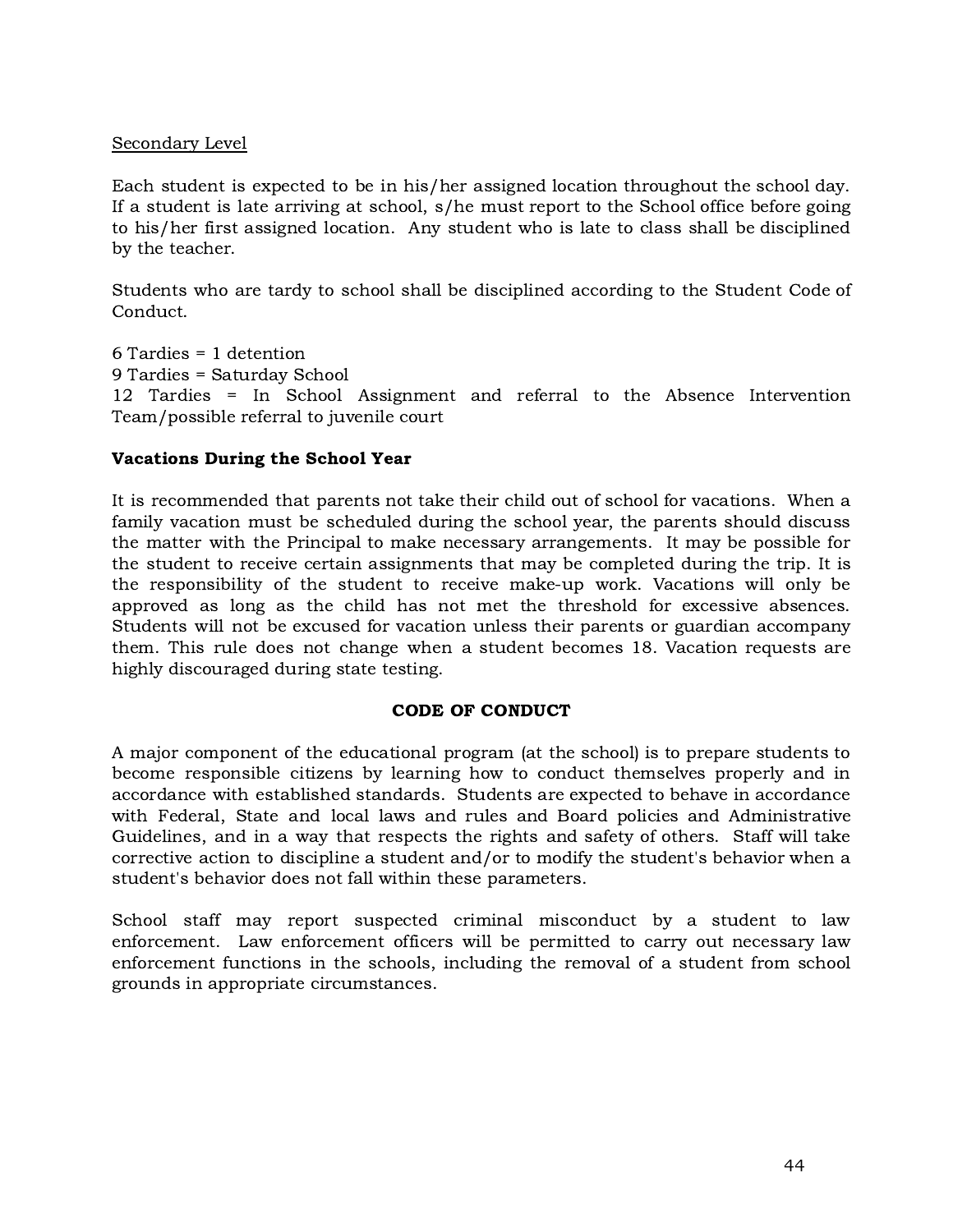Secondary Level

Each student is expected to be in his/her assigned location throughout the school day. If a student is late arriving at school, s/he must report to the School office before going to his/her first assigned location. Any student who is late to class shall be disciplined by the teacher.

Students who are tardy to school shall be disciplined according to the Student Code of Conduct.

6 Tardies = 1 detention
9 Tardies = Saturday School
12 Tardies = In School Assignment and referral to the Absence Intervention Team/possible referral to juvenile court

**Vacations During the School Year**

It is recommended that parents not take their child out of school for vacations. When a family vacation must be scheduled during the school year, the parents should discuss the matter with the Principal to make necessary arrangements. It may be possible for the student to receive certain assignments that may be completed during the trip. It is the responsibility of the student to receive make-up work. Vacations will only be approved as long as the child has not met the threshold for excessive absences. Students will not be excused for vacation unless their parents or guardian accompany them. This rule does not change when a student becomes 18. Vacation requests are highly discouraged during state testing.

## CODE OF CONDUCT

A major component of the educational program (at the school) is to prepare students to become responsible citizens by learning how to conduct themselves properly and in accordance with established standards. Students are expected to behave in accordance with Federal, State and local laws and rules and Board policies and Administrative Guidelines, and in a way that respects the rights and safety of others. Staff will take corrective action to discipline a student and/or to modify the student's behavior when a student's behavior does not fall within these parameters.

School staff may report suspected criminal misconduct by a student to law enforcement. Law enforcement officers will be permitted to carry out necessary law enforcement functions in the schools, including the removal of a student from school grounds in appropriate circumstances.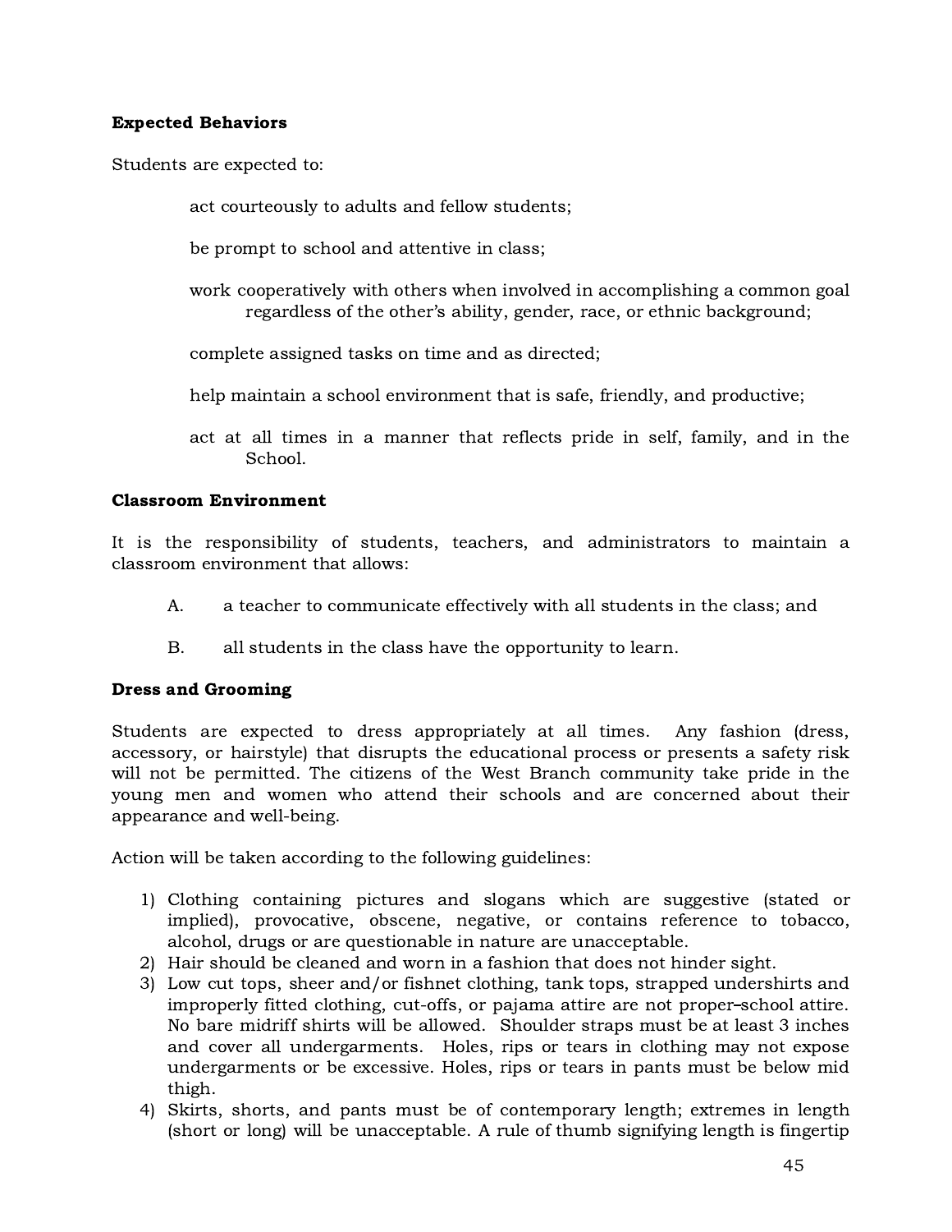**Expected Behaviors**

Students are expected to:

act courteously to adults and fellow students;

be prompt to school and attentive in class;

work cooperatively with others when involved in accomplishing a common goal regardless of the other's ability, gender, race, or ethnic background;

complete assigned tasks on time and as directed;

help maintain a school environment that is safe, friendly, and productive;

act at all times in a manner that reflects pride in self, family, and in the School.

**Classroom Environment**

It is the responsibility of students, teachers, and administrators to maintain a classroom environment that allows:

A. a teacher to communicate effectively with all students in the class; and

B. all students in the class have the opportunity to learn.

**Dress and Grooming**

Students are expected to dress appropriately at all times. Any fashion (dress, accessory, or hairstyle) that disrupts the educational process or presents a safety risk will not be permitted. The citizens of the West Branch community take pride in the young men and women who attend their schools and are concerned about their appearance and well-being.

Action will be taken according to the following guidelines:

1) Clothing containing pictures and slogans which are suggestive (stated or implied), provocative, obscene, negative, or contains reference to tobacco, alcohol, drugs or are questionable in nature are unacceptable.
2) Hair should be cleaned and worn in a fashion that does not hinder sight.
3) Low cut tops, sheer and/or fishnet clothing, tank tops, strapped undershirts and improperly fitted clothing, cut-offs, or pajama attire are not proper–school attire. No bare midriff shirts will be allowed. Shoulder straps must be at least 3 inches and cover all undergarments. Holes, rips or tears in clothing may not expose undergarments or be excessive. Holes, rips or tears in pants must be below mid thigh.
4) Skirts, shorts, and pants must be of contemporary length; extremes in length (short or long) will be unacceptable. A rule of thumb signifying length is fingertip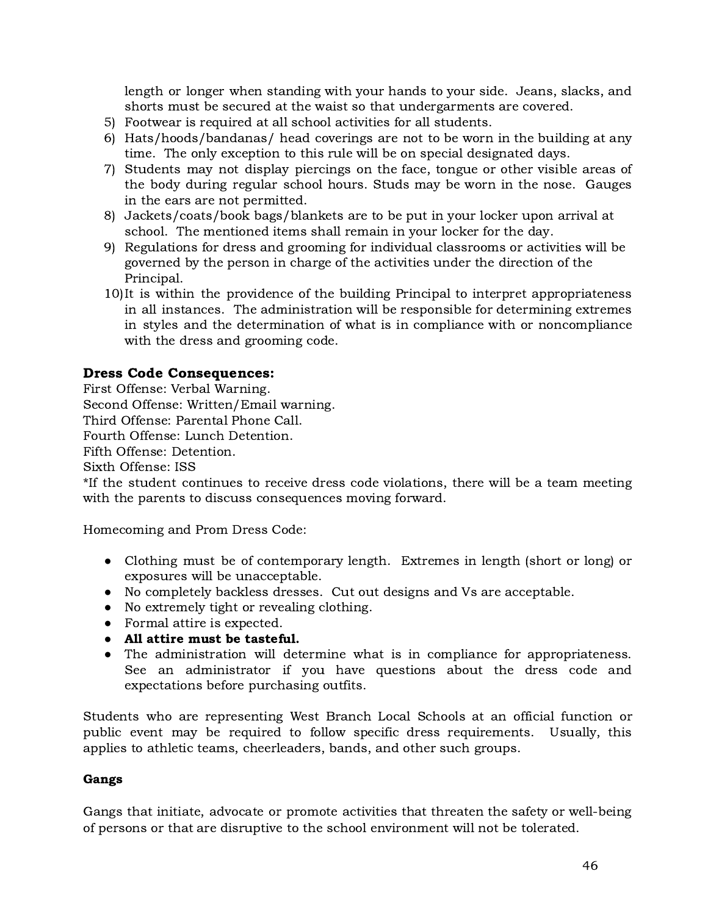length or longer when standing with your hands to your side. Jeans, slacks, and shorts must be secured at the waist so that undergarments are covered.

5) Footwear is required at all school activities for all students.
6) Hats/hoods/bandanas/ head coverings are not to be worn in the building at any time. The only exception to this rule will be on special designated days.
7) Students may not display piercings on the face, tongue or other visible areas of the body during regular school hours. Studs may be worn in the nose. Gauges in the ears are not permitted.
8) Jackets/coats/book bags/blankets are to be put in your locker upon arrival at school. The mentioned items shall remain in your locker for the day.
9) Regulations for dress and grooming for individual classrooms or activities will be governed by the person in charge of the activities under the direction of the Principal.
10) It is within the providence of the building Principal to interpret appropriateness in all instances. The administration will be responsible for determining extremes in styles and the determination of what is in compliance with or noncompliance with the dress and grooming code.

**Dress Code Consequences:**

First Offense: Verbal Warning.
Second Offense: Written/Email warning.
Third Offense: Parental Phone Call.
Fourth Offense: Lunch Detention.
Fifth Offense: Detention.
Sixth Offense: ISS
*If the student continues to receive dress code violations, there will be a team meeting with the parents to discuss consequences moving forward.

Homecoming and Prom Dress Code:

- Clothing must be of contemporary length. Extremes in length (short or long) or exposures will be unacceptable.
- No completely backless dresses. Cut out designs and Vs are acceptable.
- No extremely tight or revealing clothing.
- Formal attire is expected.
- **All attire must be tasteful.**
- The administration will determine what is in compliance for appropriateness. See an administrator if you have questions about the dress code and expectations before purchasing outfits.

Students who are representing West Branch Local Schools at an official function or public event may be required to follow specific dress requirements. Usually, this applies to athletic teams, cheerleaders, bands, and other such groups.

**Gangs**

Gangs that initiate, advocate or promote activities that threaten the safety or well-being of persons or that are disruptive to the school environment will not be tolerated.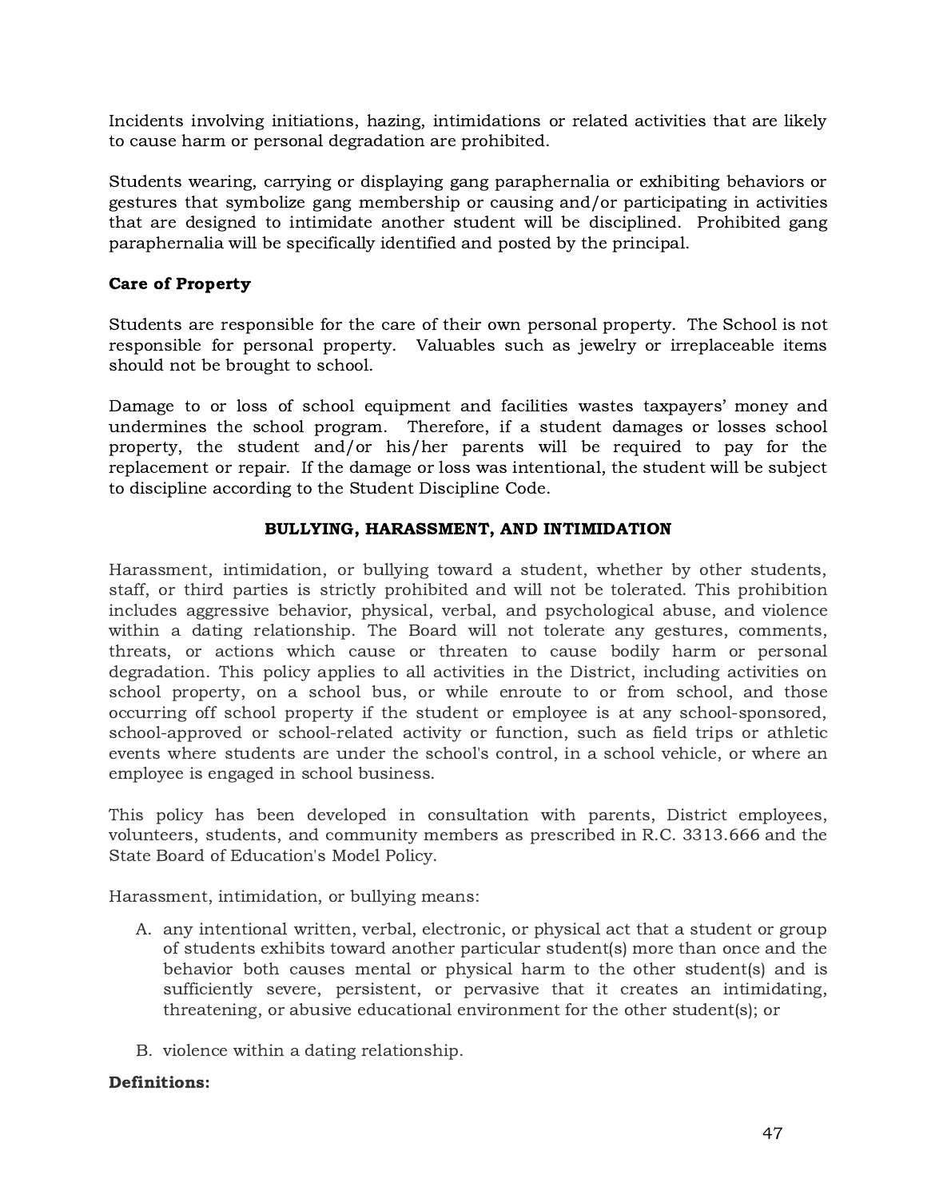Incidents involving initiations, hazing, intimidations or related activities that are likely to cause harm or personal degradation are prohibited.

Students wearing, carrying or displaying gang paraphernalia or exhibiting behaviors or gestures that symbolize gang membership or causing and/or participating in activities that are designed to intimidate another student will be disciplined. Prohibited gang paraphernalia will be specifically identified and posted by the principal.

**Care of Property**

Students are responsible for the care of their own personal property. The School is not responsible for personal property. Valuables such as jewelry or irreplaceable items should not be brought to school.

Damage to or loss of school equipment and facilities wastes taxpayers' money and undermines the school program. Therefore, if a student damages or losses school property, the student and/or his/her parents will be required to pay for the replacement or repair. If the damage or loss was intentional, the student will be subject to discipline according to the Student Discipline Code.

## BULLYING, HARASSMENT, AND INTIMIDATION

Harassment, intimidation, or bullying toward a student, whether by other students, staff, or third parties is strictly prohibited and will not be tolerated. This prohibition includes aggressive behavior, physical, verbal, and psychological abuse, and violence within a dating relationship. The Board will not tolerate any gestures, comments, threats, or actions which cause or threaten to cause bodily harm or personal degradation. This policy applies to all activities in the District, including activities on school property, on a school bus, or while enroute to or from school, and those occurring off school property if the student or employee is at any school-sponsored, school-approved or school-related activity or function, such as field trips or athletic events where students are under the school's control, in a school vehicle, or where an employee is engaged in school business.

This policy has been developed in consultation with parents, District employees, volunteers, students, and community members as prescribed in R.C. 3313.666 and the State Board of Education's Model Policy.

Harassment, intimidation, or bullying means:

A. any intentional written, verbal, electronic, or physical act that a student or group of students exhibits toward another particular student(s) more than once and the behavior both causes mental or physical harm to the other student(s) and is sufficiently severe, persistent, or pervasive that it creates an intimidating, threatening, or abusive educational environment for the other student(s); or

B. violence within a dating relationship.

**Definitions:**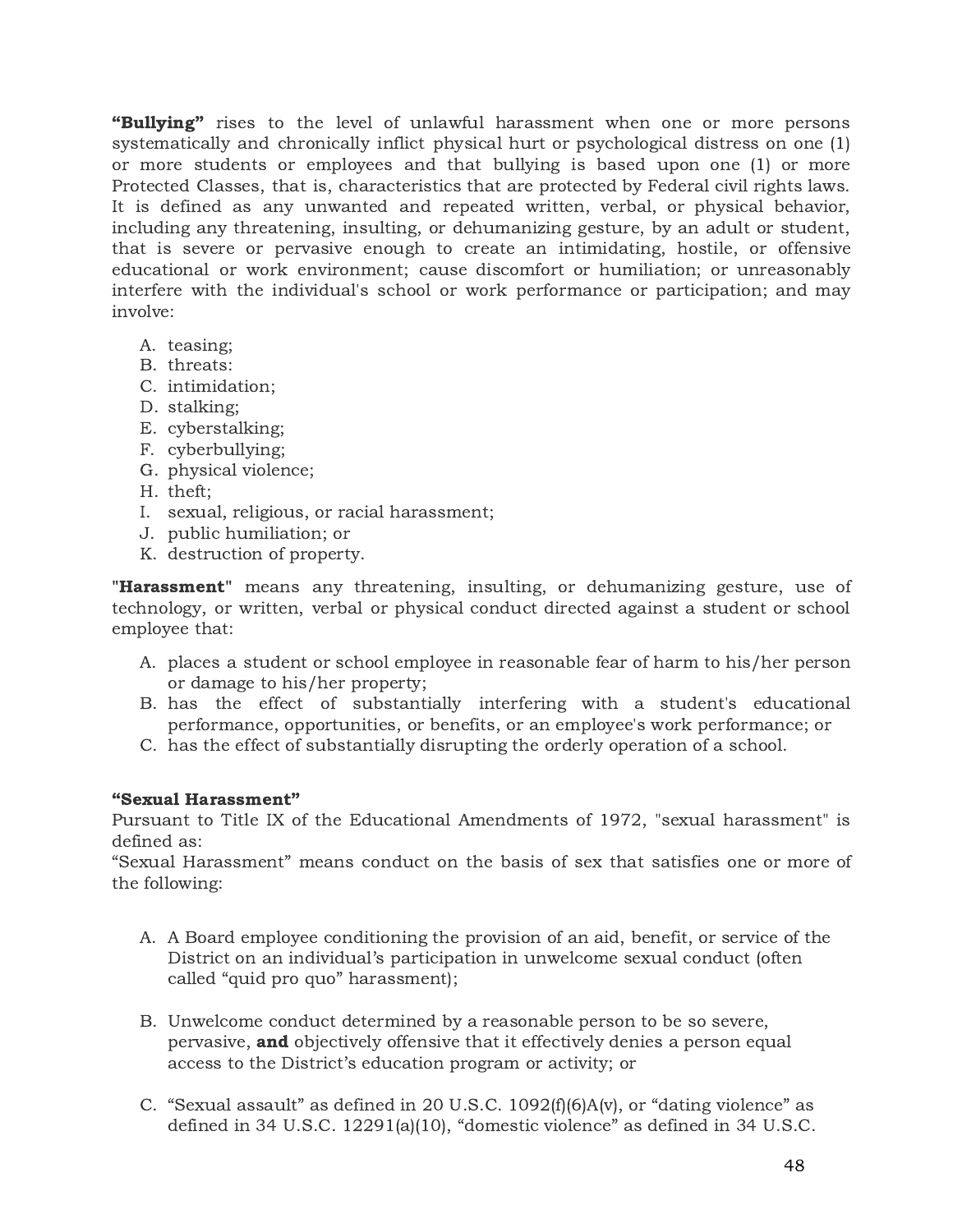**“Bullying”** rises to the level of unlawful harassment when one or more persons systematically and chronically inflict physical hurt or psychological distress on one (1) or more students or employees and that bullying is based upon one (1) or more Protected Classes, that is, characteristics that are protected by Federal civil rights laws. It is defined as any unwanted and repeated written, verbal, or physical behavior, including any threatening, insulting, or dehumanizing gesture, by an adult or student, that is severe or pervasive enough to create an intimidating, hostile, or offensive educational or work environment; cause discomfort or humiliation; or unreasonably interfere with the individual's school or work performance or participation; and may involve:

A. teasing;
B. threats:
C. intimidation;
D. stalking;
E. cyberstalking;
F. cyberbullying;
G. physical violence;
H. theft;
I. sexual, religious, or racial harassment;
J. public humiliation; or
K. destruction of property.

"**Harassment**" means any threatening, insulting, or dehumanizing gesture, use of technology, or written, verbal or physical conduct directed against a student or school employee that:

A. places a student or school employee in reasonable fear of harm to his/her person or damage to his/her property;
B. has the effect of substantially interfering with a student's educational performance, opportunities, or benefits, or an employee's work performance; or
C. has the effect of substantially disrupting the orderly operation of a school.

**“Sexual Harassment”**

Pursuant to Title IX of the Educational Amendments of 1972, "sexual harassment" is defined as:

“Sexual Harassment” means conduct on the basis of sex that satisfies one or more of the following:

A. A Board employee conditioning the provision of an aid, benefit, or service of the District on an individual’s participation in unwelcome sexual conduct (often called “quid pro quo” harassment);

B. Unwelcome conduct determined by a reasonable person to be so severe, pervasive, **and** objectively offensive that it effectively denies a person equal access to the District’s education program or activity; or

C. “Sexual assault” as defined in 20 U.S.C. 1092(f)(6)A(v), or “dating violence” as defined in 34 U.S.C. 12291(a)(10), “domestic violence” as defined in 34 U.S.C.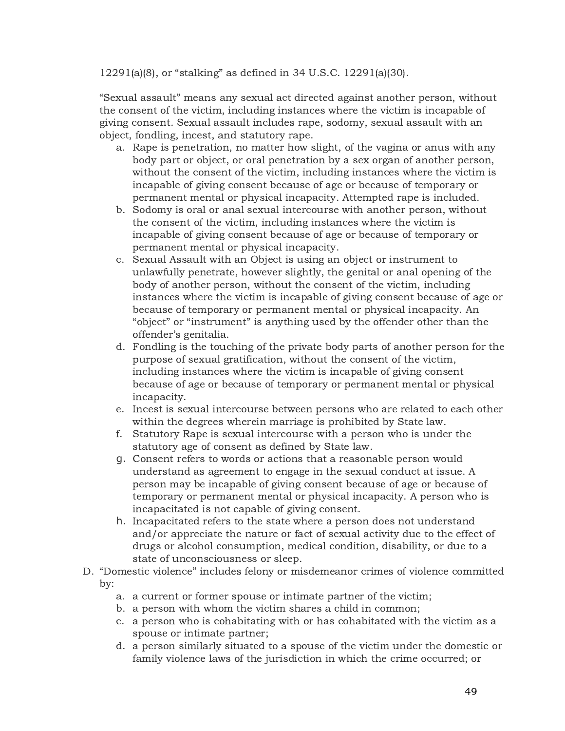12291(a)(8), or "stalking" as defined in 34 U.S.C. 12291(a)(30).

"Sexual assault" means any sexual act directed against another person, without the consent of the victim, including instances where the victim is incapable of giving consent. Sexual assault includes rape, sodomy, sexual assault with an object, fondling, incest, and statutory rape.

a. Rape is penetration, no matter how slight, of the vagina or anus with any body part or object, or oral penetration by a sex organ of another person, without the consent of the victim, including instances where the victim is incapable of giving consent because of age or because of temporary or permanent mental or physical incapacity. Attempted rape is included.
b. Sodomy is oral or anal sexual intercourse with another person, without the consent of the victim, including instances where the victim is incapable of giving consent because of age or because of temporary or permanent mental or physical incapacity.
c. Sexual Assault with an Object is using an object or instrument to unlawfully penetrate, however slightly, the genital or anal opening of the body of another person, without the consent of the victim, including instances where the victim is incapable of giving consent because of age or because of temporary or permanent mental or physical incapacity. An "object" or "instrument" is anything used by the offender other than the offender's genitalia.
d. Fondling is the touching of the private body parts of another person for the purpose of sexual gratification, without the consent of the victim, including instances where the victim is incapable of giving consent because of age or because of temporary or permanent mental or physical incapacity.
e. Incest is sexual intercourse between persons who are related to each other within the degrees wherein marriage is prohibited by State law.
f. Statutory Rape is sexual intercourse with a person who is under the statutory age of consent as defined by State law.
g. Consent refers to words or actions that a reasonable person would understand as agreement to engage in the sexual conduct at issue. A person may be incapable of giving consent because of age or because of temporary or permanent mental or physical incapacity. A person who is incapacitated is not capable of giving consent.
h. Incapacitated refers to the state where a person does not understand and/or appreciate the nature or fact of sexual activity due to the effect of drugs or alcohol consumption, medical condition, disability, or due to a state of unconsciousness or sleep.

D. "Domestic violence" includes felony or misdemeanor crimes of violence committed by:
   a. a current or former spouse or intimate partner of the victim;
   b. a person with whom the victim shares a child in common;
   c. a person who is cohabitating with or has cohabitated with the victim as a spouse or intimate partner;
   d. a person similarly situated to a spouse of the victim under the domestic or family violence laws of the jurisdiction in which the crime occurred; or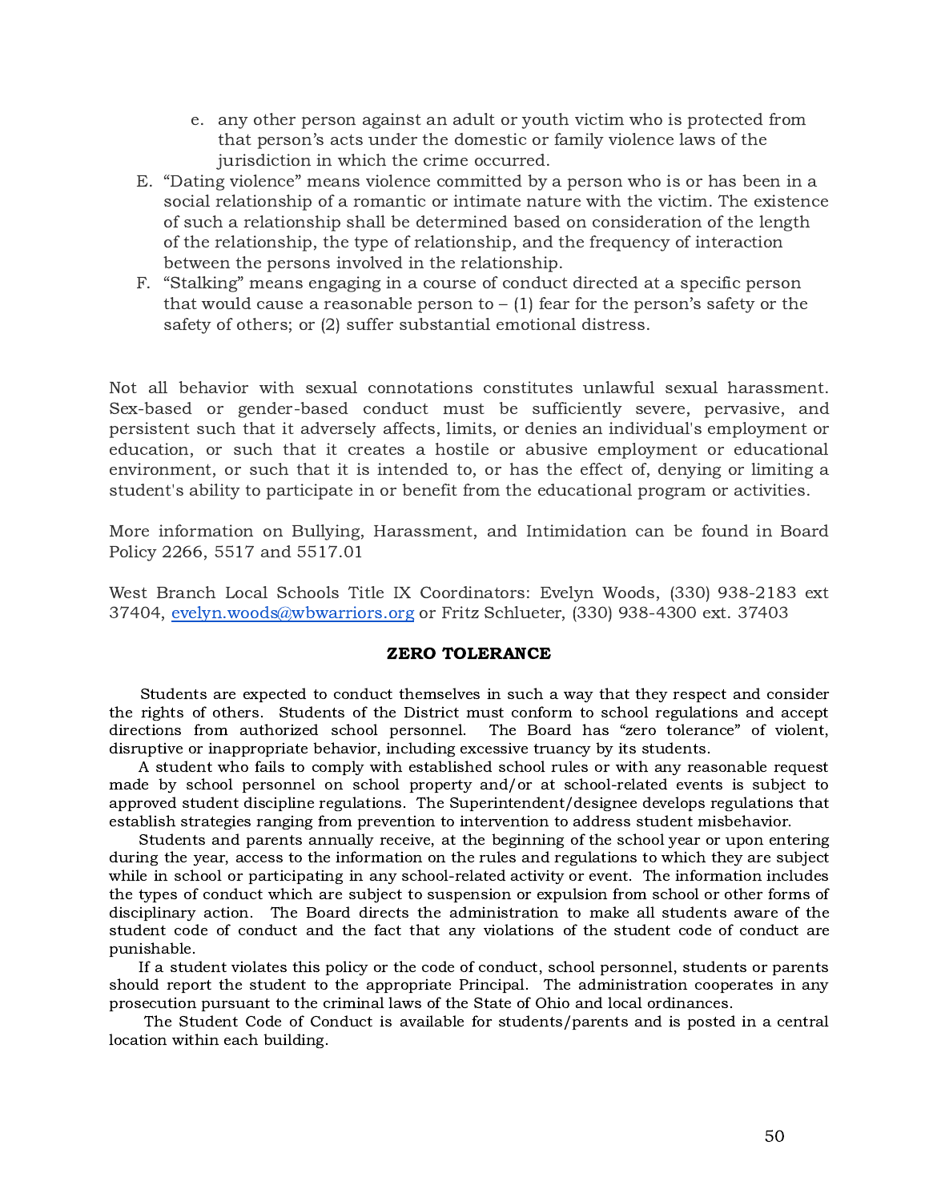e. any other person against an adult or youth victim who is protected from that person's acts under the domestic or family violence laws of the jurisdiction in which the crime occurred.

E. "Dating violence" means violence committed by a person who is or has been in a social relationship of a romantic or intimate nature with the victim. The existence of such a relationship shall be determined based on consideration of the length of the relationship, the type of relationship, and the frequency of interaction between the persons involved in the relationship.

F. "Stalking" means engaging in a course of conduct directed at a specific person that would cause a reasonable person to – (1) fear for the person's safety or the safety of others; or (2) suffer substantial emotional distress.

Not all behavior with sexual connotations constitutes unlawful sexual harassment. Sex-based or gender-based conduct must be sufficiently severe, pervasive, and persistent such that it adversely affects, limits, or denies an individual's employment or education, or such that it creates a hostile or abusive employment or educational environment, or such that it is intended to, or has the effect of, denying or limiting a student's ability to participate in or benefit from the educational program or activities.

More information on Bullying, Harassment, and Intimidation can be found in Board Policy 2266, 5517 and 5517.01

West Branch Local Schools Title IX Coordinators: Evelyn Woods, (330) 938-2183 ext 37404, evelyn.woods@wbwarriors.org or Fritz Schlueter, (330) 938-4300 ext. 37403

## ZERO TOLERANCE

Students are expected to conduct themselves in such a way that they respect and consider the rights of others. Students of the District must conform to school regulations and accept directions from authorized school personnel. The Board has "zero tolerance" of violent, disruptive or inappropriate behavior, including excessive truancy by its students.

A student who fails to comply with established school rules or with any reasonable request made by school personnel on school property and/or at school-related events is subject to approved student discipline regulations. The Superintendent/designee develops regulations that establish strategies ranging from prevention to intervention to address student misbehavior.

Students and parents annually receive, at the beginning of the school year or upon entering during the year, access to the information on the rules and regulations to which they are subject while in school or participating in any school-related activity or event. The information includes the types of conduct which are subject to suspension or expulsion from school or other forms of disciplinary action. The Board directs the administration to make all students aware of the student code of conduct and the fact that any violations of the student code of conduct are punishable.

If a student violates this policy or the code of conduct, school personnel, students or parents should report the student to the appropriate Principal. The administration cooperates in any prosecution pursuant to the criminal laws of the State of Ohio and local ordinances.

The Student Code of Conduct is available for students/parents and is posted in a central location within each building.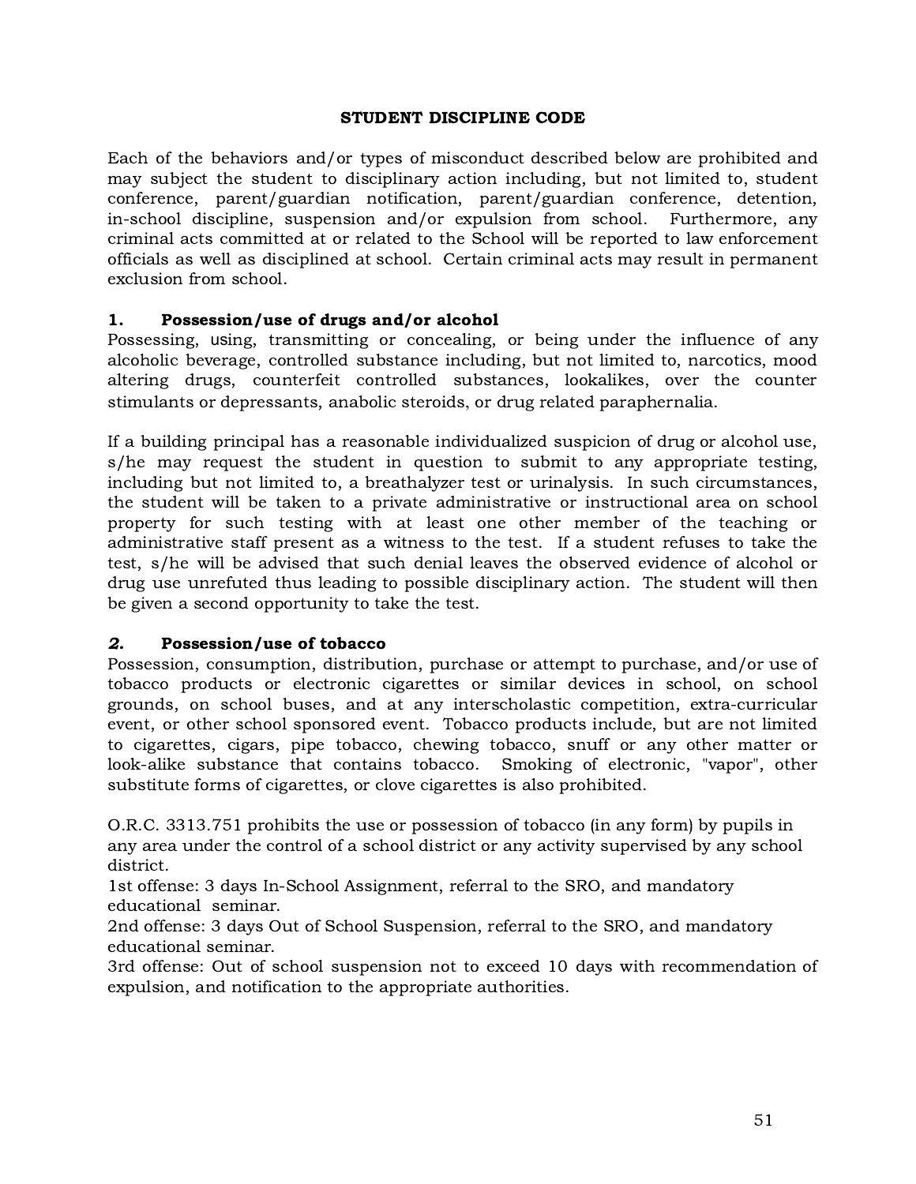## STUDENT DISCIPLINE CODE

Each of the behaviors and/or types of misconduct described below are prohibited and may subject the student to disciplinary action including, but not limited to, student conference, parent/guardian notification, parent/guardian conference, detention, in-school discipline, suspension and/or expulsion from school. Furthermore, any criminal acts committed at or related to the School will be reported to law enforcement officials as well as disciplined at school. Certain criminal acts may result in permanent exclusion from school.

### 1. Possession/use of drugs and/or alcohol

Possessing, using, transmitting or concealing, or being under the influence of any alcoholic beverage, controlled substance including, but not limited to, narcotics, mood altering drugs, counterfeit controlled substances, lookalikes, over the counter stimulants or depressants, anabolic steroids, or drug related paraphernalia.

If a building principal has a reasonable individualized suspicion of drug or alcohol use, s/he may request the student in question to submit to any appropriate testing, including but not limited to, a breathalyzer test or urinalysis. In such circumstances, the student will be taken to a private administrative or instructional area on school property for such testing with at least one other member of the teaching or administrative staff present as a witness to the test. If a student refuses to take the test, s/he will be advised that such denial leaves the observed evidence of alcohol or drug use unrefuted thus leading to possible disciplinary action. The student will then be given a second opportunity to take the test.

### *2.* Possession/use of tobacco

Possession, consumption, distribution, purchase or attempt to purchase, and/or use of tobacco products or electronic cigarettes or similar devices in school, on school grounds, on school buses, and at any interscholastic competition, extra-curricular event, or other school sponsored event. Tobacco products include, but are not limited to cigarettes, cigars, pipe tobacco, chewing tobacco, snuff or any other matter or look-alike substance that contains tobacco. Smoking of electronic, "vapor", other substitute forms of cigarettes, or clove cigarettes is also prohibited.

O.R.C. 3313.751 prohibits the use or possession of tobacco (in any form) by pupils in any area under the control of a school district or any activity supervised by any school district.

1st offense: 3 days In-School Assignment, referral to the SRO, and mandatory educational seminar.

2nd offense: 3 days Out of School Suspension, referral to the SRO, and mandatory educational seminar.

3rd offense: Out of school suspension not to exceed 10 days with recommendation of expulsion, and notification to the appropriate authorities.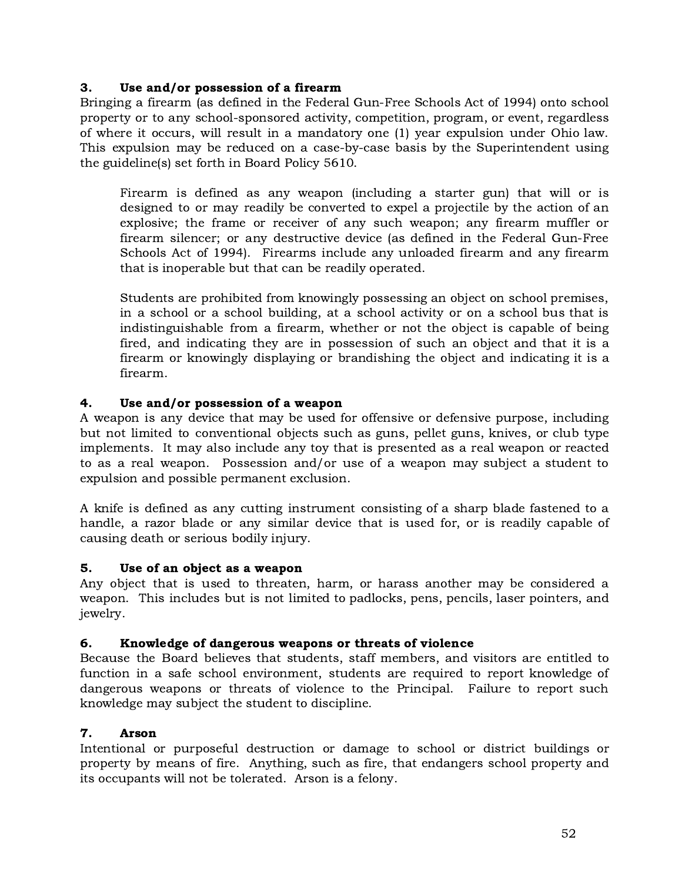### 3. Use and/or possession of a firearm

Bringing a firearm (as defined in the Federal Gun-Free Schools Act of 1994) onto school property or to any school-sponsored activity, competition, program, or event, regardless of where it occurs, will result in a mandatory one (1) year expulsion under Ohio law. This expulsion may be reduced on a case-by-case basis by the Superintendent using the guideline(s) set forth in Board Policy 5610.

> Firearm is defined as any weapon (including a starter gun) that will or is designed to or may readily be converted to expel a projectile by the action of an explosive; the frame or receiver of any such weapon; any firearm muffler or firearm silencer; or any destructive device (as defined in the Federal Gun-Free Schools Act of 1994). Firearms include any unloaded firearm and any firearm that is inoperable but that can be readily operated.
>
> Students are prohibited from knowingly possessing an object on school premises, in a school or a school building, at a school activity or on a school bus that is indistinguishable from a firearm, whether or not the object is capable of being fired, and indicating they are in possession of such an object and that it is a firearm or knowingly displaying or brandishing the object and indicating it is a firearm.

### 4. Use and/or possession of a weapon

A weapon is any device that may be used for offensive or defensive purpose, including but not limited to conventional objects such as guns, pellet guns, knives, or club type implements. It may also include any toy that is presented as a real weapon or reacted to as a real weapon. Possession and/or use of a weapon may subject a student to expulsion and possible permanent exclusion.

A knife is defined as any cutting instrument consisting of a sharp blade fastened to a handle, a razor blade or any similar device that is used for, or is readily capable of causing death or serious bodily injury.

### 5. Use of an object as a weapon

Any object that is used to threaten, harm, or harass another may be considered a weapon. This includes but is not limited to padlocks, pens, pencils, laser pointers, and jewelry.

### 6. Knowledge of dangerous weapons or threats of violence

Because the Board believes that students, staff members, and visitors are entitled to function in a safe school environment, students are required to report knowledge of dangerous weapons or threats of violence to the Principal. Failure to report such knowledge may subject the student to discipline.

### 7. Arson

Intentional or purposeful destruction or damage to school or district buildings or property by means of fire. Anything, such as fire, that endangers school property and its occupants will not be tolerated. Arson is a felony.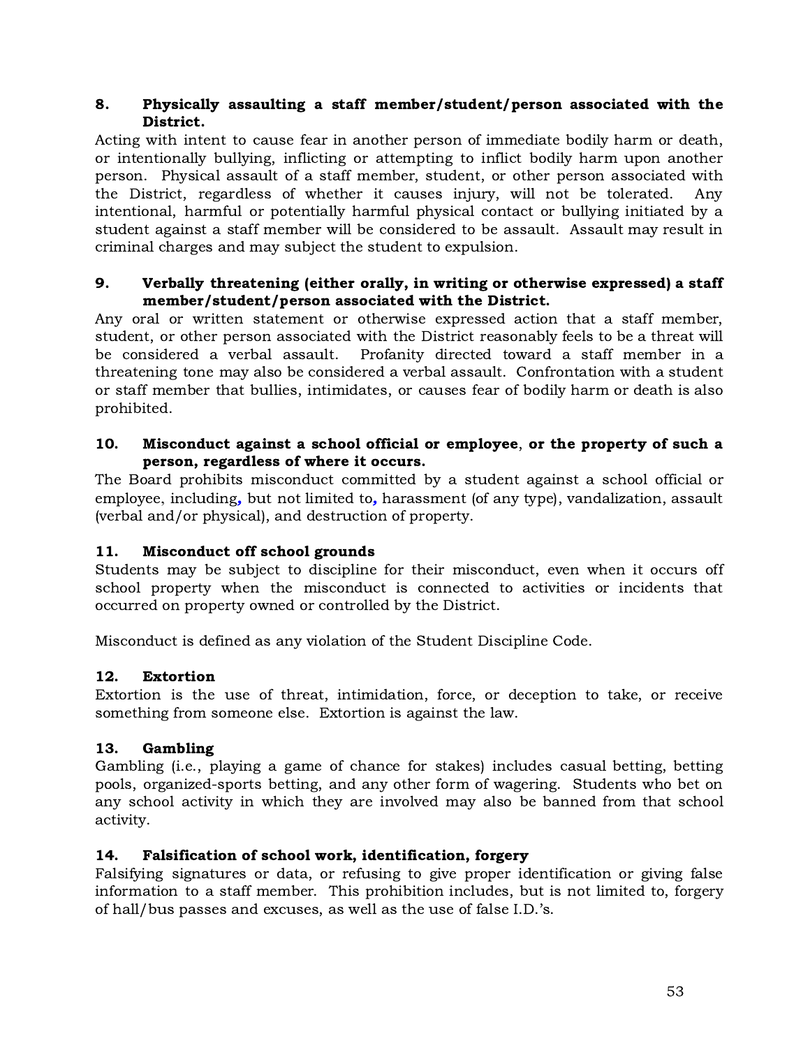**8. Physically assaulting a staff member/student/person associated with the District.**

Acting with intent to cause fear in another person of immediate bodily harm or death, or intentionally bullying, inflicting or attempting to inflict bodily harm upon another person. Physical assault of a staff member, student, or other person associated with the District, regardless of whether it causes injury, will not be tolerated. Any intentional, harmful or potentially harmful physical contact or bullying initiated by a student against a staff member will be considered to be assault. Assault may result in criminal charges and may subject the student to expulsion.

**9. Verbally threatening (either orally, in writing or otherwise expressed) a staff member/student/person associated with the District.**

Any oral or written statement or otherwise expressed action that a staff member, student, or other person associated with the District reasonably feels to be a threat will be considered a verbal assault. Profanity directed toward a staff member in a threatening tone may also be considered a verbal assault. Confrontation with a student or staff member that bullies, intimidates, or causes fear of bodily harm or death is also prohibited.

**10. Misconduct against a school official or employee, or the property of such a person, regardless of where it occurs.**

The Board prohibits misconduct committed by a student against a school official or employee, including, but not limited to, harassment (of any type), vandalization, assault (verbal and/or physical), and destruction of property.

**11. Misconduct off school grounds**

Students may be subject to discipline for their misconduct, even when it occurs off school property when the misconduct is connected to activities or incidents that occurred on property owned or controlled by the District.

Misconduct is defined as any violation of the Student Discipline Code.

**12. Extortion**

Extortion is the use of threat, intimidation, force, or deception to take, or receive something from someone else. Extortion is against the law.

**13. Gambling**

Gambling (i.e., playing a game of chance for stakes) includes casual betting, betting pools, organized-sports betting, and any other form of wagering. Students who bet on any school activity in which they are involved may also be banned from that school activity.

**14. Falsification of school work, identification, forgery**

Falsifying signatures or data, or refusing to give proper identification or giving false information to a staff member. This prohibition includes, but is not limited to, forgery of hall/bus passes and excuses, as well as the use of false I.D.'s.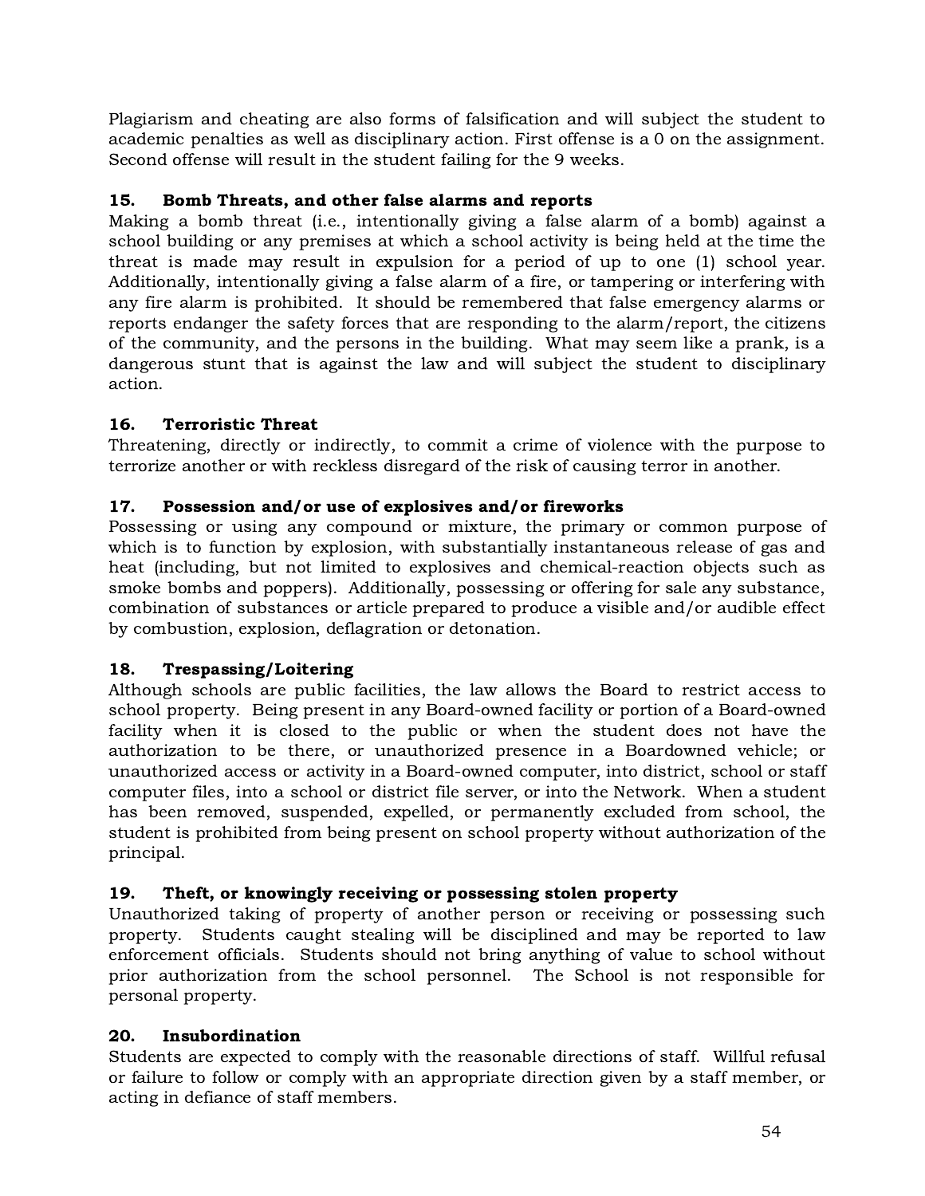Plagiarism and cheating are also forms of falsification and will subject the student to academic penalties as well as disciplinary action. First offense is a 0 on the assignment. Second offense will result in the student failing for the 9 weeks.

### 15. Bomb Threats, and other false alarms and reports

Making a bomb threat (i.e., intentionally giving a false alarm of a bomb) against a school building or any premises at which a school activity is being held at the time the threat is made may result in expulsion for a period of up to one (1) school year. Additionally, intentionally giving a false alarm of a fire, or tampering or interfering with any fire alarm is prohibited. It should be remembered that false emergency alarms or reports endanger the safety forces that are responding to the alarm/report, the citizens of the community, and the persons in the building. What may seem like a prank, is a dangerous stunt that is against the law and will subject the student to disciplinary action.

### 16. Terroristic Threat

Threatening, directly or indirectly, to commit a crime of violence with the purpose to terrorize another or with reckless disregard of the risk of causing terror in another.

### 17. Possession and/or use of explosives and/or fireworks

Possessing or using any compound or mixture, the primary or common purpose of which is to function by explosion, with substantially instantaneous release of gas and heat (including, but not limited to explosives and chemical-reaction objects such as smoke bombs and poppers). Additionally, possessing or offering for sale any substance, combination of substances or article prepared to produce a visible and/or audible effect by combustion, explosion, deflagration or detonation.

### 18. Trespassing/Loitering

Although schools are public facilities, the law allows the Board to restrict access to school property. Being present in any Board-owned facility or portion of a Board-owned facility when it is closed to the public or when the student does not have the authorization to be there, or unauthorized presence in a Boardowned vehicle; or unauthorized access or activity in a Board-owned computer, into district, school or staff computer files, into a school or district file server, or into the Network. When a student has been removed, suspended, expelled, or permanently excluded from school, the student is prohibited from being present on school property without authorization of the principal.

### 19. Theft, or knowingly receiving or possessing stolen property

Unauthorized taking of property of another person or receiving or possessing such property. Students caught stealing will be disciplined and may be reported to law enforcement officials. Students should not bring anything of value to school without prior authorization from the school personnel. The School is not responsible for personal property.

### 20. Insubordination

Students are expected to comply with the reasonable directions of staff. Willful refusal or failure to follow or comply with an appropriate direction given by a staff member, or acting in defiance of staff members.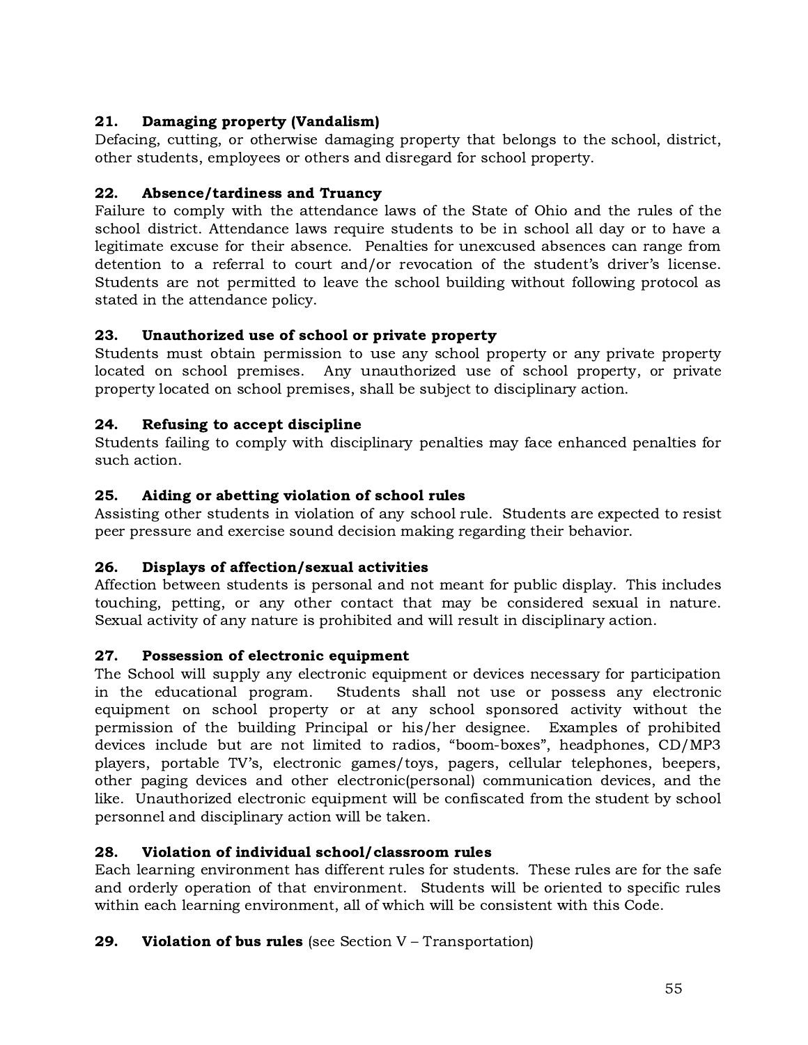**21. Damaging property (Vandalism)**
Defacing, cutting, or otherwise damaging property that belongs to the school, district, other students, employees or others and disregard for school property.

**22. Absence/tardiness and Truancy**
Failure to comply with the attendance laws of the State of Ohio and the rules of the school district. Attendance laws require students to be in school all day or to have a legitimate excuse for their absence. Penalties for unexcused absences can range from detention to a referral to court and/or revocation of the student's driver's license. Students are not permitted to leave the school building without following protocol as stated in the attendance policy.

**23. Unauthorized use of school or private property**
Students must obtain permission to use any school property or any private property located on school premises. Any unauthorized use of school property, or private property located on school premises, shall be subject to disciplinary action.

**24. Refusing to accept discipline**
Students failing to comply with disciplinary penalties may face enhanced penalties for such action.

**25. Aiding or abetting violation of school rules**
Assisting other students in violation of any school rule. Students are expected to resist peer pressure and exercise sound decision making regarding their behavior.

**26. Displays of affection/sexual activities**
Affection between students is personal and not meant for public display. This includes touching, petting, or any other contact that may be considered sexual in nature. Sexual activity of any nature is prohibited and will result in disciplinary action.

**27. Possession of electronic equipment**
The School will supply any electronic equipment or devices necessary for participation in the educational program. Students shall not use or possess any electronic equipment on school property or at any school sponsored activity without the permission of the building Principal or his/her designee. Examples of prohibited devices include but are not limited to radios, "boom-boxes", headphones, CD/MP3 players, portable TV's, electronic games/toys, pagers, cellular telephones, beepers, other paging devices and other electronic(personal) communication devices, and the like. Unauthorized electronic equipment will be confiscated from the student by school personnel and disciplinary action will be taken.

**28. Violation of individual school/classroom rules**
Each learning environment has different rules for students. These rules are for the safe and orderly operation of that environment. Students will be oriented to specific rules within each learning environment, all of which will be consistent with this Code.

**29. Violation of bus rules** (see Section V – Transportation)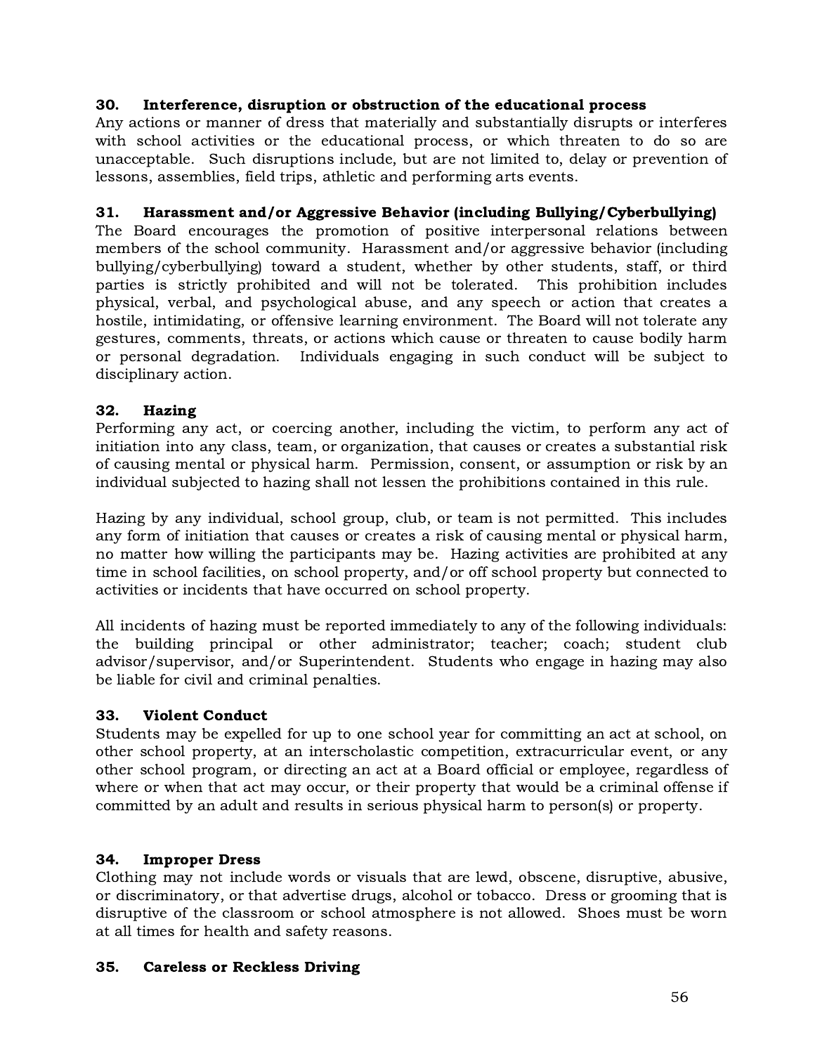### 30. Interference, disruption or obstruction of the educational process

Any actions or manner of dress that materially and substantially disrupts or interferes with school activities or the educational process, or which threaten to do so are unacceptable. Such disruptions include, but are not limited to, delay or prevention of lessons, assemblies, field trips, athletic and performing arts events.

### 31. Harassment and/or Aggressive Behavior (including Bullying/Cyberbullying)

The Board encourages the promotion of positive interpersonal relations between members of the school community. Harassment and/or aggressive behavior (including bullying/cyberbullying) toward a student, whether by other students, staff, or third parties is strictly prohibited and will not be tolerated. This prohibition includes physical, verbal, and psychological abuse, and any speech or action that creates a hostile, intimidating, or offensive learning environment. The Board will not tolerate any gestures, comments, threats, or actions which cause or threaten to cause bodily harm or personal degradation. Individuals engaging in such conduct will be subject to disciplinary action.

### 32. Hazing

Performing any act, or coercing another, including the victim, to perform any act of initiation into any class, team, or organization, that causes or creates a substantial risk of causing mental or physical harm. Permission, consent, or assumption or risk by an individual subjected to hazing shall not lessen the prohibitions contained in this rule.

Hazing by any individual, school group, club, or team is not permitted. This includes any form of initiation that causes or creates a risk of causing mental or physical harm, no matter how willing the participants may be. Hazing activities are prohibited at any time in school facilities, on school property, and/or off school property but connected to activities or incidents that have occurred on school property.

All incidents of hazing must be reported immediately to any of the following individuals: the building principal or other administrator; teacher; coach; student club advisor/supervisor, and/or Superintendent. Students who engage in hazing may also be liable for civil and criminal penalties.

### 33. Violent Conduct

Students may be expelled for up to one school year for committing an act at school, on other school property, at an interscholastic competition, extracurricular event, or any other school program, or directing an act at a Board official or employee, regardless of where or when that act may occur, or their property that would be a criminal offense if committed by an adult and results in serious physical harm to person(s) or property.

### 34. Improper Dress

Clothing may not include words or visuals that are lewd, obscene, disruptive, abusive, or discriminatory, or that advertise drugs, alcohol or tobacco. Dress or grooming that is disruptive of the classroom or school atmosphere is not allowed. Shoes must be worn at all times for health and safety reasons.

### 35. Careless or Reckless Driving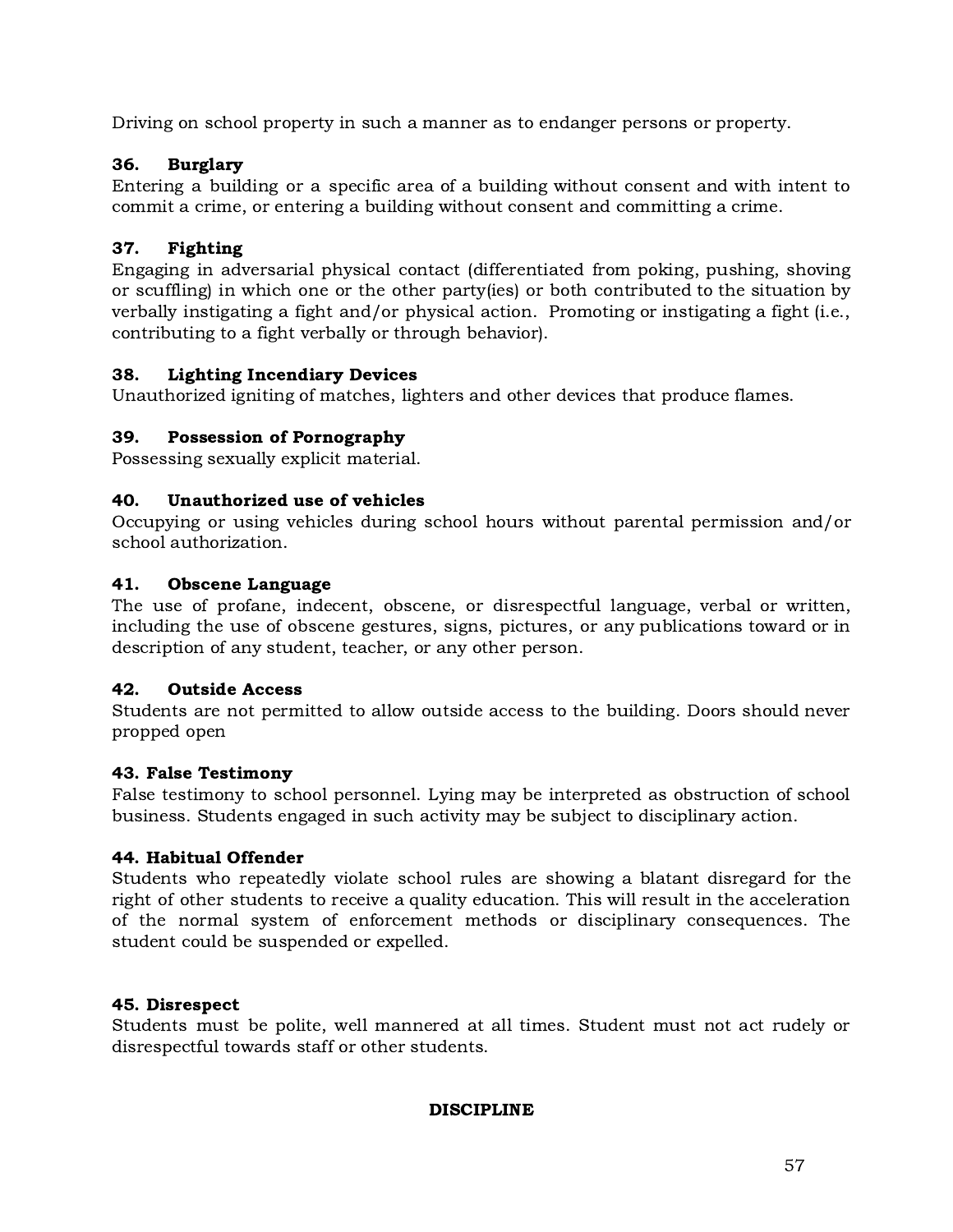Driving on school property in such a manner as to endanger persons or property.

**36. Burglary**
Entering a building or a specific area of a building without consent and with intent to commit a crime, or entering a building without consent and committing a crime.

**37. Fighting**
Engaging in adversarial physical contact (differentiated from poking, pushing, shoving or scuffling) in which one or the other party(ies) or both contributed to the situation by verbally instigating a fight and/or physical action. Promoting or instigating a fight (i.e., contributing to a fight verbally or through behavior).

**38. Lighting Incendiary Devices**
Unauthorized igniting of matches, lighters and other devices that produce flames.

**39. Possession of Pornography**
Possessing sexually explicit material.

**40. Unauthorized use of vehicles**
Occupying or using vehicles during school hours without parental permission and/or school authorization.

**41. Obscene Language**
The use of profane, indecent, obscene, or disrespectful language, verbal or written, including the use of obscene gestures, signs, pictures, or any publications toward or in description of any student, teacher, or any other person.

**42. Outside Access**
Students are not permitted to allow outside access to the building. Doors should never propped open

**43. False Testimony**
False testimony to school personnel. Lying may be interpreted as obstruction of school business. Students engaged in such activity may be subject to disciplinary action.

**44. Habitual Offender**
Students who repeatedly violate school rules are showing a blatant disregard for the right of other students to receive a quality education. This will result in the acceleration of the normal system of enforcement methods or disciplinary consequences. The student could be suspended or expelled.

**45. Disrespect**
Students must be polite, well mannered at all times. Student must not act rudely or disrespectful towards staff or other students.

**DISCIPLINE**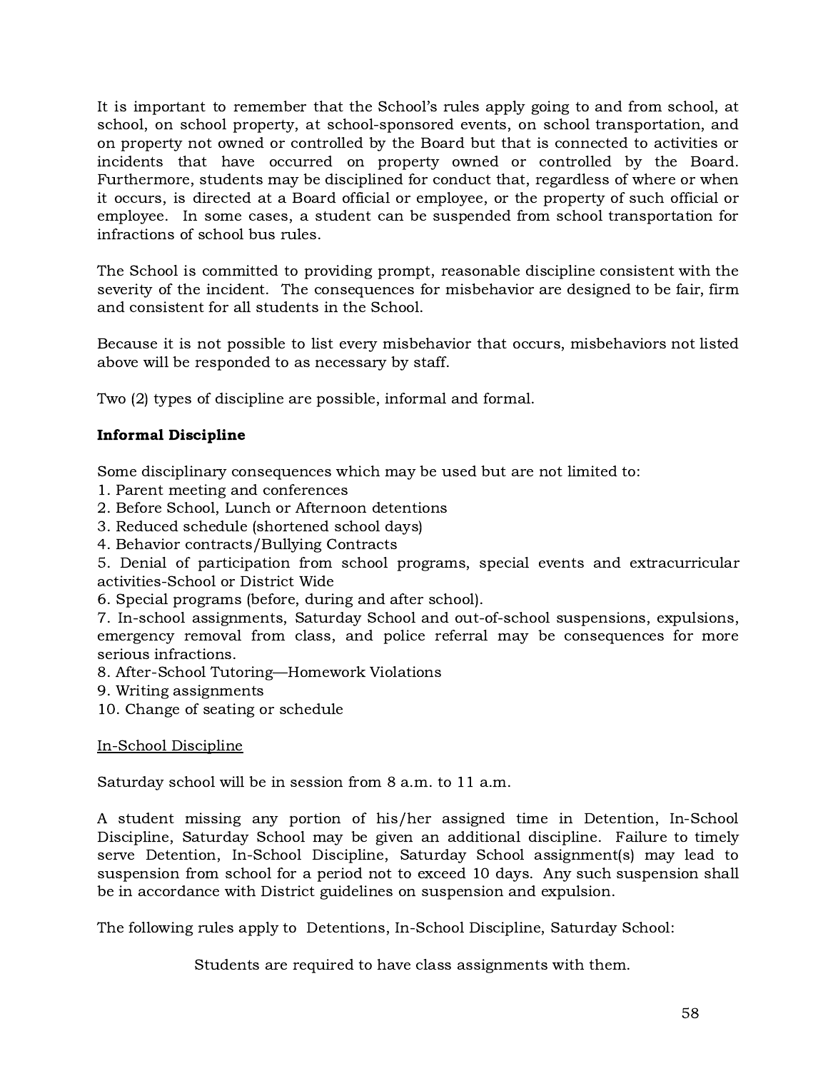It is important to remember that the School's rules apply going to and from school, at school, on school property, at school-sponsored events, on school transportation, and on property not owned or controlled by the Board but that is connected to activities or incidents that have occurred on property owned or controlled by the Board. Furthermore, students may be disciplined for conduct that, regardless of where or when it occurs, is directed at a Board official or employee, or the property of such official or employee. In some cases, a student can be suspended from school transportation for infractions of school bus rules.

The School is committed to providing prompt, reasonable discipline consistent with the severity of the incident. The consequences for misbehavior are designed to be fair, firm and consistent for all students in the School.

Because it is not possible to list every misbehavior that occurs, misbehaviors not listed above will be responded to as necessary by staff.

Two (2) types of discipline are possible, informal and formal.

**Informal Discipline**

Some disciplinary consequences which may be used but are not limited to:

1. Parent meeting and conferences
2. Before School, Lunch or Afternoon detentions
3. Reduced schedule (shortened school days)
4. Behavior contracts/Bullying Contracts
5. Denial of participation from school programs, special events and extracurricular activities-School or District Wide
6. Special programs (before, during and after school).
7. In-school assignments, Saturday School and out-of-school suspensions, expulsions, emergency removal from class, and police referral may be consequences for more serious infractions.
8. After-School Tutoring—Homework Violations
9. Writing assignments
10. Change of seating or schedule

<u>In-School Discipline</u>

Saturday school will be in session from 8 a.m. to 11 a.m.

A student missing any portion of his/her assigned time in Detention, In-School Discipline, Saturday School may be given an additional discipline. Failure to timely serve Detention, In-School Discipline, Saturday School assignment(s) may lead to suspension from school for a period not to exceed 10 days. Any such suspension shall be in accordance with District guidelines on suspension and expulsion.

The following rules apply to Detentions, In-School Discipline, Saturday School:

Students are required to have class assignments with them.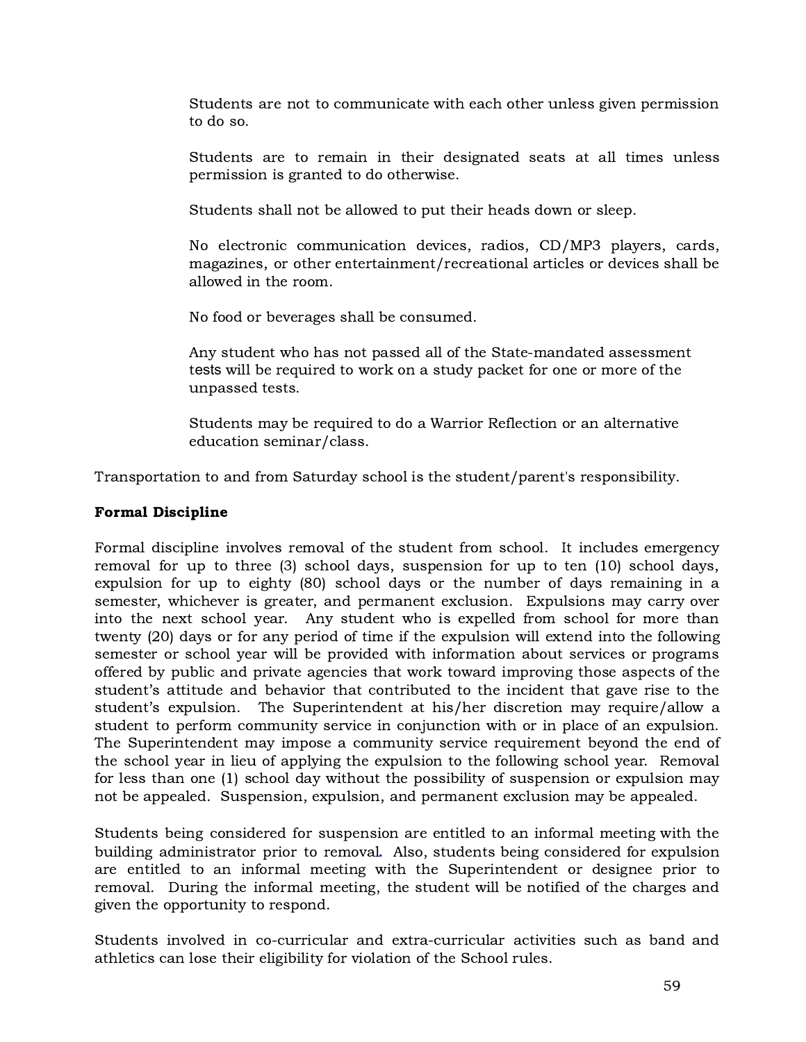Students are not to communicate with each other unless given permission to do so.

Students are to remain in their designated seats at all times unless permission is granted to do otherwise.

Students shall not be allowed to put their heads down or sleep.

No electronic communication devices, radios, CD/MP3 players, cards, magazines, or other entertainment/recreational articles or devices shall be allowed in the room.

No food or beverages shall be consumed.

Any student who has not passed all of the State-mandated assessment tests will be required to work on a study packet for one or more of the unpassed tests.

Students may be required to do a Warrior Reflection or an alternative education seminar/class.

Transportation to and from Saturday school is the student/parent's responsibility.

**Formal Discipline**

Formal discipline involves removal of the student from school. It includes emergency removal for up to three (3) school days, suspension for up to ten (10) school days, expulsion for up to eighty (80) school days or the number of days remaining in a semester, whichever is greater, and permanent exclusion. Expulsions may carry over into the next school year. Any student who is expelled from school for more than twenty (20) days or for any period of time if the expulsion will extend into the following semester or school year will be provided with information about services or programs offered by public and private agencies that work toward improving those aspects of the student's attitude and behavior that contributed to the incident that gave rise to the student's expulsion. The Superintendent at his/her discretion may require/allow a student to perform community service in conjunction with or in place of an expulsion. The Superintendent may impose a community service requirement beyond the end of the school year in lieu of applying the expulsion to the following school year. Removal for less than one (1) school day without the possibility of suspension or expulsion may not be appealed. Suspension, expulsion, and permanent exclusion may be appealed.

Students being considered for suspension are entitled to an informal meeting with the building administrator prior to removal. Also, students being considered for expulsion are entitled to an informal meeting with the Superintendent or designee prior to removal. During the informal meeting, the student will be notified of the charges and given the opportunity to respond.

Students involved in co-curricular and extra-curricular activities such as band and athletics can lose their eligibility for violation of the School rules.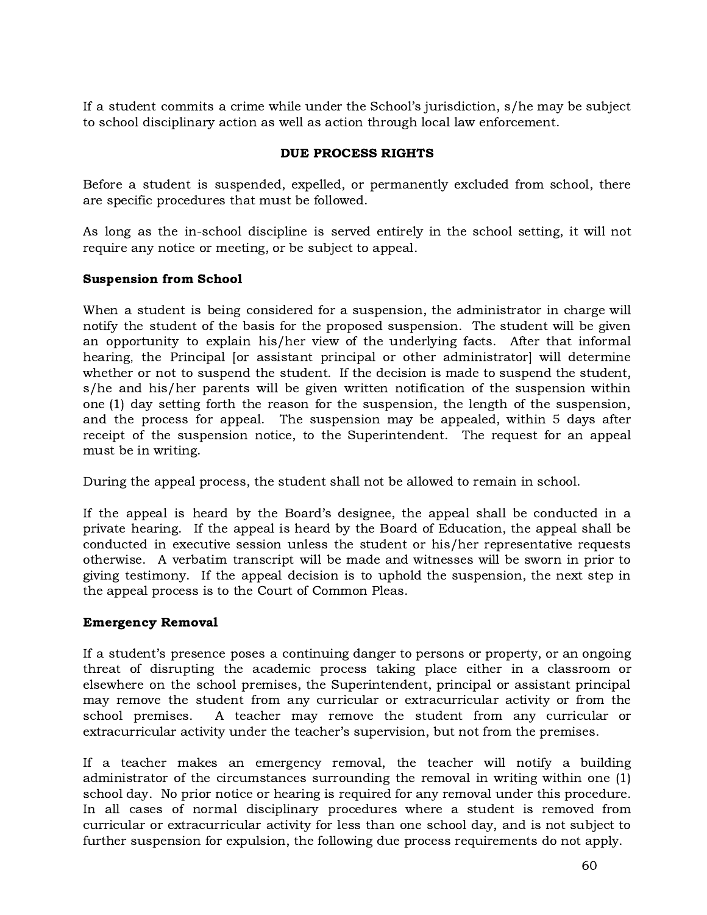If a student commits a crime while under the School's jurisdiction, s/he may be subject to school disciplinary action as well as action through local law enforcement.

## DUE PROCESS RIGHTS

Before a student is suspended, expelled, or permanently excluded from school, there are specific procedures that must be followed.

As long as the in-school discipline is served entirely in the school setting, it will not require any notice or meeting, or be subject to appeal.

### Suspension from School

When a student is being considered for a suspension, the administrator in charge will notify the student of the basis for the proposed suspension. The student will be given an opportunity to explain his/her view of the underlying facts. After that informal hearing, the Principal [or assistant principal or other administrator] will determine whether or not to suspend the student. If the decision is made to suspend the student, s/he and his/her parents will be given written notification of the suspension within one (1) day setting forth the reason for the suspension, the length of the suspension, and the process for appeal. The suspension may be appealed, within 5 days after receipt of the suspension notice, to the Superintendent. The request for an appeal must be in writing.

During the appeal process, the student shall not be allowed to remain in school.

If the appeal is heard by the Board's designee, the appeal shall be conducted in a private hearing. If the appeal is heard by the Board of Education, the appeal shall be conducted in executive session unless the student or his/her representative requests otherwise. A verbatim transcript will be made and witnesses will be sworn in prior to giving testimony. If the appeal decision is to uphold the suspension, the next step in the appeal process is to the Court of Common Pleas.

### Emergency Removal

If a student's presence poses a continuing danger to persons or property, or an ongoing threat of disrupting the academic process taking place either in a classroom or elsewhere on the school premises, the Superintendent, principal or assistant principal may remove the student from any curricular or extracurricular activity or from the school premises. A teacher may remove the student from any curricular or extracurricular activity under the teacher's supervision, but not from the premises.

If a teacher makes an emergency removal, the teacher will notify a building administrator of the circumstances surrounding the removal in writing within one (1) school day. No prior notice or hearing is required for any removal under this procedure. In all cases of normal disciplinary procedures where a student is removed from curricular or extracurricular activity for less than one school day, and is not subject to further suspension for expulsion, the following due process requirements do not apply.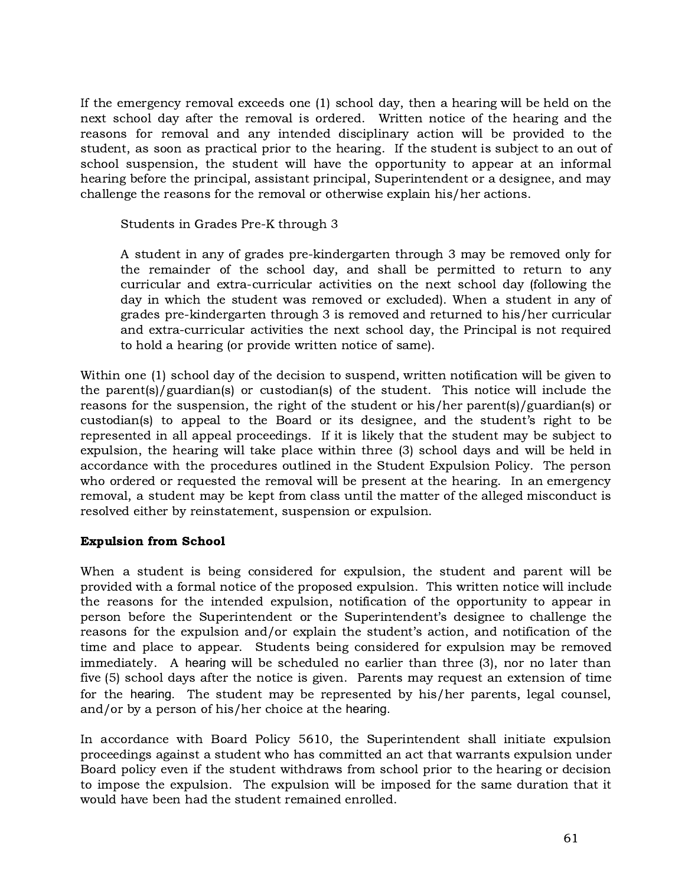If the emergency removal exceeds one (1) school day, then a hearing will be held on the next school day after the removal is ordered. Written notice of the hearing and the reasons for removal and any intended disciplinary action will be provided to the student, as soon as practical prior to the hearing. If the student is subject to an out of school suspension, the student will have the opportunity to appear at an informal hearing before the principal, assistant principal, Superintendent or a designee, and may challenge the reasons for the removal or otherwise explain his/her actions.

> Students in Grades Pre-K through 3
>
> A student in any of grades pre-kindergarten through 3 may be removed only for the remainder of the school day, and shall be permitted to return to any curricular and extra-curricular activities on the next school day (following the day in which the student was removed or excluded). When a student in any of grades pre-kindergarten through 3 is removed and returned to his/her curricular and extra-curricular activities the next school day, the Principal is not required to hold a hearing (or provide written notice of same).

Within one (1) school day of the decision to suspend, written notification will be given to the parent(s)/guardian(s) or custodian(s) of the student. This notice will include the reasons for the suspension, the right of the student or his/her parent(s)/guardian(s) or custodian(s) to appeal to the Board or its designee, and the student's right to be represented in all appeal proceedings. If it is likely that the student may be subject to expulsion, the hearing will take place within three (3) school days and will be held in accordance with the procedures outlined in the Student Expulsion Policy. The person who ordered or requested the removal will be present at the hearing. In an emergency removal, a student may be kept from class until the matter of the alleged misconduct is resolved either by reinstatement, suspension or expulsion.

**Expulsion from School**

When a student is being considered for expulsion, the student and parent will be provided with a formal notice of the proposed expulsion. This written notice will include the reasons for the intended expulsion, notification of the opportunity to appear in person before the Superintendent or the Superintendent's designee to challenge the reasons for the expulsion and/or explain the student's action, and notification of the time and place to appear. Students being considered for expulsion may be removed immediately. A hearing will be scheduled no earlier than three (3), nor no later than five (5) school days after the notice is given. Parents may request an extension of time for the hearing. The student may be represented by his/her parents, legal counsel, and/or by a person of his/her choice at the hearing.

In accordance with Board Policy 5610, the Superintendent shall initiate expulsion proceedings against a student who has committed an act that warrants expulsion under Board policy even if the student withdraws from school prior to the hearing or decision to impose the expulsion. The expulsion will be imposed for the same duration that it would have been had the student remained enrolled.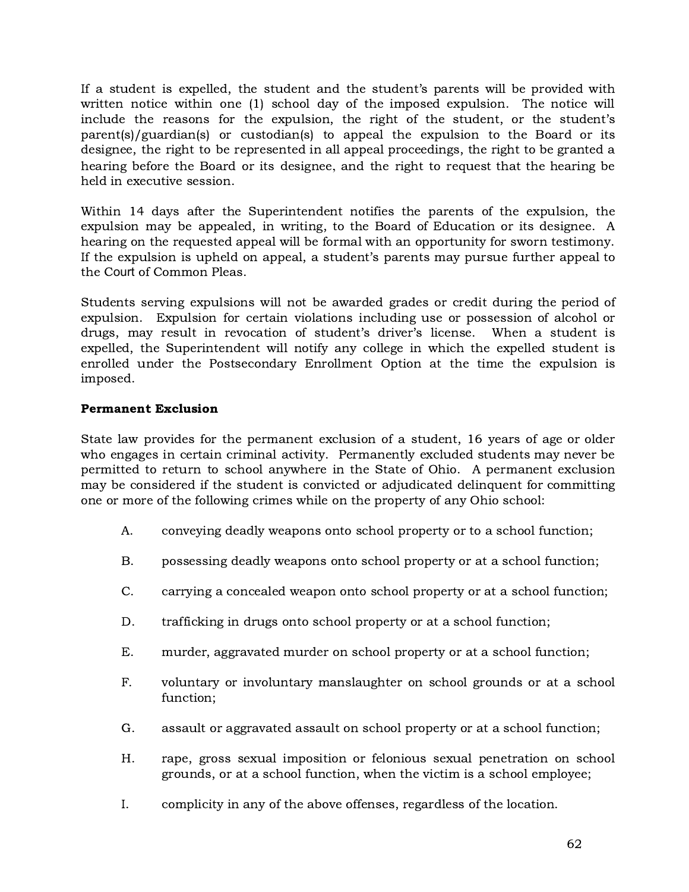If a student is expelled, the student and the student's parents will be provided with written notice within one (1) school day of the imposed expulsion. The notice will include the reasons for the expulsion, the right of the student, or the student's parent(s)/guardian(s) or custodian(s) to appeal the expulsion to the Board or its designee, the right to be represented in all appeal proceedings, the right to be granted a hearing before the Board or its designee, and the right to request that the hearing be held in executive session.

Within 14 days after the Superintendent notifies the parents of the expulsion, the expulsion may be appealed, in writing, to the Board of Education or its designee. A hearing on the requested appeal will be formal with an opportunity for sworn testimony. If the expulsion is upheld on appeal, a student's parents may pursue further appeal to the Court of Common Pleas.

Students serving expulsions will not be awarded grades or credit during the period of expulsion. Expulsion for certain violations including use or possession of alcohol or drugs, may result in revocation of student's driver's license. When a student is expelled, the Superintendent will notify any college in which the expelled student is enrolled under the Postsecondary Enrollment Option at the time the expulsion is imposed.

**Permanent Exclusion**

State law provides for the permanent exclusion of a student, 16 years of age or older who engages in certain criminal activity. Permanently excluded students may never be permitted to return to school anywhere in the State of Ohio. A permanent exclusion may be considered if the student is convicted or adjudicated delinquent for committing one or more of the following crimes while on the property of any Ohio school:

A. conveying deadly weapons onto school property or to a school function;

B. possessing deadly weapons onto school property or at a school function;

C. carrying a concealed weapon onto school property or at a school function;

D. trafficking in drugs onto school property or at a school function;

E. murder, aggravated murder on school property or at a school function;

F. voluntary or involuntary manslaughter on school grounds or at a school function;

G. assault or aggravated assault on school property or at a school function;

H. rape, gross sexual imposition or felonious sexual penetration on school grounds, or at a school function, when the victim is a school employee;

I. complicity in any of the above offenses, regardless of the location.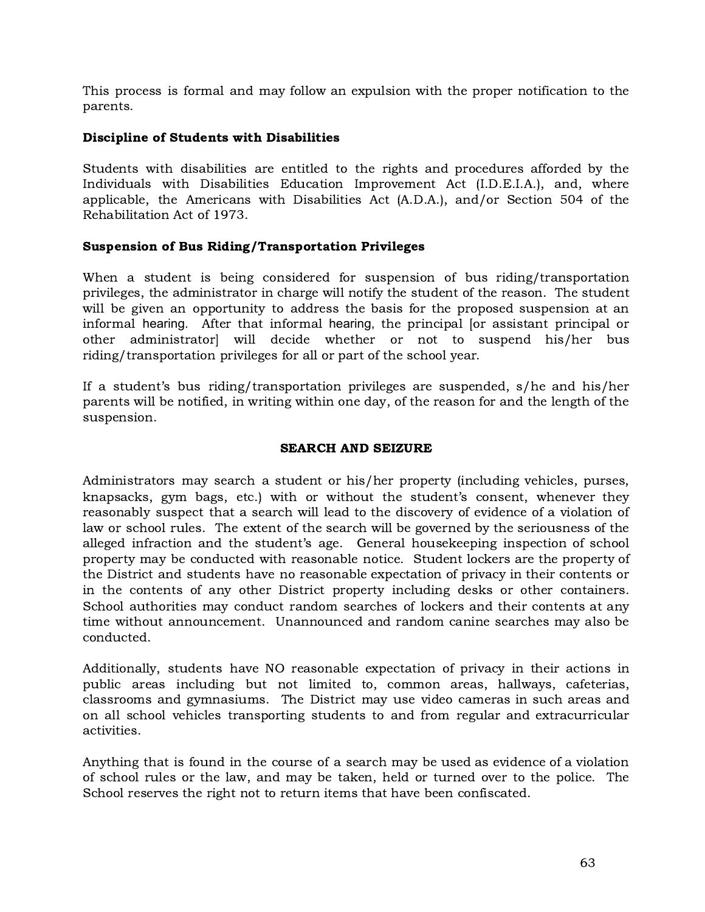This process is formal and may follow an expulsion with the proper notification to the parents.

### Discipline of Students with Disabilities

Students with disabilities are entitled to the rights and procedures afforded by the Individuals with Disabilities Education Improvement Act (I.D.E.I.A.), and, where applicable, the Americans with Disabilities Act (A.D.A.), and/or Section 504 of the Rehabilitation Act of 1973.

### Suspension of Bus Riding/Transportation Privileges

When a student is being considered for suspension of bus riding/transportation privileges, the administrator in charge will notify the student of the reason. The student will be given an opportunity to address the basis for the proposed suspension at an informal hearing. After that informal hearing, the principal [or assistant principal or other administrator] will decide whether or not to suspend his/her bus riding/transportation privileges for all or part of the school year.

If a student's bus riding/transportation privileges are suspended, s/he and his/her parents will be notified, in writing within one day, of the reason for and the length of the suspension.

## SEARCH AND SEIZURE

Administrators may search a student or his/her property (including vehicles, purses, knapsacks, gym bags, etc.) with or without the student's consent, whenever they reasonably suspect that a search will lead to the discovery of evidence of a violation of law or school rules. The extent of the search will be governed by the seriousness of the alleged infraction and the student's age. General housekeeping inspection of school property may be conducted with reasonable notice. Student lockers are the property of the District and students have no reasonable expectation of privacy in their contents or in the contents of any other District property including desks or other containers. School authorities may conduct random searches of lockers and their contents at any time without announcement. Unannounced and random canine searches may also be conducted.

Additionally, students have NO reasonable expectation of privacy in their actions in public areas including but not limited to, common areas, hallways, cafeterias, classrooms and gymnasiums. The District may use video cameras in such areas and on all school vehicles transporting students to and from regular and extracurricular activities.

Anything that is found in the course of a search may be used as evidence of a violation of school rules or the law, and may be taken, held or turned over to the police. The School reserves the right not to return items that have been confiscated.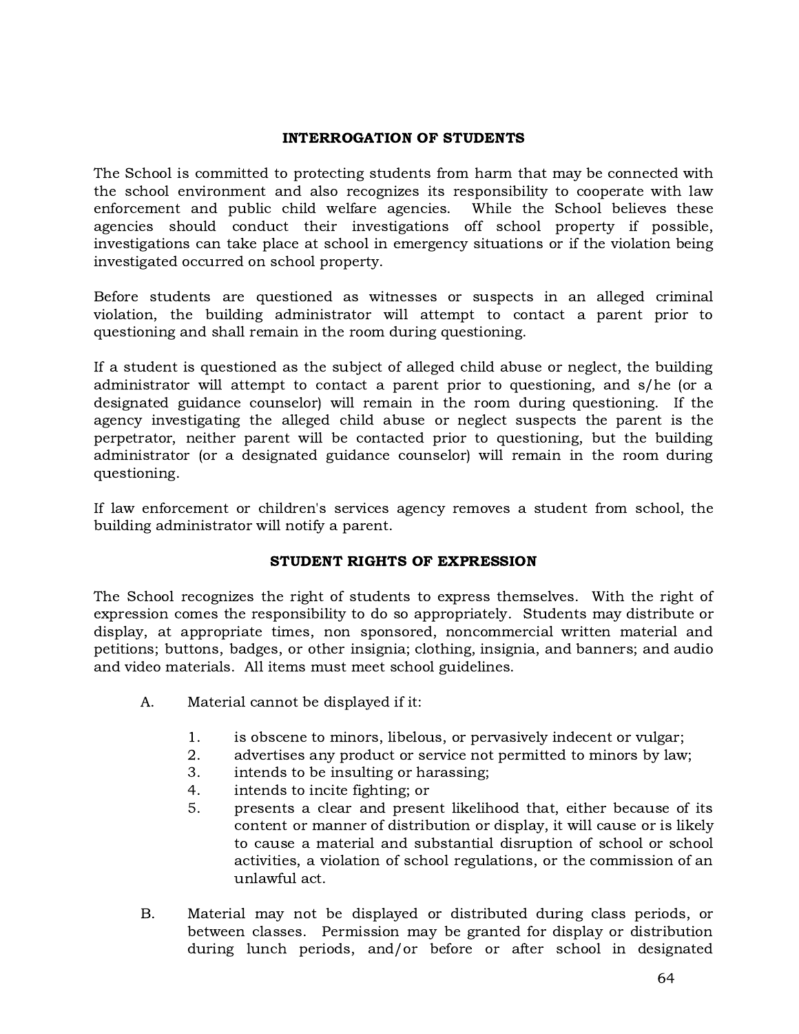## INTERROGATION OF STUDENTS

The School is committed to protecting students from harm that may be connected with the school environment and also recognizes its responsibility to cooperate with law enforcement and public child welfare agencies. While the School believes these agencies should conduct their investigations off school property if possible, investigations can take place at school in emergency situations or if the violation being investigated occurred on school property.

Before students are questioned as witnesses or suspects in an alleged criminal violation, the building administrator will attempt to contact a parent prior to questioning and shall remain in the room during questioning.

If a student is questioned as the subject of alleged child abuse or neglect, the building administrator will attempt to contact a parent prior to questioning, and s/he (or a designated guidance counselor) will remain in the room during questioning. If the agency investigating the alleged child abuse or neglect suspects the parent is the perpetrator, neither parent will be contacted prior to questioning, but the building administrator (or a designated guidance counselor) will remain in the room during questioning.

If law enforcement or children's services agency removes a student from school, the building administrator will notify a parent.

## STUDENT RIGHTS OF EXPRESSION

The School recognizes the right of students to express themselves. With the right of expression comes the responsibility to do so appropriately. Students may distribute or display, at appropriate times, non sponsored, noncommercial written material and petitions; buttons, badges, or other insignia; clothing, insignia, and banners; and audio and video materials. All items must meet school guidelines.

A. Material cannot be displayed if it:

1. is obscene to minors, libelous, or pervasively indecent or vulgar;
2. advertises any product or service not permitted to minors by law;
3. intends to be insulting or harassing;
4. intends to incite fighting; or
5. presents a clear and present likelihood that, either because of its content or manner of distribution or display, it will cause or is likely to cause a material and substantial disruption of school or school activities, a violation of school regulations, or the commission of an unlawful act.

B. Material may not be displayed or distributed during class periods, or between classes. Permission may be granted for display or distribution during lunch periods, and/or before or after school in designated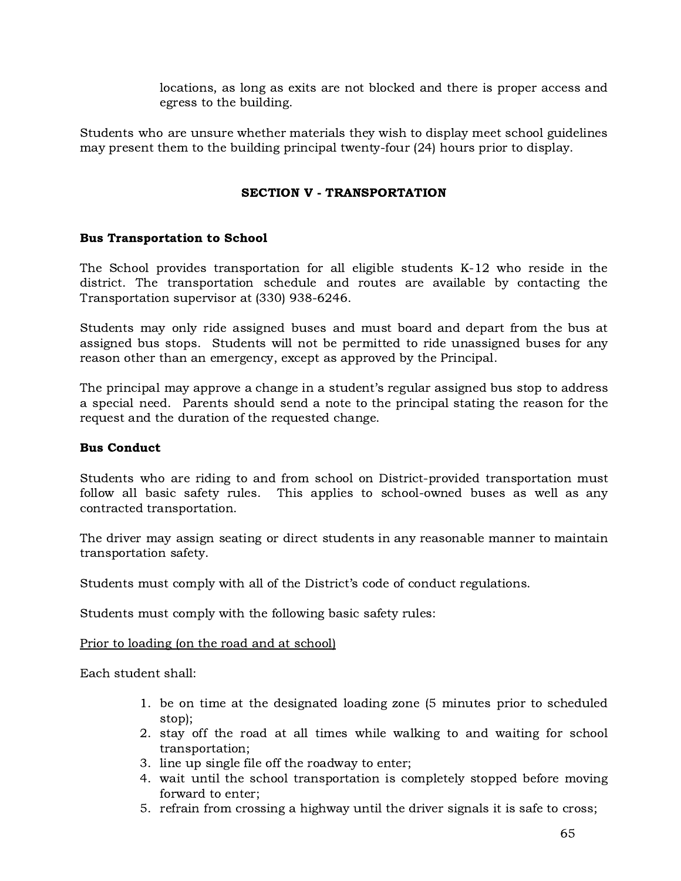locations, as long as exits are not blocked and there is proper access and egress to the building.

Students who are unsure whether materials they wish to display meet school guidelines may present them to the building principal twenty-four (24) hours prior to display.

## SECTION V - TRANSPORTATION

### Bus Transportation to School

The School provides transportation for all eligible students K-12 who reside in the district. The transportation schedule and routes are available by contacting the Transportation supervisor at (330) 938-6246.

Students may only ride assigned buses and must board and depart from the bus at assigned bus stops. Students will not be permitted to ride unassigned buses for any reason other than an emergency, except as approved by the Principal.

The principal may approve a change in a student's regular assigned bus stop to address a special need. Parents should send a note to the principal stating the reason for the request and the duration of the requested change.

### Bus Conduct

Students who are riding to and from school on District-provided transportation must follow all basic safety rules. This applies to school-owned buses as well as any contracted transportation.

The driver may assign seating or direct students in any reasonable manner to maintain transportation safety.

Students must comply with all of the District's code of conduct regulations.

Students must comply with the following basic safety rules:

<u>Prior to loading (on the road and at school)</u>

Each student shall:

1. be on time at the designated loading zone (5 minutes prior to scheduled stop);
2. stay off the road at all times while walking to and waiting for school transportation;
3. line up single file off the roadway to enter;
4. wait until the school transportation is completely stopped before moving forward to enter;
5. refrain from crossing a highway until the driver signals it is safe to cross;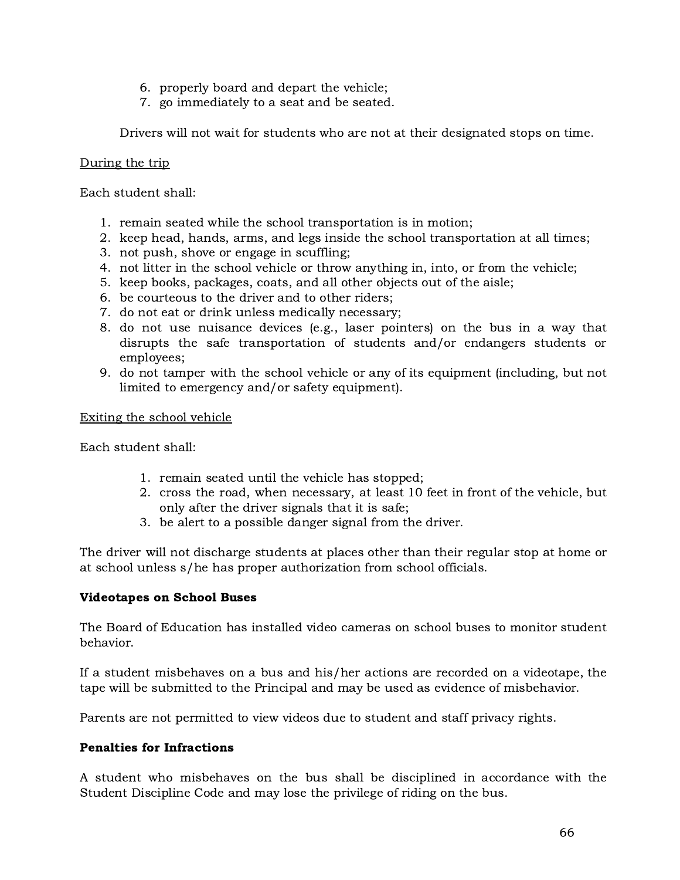6. properly board and depart the vehicle;
7. go immediately to a seat and be seated.

Drivers will not wait for students who are not at their designated stops on time.

<u>During the trip</u>

Each student shall:

1. remain seated while the school transportation is in motion;
2. keep head, hands, arms, and legs inside the school transportation at all times;
3. not push, shove or engage in scuffling;
4. not litter in the school vehicle or throw anything in, into, or from the vehicle;
5. keep books, packages, coats, and all other objects out of the aisle;
6. be courteous to the driver and to other riders;
7. do not eat or drink unless medically necessary;
8. do not use nuisance devices (e.g., laser pointers) on the bus in a way that disrupts the safe transportation of students and/or endangers students or employees;
9. do not tamper with the school vehicle or any of its equipment (including, but not limited to emergency and/or safety equipment).

<u>Exiting the school vehicle</u>

Each student shall:

1. remain seated until the vehicle has stopped;
2. cross the road, when necessary, at least 10 feet in front of the vehicle, but only after the driver signals that it is safe;
3. be alert to a possible danger signal from the driver.

The driver will not discharge students at places other than their regular stop at home or at school unless s/he has proper authorization from school officials.

**Videotapes on School Buses**

The Board of Education has installed video cameras on school buses to monitor student behavior.

If a student misbehaves on a bus and his/her actions are recorded on a videotape, the tape will be submitted to the Principal and may be used as evidence of misbehavior.

Parents are not permitted to view videos due to student and staff privacy rights.

**Penalties for Infractions**

A student who misbehaves on the bus shall be disciplined in accordance with the Student Discipline Code and may lose the privilege of riding on the bus.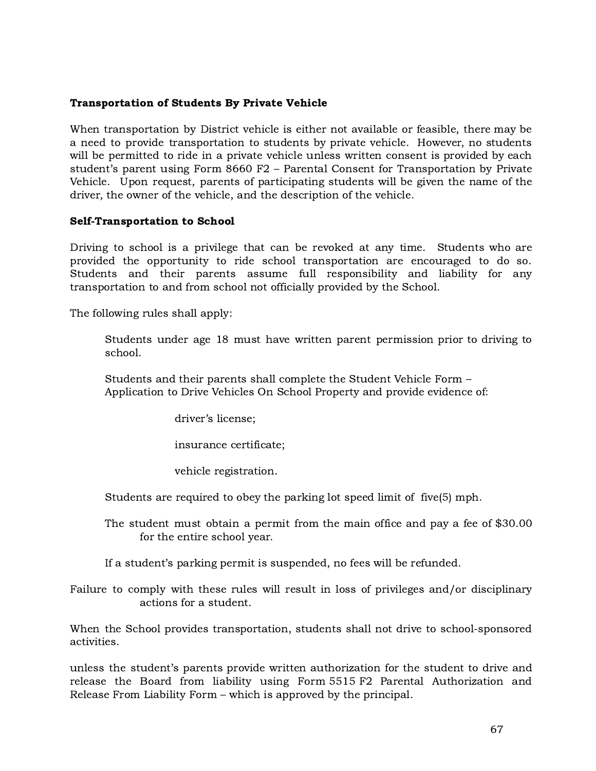**Transportation of Students By Private Vehicle**

When transportation by District vehicle is either not available or feasible, there may be a need to provide transportation to students by private vehicle. However, no students will be permitted to ride in a private vehicle unless written consent is provided by each student's parent using Form 8660 F2 – Parental Consent for Transportation by Private Vehicle. Upon request, parents of participating students will be given the name of the driver, the owner of the vehicle, and the description of the vehicle.

**Self-Transportation to School**

Driving to school is a privilege that can be revoked at any time. Students who are provided the opportunity to ride school transportation are encouraged to do so. Students and their parents assume full responsibility and liability for any transportation to and from school not officially provided by the School.

The following rules shall apply:

Students under age 18 must have written parent permission prior to driving to school.

Students and their parents shall complete the Student Vehicle Form – Application to Drive Vehicles On School Property and provide evidence of:

driver's license;

insurance certificate;

vehicle registration.

Students are required to obey the parking lot speed limit of five(5) mph.

The student must obtain a permit from the main office and pay a fee of $30.00 for the entire school year.

If a student's parking permit is suspended, no fees will be refunded.

Failure to comply with these rules will result in loss of privileges and/or disciplinary actions for a student.

When the School provides transportation, students shall not drive to school-sponsored activities.

unless the student's parents provide written authorization for the student to drive and release the Board from liability using Form 5515 F2 Parental Authorization and Release From Liability Form – which is approved by the principal.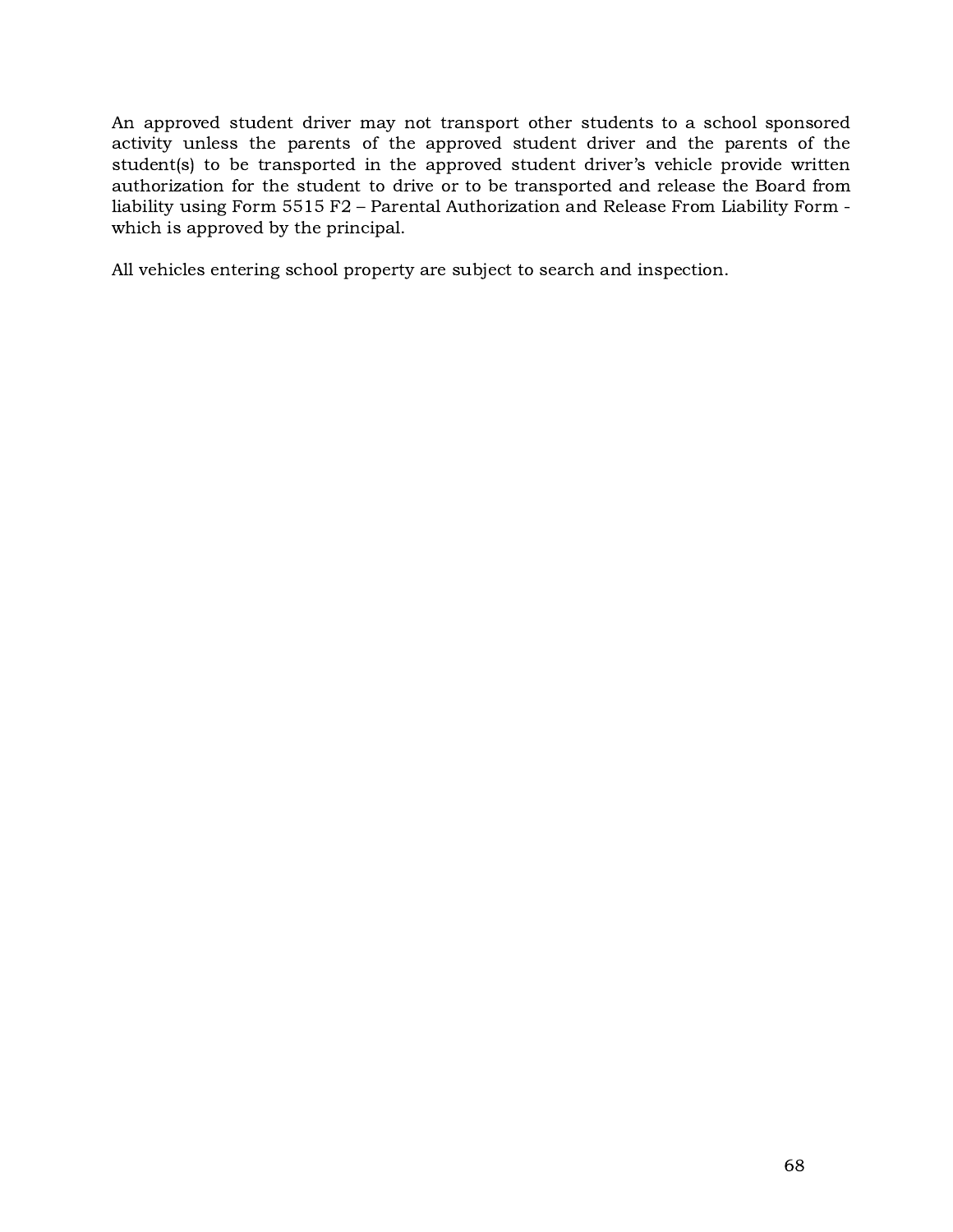An approved student driver may not transport other students to a school sponsored activity unless the parents of the approved student driver and the parents of the student(s) to be transported in the approved student driver's vehicle provide written authorization for the student to drive or to be transported and release the Board from liability using Form 5515 F2 – Parental Authorization and Release From Liability Form - which is approved by the principal.

All vehicles entering school property are subject to search and inspection.